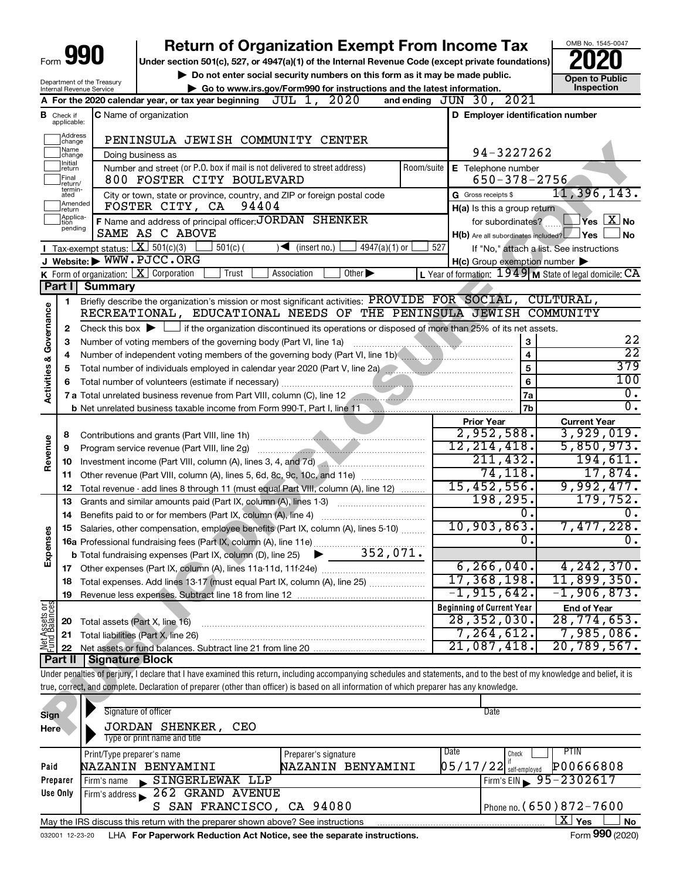# Form 990 — Return of Organization Exempt From Income Tax — 2020

Under section 501(c), 527, or 4947(a)(1) of the Internal Revenue Code (except private foundations)

▶ Do not enter social security numbers on this form as it may be made public.

▶ Go to www.irs.gov/Form990 for instructions and the latest information.

Department of the Treasury, Internal Revenue Service — OMB No. 1545-0047 — **Open to Public Inspection**

**A** For the 2020 calendar year, or tax year beginning JUL 1, 2020 and ending JUN 30, 2021

**B** Check if applicable: ☐ Address change ☐ Name change ☐ Initial return ☐ Final return/terminated ☐ Amended return ☐ Application pending

**C** Name of organization: PENINSULA JEWISH COMMUNITY CENTER

Doing business as

Number and street (or P.O. box if mail is not delivered to street address): 800 FOSTER CITY BOULEVARD — Room/suite

City or town, state or province, country, and ZIP or foreign postal code: FOSTER CITY, CA 94404

**D** Employer identification number: 94-3227262

**E** Telephone number: 650-378-2756

**G** Gross receipts $ 11,396,143.

**F** Name and address of principal officer: JORDAN SHENKER, SAME AS C ABOVE

**H(a)** Is this a group return for subordinates? ☐ Yes ☒ No

**H(b)** Are all subordinates included? ☐ Yes ☐ No — If "No," attach a list. See instructions

**H(c)** Group exemption number ▶

**I** Tax-exempt status: ☒ 501(c)(3) ☐ 501(c)( ) ◀ (insert no.) ☐ 4947(a)(1) or ☐ 527

**J** Website: ▶ WWW.PJCC.ORG

**K** Form of organization: ☒ Corporation ☐ Trust ☐ Association ☐ Other ▶

**L** Year of formation: 1949 **M** State of legal domicile: CA

## Part I Summary

**Activities & Governance**

1 Briefly describe the organization's mission or most significant activities: PROVIDE FOR SOCIAL, CULTURAL, RECREATIONAL, EDUCATIONAL NEEDS OF THE PENINSULA JEWISH COMMUNITY

2 Check this box ▶ ☐ if the organization discontinued its operations or disposed of more than 25% of its net assets.

| Line | Description | | Value |
|---|---|---|---|
| 3 | Number of voting members of the governing body (Part VI, line 1a) | 3 | 22 |
| 4 | Number of independent voting members of the governing body (Part VI, line 1b) | 4 | 22 |
| 5 | Total number of individuals employed in calendar year 2020 (Part V, line 2a) | 5 | 379 |
| 6 | Total number of volunteers (estimate if necessary) | 6 | 100 |
| 7a | Total unrelated business revenue from Part VIII, column (C), line 12 | 7a | 0. |
| 7b | Net unrelated business taxable income from Form 990-T, Part I, line 11 | 7b | 0. |

| Line | Description | Prior Year | Current Year |
|---|---|---|---|
| **Revenue** | | | |
| 8 | Contributions and grants (Part VIII, line 1h) | 2,952,588. | 3,929,019. |
| 9 | Program service revenue (Part VIII, line 2g) | 12,214,418. | 5,850,973. |
| 10 | Investment income (Part VIII, column (A), lines 3, 4, and 7d) | 211,432. | 194,611. |
| 11 | Other revenue (Part VIII, column (A), lines 5, 6d, 8c, 9c, 10c, and 11e) | 74,118. | 17,874. |
| 12 | Total revenue - add lines 8 through 11 (must equal Part VIII, column (A), line 12) | 15,452,556. | 9,992,477. |
| **Expenses** | | | |
| 13 | Grants and similar amounts paid (Part IX, column (A), lines 1-3) | 198,295. | 179,752. |
| 14 | Benefits paid to or for members (Part IX, column (A), line 4) | 0. | 0. |
| 15 | Salaries, other compensation, employee benefits (Part IX, column (A), lines 5-10) | 10,903,863. | 7,477,228. |
| 16a | Professional fundraising fees (Part IX, column (A), line 11e) | 0. | 0. |
| b | Total fundraising expenses (Part IX, column (D), line 25) ▶ 352,071. | | |
| 17 | Other expenses (Part IX, column (A), lines 11a-11d, 11f-24e) | 6,266,040. | 4,242,370. |
| 18 | Total expenses. Add lines 13-17 (must equal Part IX, column (A), line 25) | 17,368,198. | 11,899,350. |
| 19 | Revenue less expenses. Subtract line 18 from line 12 | -1,915,642. | -1,906,873. |

| Line | Net Assets or Fund Balances | Beginning of Current Year | End of Year |
|---|---|---|---|
| 20 | Total assets (Part X, line 16) | 28,352,030. | 28,774,653. |
| 21 | Total liabilities (Part X, line 26) | 7,264,612. | 7,985,086. |
| 22 | Net assets or fund balances. Subtract line 21 from line 20 | 21,087,418. | 20,789,567. |

## Part II Signature Block

Under penalties of perjury, I declare that I have examined this return, including accompanying schedules and statements, and to the best of my knowledge and belief, it is true, correct, and complete. Declaration of preparer (other than officer) is based on all information of which preparer has any knowledge.

**Sign Here** — Signature of officer — Date

JORDAN SHENKER, CEO — Type or print name and title

**Paid Preparer Use Only**

| Print/Type preparer's name | Preparer's signature | Date | Check if self-employed | PTIN |
|---|---|---|---|---|
| NAZANIN BENYAMINI | NAZANIN BENYAMINI | 05/17/22 | ☐ | P00666808 |

Firm's name ▶ SINGERLEWAK LLP — Firm's EIN ▶ 95-2302617

Firm's address ▶ 262 GRAND AVENUE, S SAN FRANCISCO, CA 94080 — Phone no. (650)872-7600

May the IRS discuss this return with the preparer shown above? See instructions ☒ Yes ☐ No

032001 12-23-20 LHA For Paperwork Reduction Act Notice, see the separate instructions. Form **990** (2020)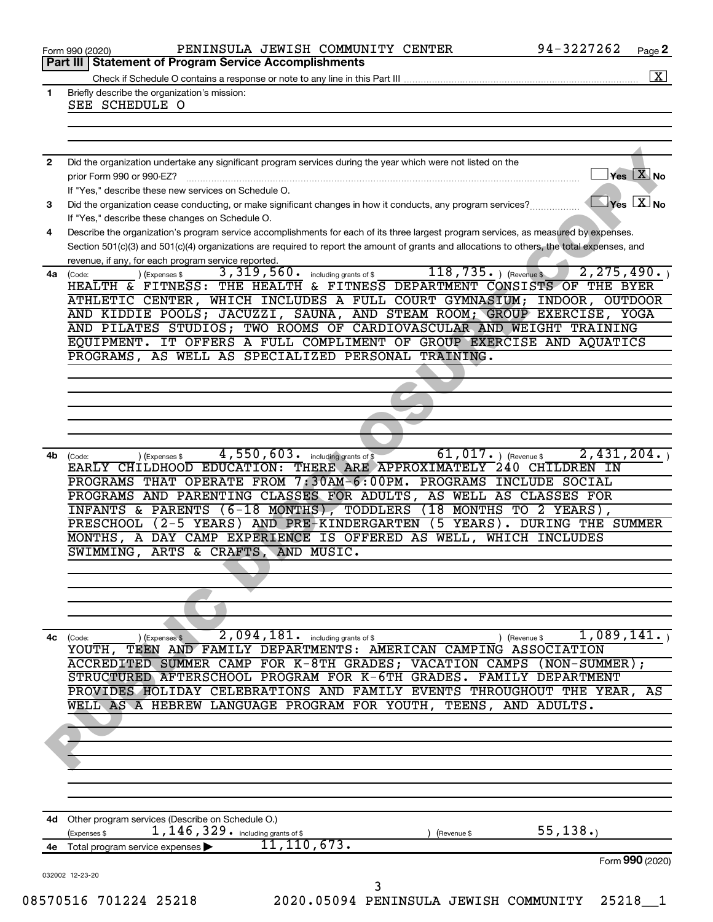Form 990 (2020) PENINSULA JEWISH COMMUNITY CENTER 94-3227262 Page 2

## Part III | Statement of Program Service Accomplishments

Check if Schedule O contains a response or note to any line in this Part III .......... [X]

**1** Briefly describe the organization's mission:

SEE SCHEDULE O

**2** Did the organization undertake any significant program services during the year which were not listed on the prior Form 990 or 990-EZ? .......... [ ] Yes [X] No

If "Yes," describe these new services on Schedule O.

**3** Did the organization cease conducting, or make significant changes in how it conducts, any program services? .......... [ ] Yes [X] No

If "Yes," describe these changes on Schedule O.

**4** Describe the organization's program service accomplishments for each of its three largest program services, as measured by expenses. Section 501(c)(3) and 501(c)(4) organizations are required to report the amount of grants and allocations to others, the total expenses, and revenue, if any, for each program service reported.

**4a** (Code: ) (Expenses $ 3,319,560. including grants of $ 118,735. ) (Revenue $ 2,275,490. )

HEALTH & FITNESS: THE HEALTH & FITNESS DEPARTMENT CONSISTS OF THE BYER ATHLETIC CENTER, WHICH INCLUDES A FULL COURT GYMNASIUM; INDOOR, OUTDOOR AND KIDDIE POOLS; JACUZZI, SAUNA, AND STEAM ROOM; GROUP EXERCISE, YOGA AND PILATES STUDIOS; TWO ROOMS OF CARDIOVASCULAR AND WEIGHT TRAINING EQUIPMENT. IT OFFERS A FULL COMPLIMENT OF GROUP EXERCISE AND AQUATICS PROGRAMS, AS WELL AS SPECIALIZED PERSONAL TRAINING.

**4b** (Code: ) (Expenses $ 4,550,603. including grants of $ 61,017. ) (Revenue $ 2,431,204. )

EARLY CHILDHOOD EDUCATION: THERE ARE APPROXIMATELY 240 CHILDREN IN PROGRAMS THAT OPERATE FROM 7:30AM-6:00PM. PROGRAMS INCLUDE SOCIAL PROGRAMS AND PARENTING CLASSES FOR ADULTS, AS WELL AS CLASSES FOR INFANTS & PARENTS (6-18 MONTHS), TODDLERS (18 MONTHS TO 2 YEARS), PRESCHOOL (2-5 YEARS) AND PRE-KINDERGARTEN (5 YEARS). DURING THE SUMMER MONTHS, A DAY CAMP EXPERIENCE IS OFFERED AS WELL, WHICH INCLUDES SWIMMING, ARTS & CRAFTS, AND MUSIC.

**4c** (Code: ) (Expenses $ 2,094,181. including grants of $ ) (Revenue $ 1,089,141. )

YOUTH, TEEN AND FAMILY DEPARTMENTS: AMERICAN CAMPING ASSOCIATION ACCREDITED SUMMER CAMP FOR K-8TH GRADES; VACATION CAMPS (NON-SUMMER); STRUCTURED AFTERSCHOOL PROGRAM FOR K-6TH GRADES. FAMILY DEPARTMENT PROVIDES HOLIDAY CELEBRATIONS AND FAMILY EVENTS THROUGHOUT THE YEAR, AS WELL AS A HEBREW LANGUAGE PROGRAM FOR YOUTH, TEENS, AND ADULTS.

**4d** Other program services (Describe on Schedule O.)

(Expenses $ 1,146,329. including grants of $ ) (Revenue $ 55,138.)

**4e** Total program service expenses ▶ 11,110,673.

Form 990 (2020)

032002 12-23-20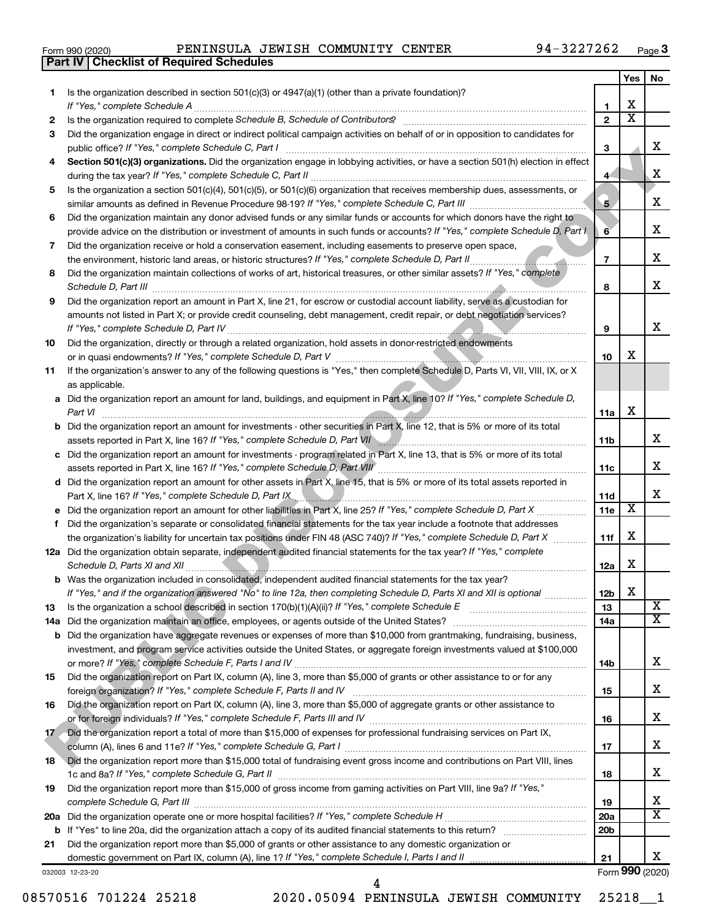Form 990 (2020) PENINSULA JEWISH COMMUNITY CENTER 94-3227262 Page 3

## Part IV Checklist of Required Schedules

| | | | Yes | No |
|---|---|---|---|---|
| 1 | Is the organization described in section 501(c)(3) or 4947(a)(1) (other than a private foundation)? *If "Yes," complete Schedule A* | 1 | X | |
| 2 | Is the organization required to complete *Schedule B, Schedule of Contributors*? | 2 | X | |
| 3 | Did the organization engage in direct or indirect political campaign activities on behalf of or in opposition to candidates for public office? *If "Yes," complete Schedule C, Part I* | 3 | | X |
| 4 | **Section 501(c)(3) organizations.** Did the organization engage in lobbying activities, or have a section 501(h) election in effect during the tax year? *If "Yes," complete Schedule C, Part II* | 4 | | X |
| 5 | Is the organization a section 501(c)(4), 501(c)(5), or 501(c)(6) organization that receives membership dues, assessments, or similar amounts as defined in Revenue Procedure 98-19? *If "Yes," complete Schedule C, Part III* | 5 | | X |
| 6 | Did the organization maintain any donor advised funds or any similar funds or accounts for which donors have the right to provide advice on the distribution or investment of amounts in such funds or accounts? *If "Yes," complete Schedule D, Part I* | 6 | | X |
| 7 | Did the organization receive or hold a conservation easement, including easements to preserve open space, the environment, historic land areas, or historic structures? *If "Yes," complete Schedule D, Part II* | 7 | | X |
| 8 | Did the organization maintain collections of works of art, historical treasures, or other similar assets? *If "Yes," complete Schedule D, Part III* | 8 | | X |
| 9 | Did the organization report an amount in Part X, line 21, for escrow or custodial account liability, serve as a custodian for amounts not listed in Part X; or provide credit counseling, debt management, credit repair, or debt negotiation services? *If "Yes," complete Schedule D, Part IV* | 9 | | X |
| 10 | Did the organization, directly or through a related organization, hold assets in donor-restricted endowments or in quasi endowments? *If "Yes," complete Schedule D, Part V* | 10 | X | |
| 11 | If the organization's answer to any of the following questions is "Yes," then complete Schedule D, Parts VI, VII, VIII, IX, or X as applicable. | | | |
| a | Did the organization report an amount for land, buildings, and equipment in Part X, line 10? *If "Yes," complete Schedule D, Part VI* | 11a | X | |
| b | Did the organization report an amount for investments - other securities in Part X, line 12, that is 5% or more of its total assets reported in Part X, line 16? *If "Yes," complete Schedule D, Part VII* | 11b | | X |
| c | Did the organization report an amount for investments - program related in Part X, line 13, that is 5% or more of its total assets reported in Part X, line 16? *If "Yes," complete Schedule D, Part VIII* | 11c | | X |
| d | Did the organization report an amount for other assets in Part X, line 15, that is 5% or more of its total assets reported in Part X, line 16? *If "Yes," complete Schedule D, Part IX* | 11d | | X |
| e | Did the organization report an amount for other liabilities in Part X, line 25? *If "Yes," complete Schedule D, Part X* | 11e | X | |
| f | Did the organization's separate or consolidated financial statements for the tax year include a footnote that addresses the organization's liability for uncertain tax positions under FIN 48 (ASC 740)? *If "Yes," complete Schedule D, Part X* | 11f | X | |
| 12a | Did the organization obtain separate, independent audited financial statements for the tax year? *If "Yes," complete Schedule D, Parts XI and XII* | 12a | X | |
| b | Was the organization included in consolidated, independent audited financial statements for the tax year? *If "Yes," and if the organization answered "No" to line 12a, then completing Schedule D, Parts XI and XII is optional* | 12b | X | |
| 13 | Is the organization a school described in section 170(b)(1)(A)(ii)? *If "Yes," complete Schedule E* | 13 | | X |
| 14a | Did the organization maintain an office, employees, or agents outside of the United States? | 14a | | X |
| b | Did the organization have aggregate revenues or expenses of more than $10,000 from grantmaking, fundraising, business, investment, and program service activities outside the United States, or aggregate foreign investments valued at $100,000 or more? *If "Yes," complete Schedule F, Parts I and IV* | 14b | | X |
| 15 | Did the organization report on Part IX, column (A), line 3, more than $5,000 of grants or other assistance to or for any foreign organization? *If "Yes," complete Schedule F, Parts II and IV* | 15 | | X |
| 16 | Did the organization report on Part IX, column (A), line 3, more than $5,000 of aggregate grants or other assistance to or for foreign individuals? *If "Yes," complete Schedule F, Parts III and IV* | 16 | | X |
| 17 | Did the organization report a total of more than $15,000 of expenses for professional fundraising services on Part IX, column (A), lines 6 and 11e? *If "Yes," complete Schedule G, Part I* | 17 | | X |
| 18 | Did the organization report more than $15,000 total of fundraising event gross income and contributions on Part VIII, lines 1c and 8a? *If "Yes," complete Schedule G, Part II* | 18 | | X |
| 19 | Did the organization report more than $15,000 of gross income from gaming activities on Part VIII, line 9a? *If "Yes," complete Schedule G, Part III* | 19 | | X |
| 20a | Did the organization operate one or more hospital facilities? *If "Yes," complete Schedule H* | 20a | | X |
| b | If "Yes" to line 20a, did the organization attach a copy of its audited financial statements to this return? | 20b | | |
| 21 | Did the organization report more than $5,000 of grants or other assistance to any domestic organization or domestic government on Part IX, column (A), line 1? *If "Yes," complete Schedule I, Parts I and II* | 21 | | X |

032003 12-23-20 Form **990** (2020)

08570516 701224 25218 2020.05094 PENINSULA JEWISH COMMUNITY 25218__1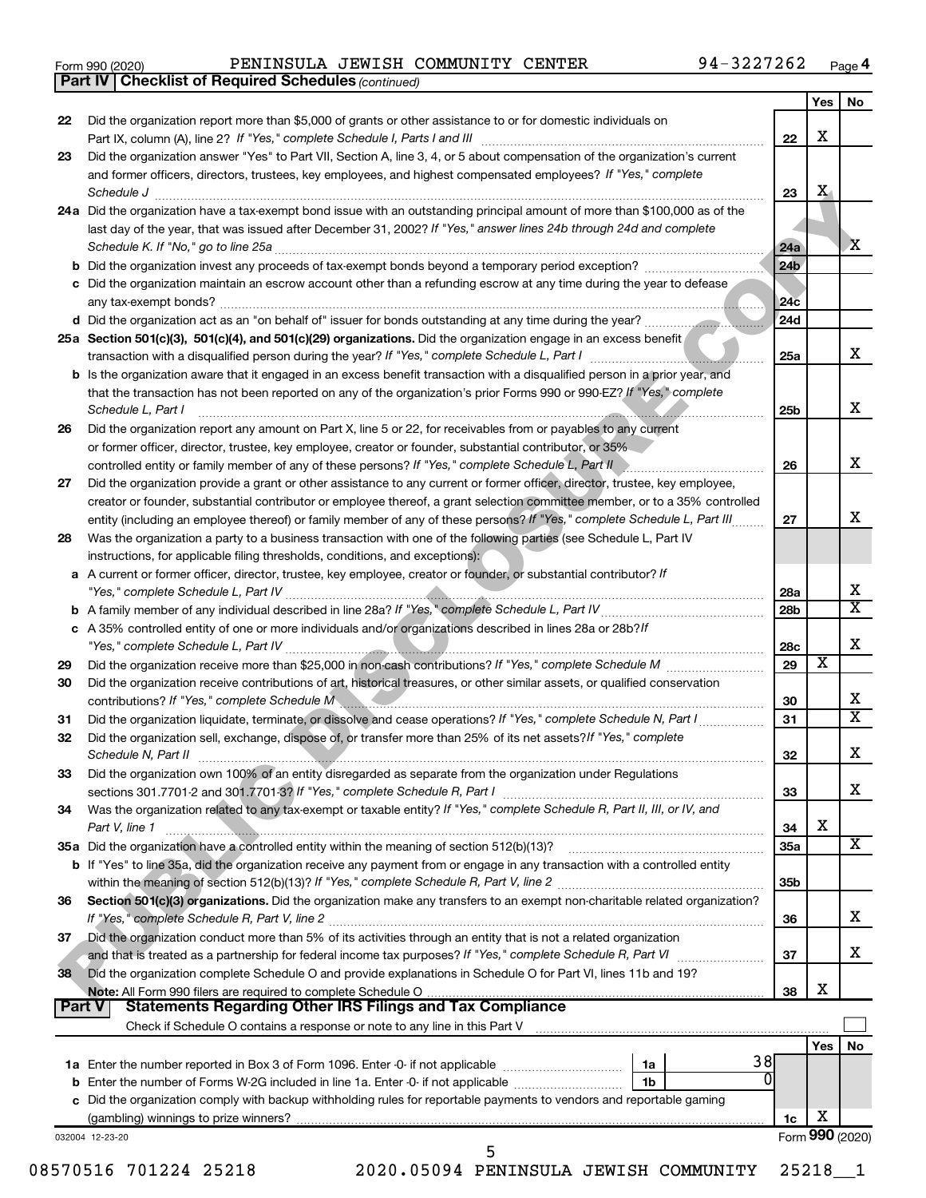Form 990 (2020) PENINSULA JEWISH COMMUNITY CENTER 94-3227262 Page 4

**Part IV | Checklist of Required Schedules** *(continued)*

| | | | Yes | No |
|---|---|---|---|---|
| 22 | Did the organization report more than $5,000 of grants or other assistance to or for domestic individuals on Part IX, column (A), line 2? *If "Yes," complete Schedule I, Parts I and III* | 22 | X | |
| 23 | Did the organization answer "Yes" to Part VII, Section A, line 3, 4, or 5 about compensation of the organization's current and former officers, directors, trustees, key employees, and highest compensated employees? *If "Yes," complete Schedule J* | 23 | X | |
| 24a | Did the organization have a tax-exempt bond issue with an outstanding principal amount of more than $100,000 as of the last day of the year, that was issued after December 31, 2002? *If "Yes," answer lines 24b through 24d and complete Schedule K. If "No," go to line 25a* | 24a | | X |
| b | Did the organization invest any proceeds of tax-exempt bonds beyond a temporary period exception? | 24b | | |
| c | Did the organization maintain an escrow account other than a refunding escrow at any time during the year to defease any tax-exempt bonds? | 24c | | |
| d | Did the organization act as an "on behalf of" issuer for bonds outstanding at any time during the year? | 24d | | |
| 25a | **Section 501(c)(3), 501(c)(4), and 501(c)(29) organizations.** Did the organization engage in an excess benefit transaction with a disqualified person during the year? *If "Yes," complete Schedule L, Part I* | 25a | | X |
| b | Is the organization aware that it engaged in an excess benefit transaction with a disqualified person in a prior year, and that the transaction has not been reported on any of the organization's prior Forms 990 or 990-EZ? *If "Yes," complete Schedule L, Part I* | 25b | | X |
| 26 | Did the organization report any amount on Part X, line 5 or 22, for receivables from or payables to any current or former officer, director, trustee, key employee, creator or founder, substantial contributor, or 35% controlled entity or family member of any of these persons? *If "Yes," complete Schedule L, Part II* | 26 | | X |
| 27 | Did the organization provide a grant or other assistance to any current or former officer, director, trustee, key employee, creator or founder, substantial contributor or employee thereof, a grant selection committee member, or to a 35% controlled entity (including an employee thereof) or family member of any of these persons? *If "Yes," complete Schedule L, Part III* | 27 | | X |
| 28 | Was the organization a party to a business transaction with one of the following parties (see Schedule L, Part IV instructions, for applicable filing thresholds, conditions, and exceptions): | | | |
| a | A current or former officer, director, trustee, key employee, creator or founder, or substantial contributor? *If "Yes," complete Schedule L, Part IV* | 28a | | X |
| b | A family member of any individual described in line 28a? *If "Yes," complete Schedule L, Part IV* | 28b | | X |
| c | A 35% controlled entity of one or more individuals and/or organizations described in lines 28a or 28b? *If "Yes," complete Schedule L, Part IV* | 28c | | X |
| 29 | Did the organization receive more than $25,000 in non-cash contributions? *If "Yes," complete Schedule M* | 29 | X | |
| 30 | Did the organization receive contributions of art, historical treasures, or other similar assets, or qualified conservation contributions? *If "Yes," complete Schedule M* | 30 | | X |
| 31 | Did the organization liquidate, terminate, or dissolve and cease operations? *If "Yes," complete Schedule N, Part I* | 31 | | X |
| 32 | Did the organization sell, exchange, dispose of, or transfer more than 25% of its net assets? *If "Yes," complete Schedule N, Part II* | 32 | | X |
| 33 | Did the organization own 100% of an entity disregarded as separate from the organization under Regulations sections 301.7701-2 and 301.7701-3? *If "Yes," complete Schedule R, Part I* | 33 | | X |
| 34 | Was the organization related to any tax-exempt or taxable entity? *If "Yes," complete Schedule R, Part II, III, or IV, and Part V, line 1* | 34 | X | |
| 35a | Did the organization have a controlled entity within the meaning of section 512(b)(13)? | 35a | | X |
| b | If "Yes" to line 35a, did the organization receive any payment from or engage in any transaction with a controlled entity within the meaning of section 512(b)(13)? *If "Yes," complete Schedule R, Part V, line 2* | 35b | | |
| 36 | **Section 501(c)(3) organizations.** Did the organization make any transfers to an exempt non-charitable related organization? *If "Yes," complete Schedule R, Part V, line 2* | 36 | | X |
| 37 | Did the organization conduct more than 5% of its activities through an entity that is not a related organization and that is treated as a partnership for federal income tax purposes? *If "Yes," complete Schedule R, Part VI* | 37 | | X |
| 38 | Did the organization complete Schedule O and provide explanations in Schedule O for Part VI, lines 11b and 19? **Note:** All Form 990 filers are required to complete Schedule O | 38 | X | |

**Part V | Statements Regarding Other IRS Filings and Tax Compliance**

Check if Schedule O contains a response or note to any line in this Part V ☐

| | | | | | Yes | No |
|---|---|---|---|---|---|---|
| 1a | Enter the number reported in Box 3 of Form 1096. Enter -0- if not applicable | 1a | 38 | | | |
| b | Enter the number of Forms W-2G included in line 1a. Enter -0- if not applicable | 1b | 0 | | | |
| c | Did the organization comply with backup withholding rules for reportable payments to vendors and reportable gaming (gambling) winnings to prize winners? | | | 1c | X | |

032004 12-23-20 Form **990** (2020)

08570516 701224 25218 2020.05094 PENINSULA JEWISH COMMUNITY 25218__1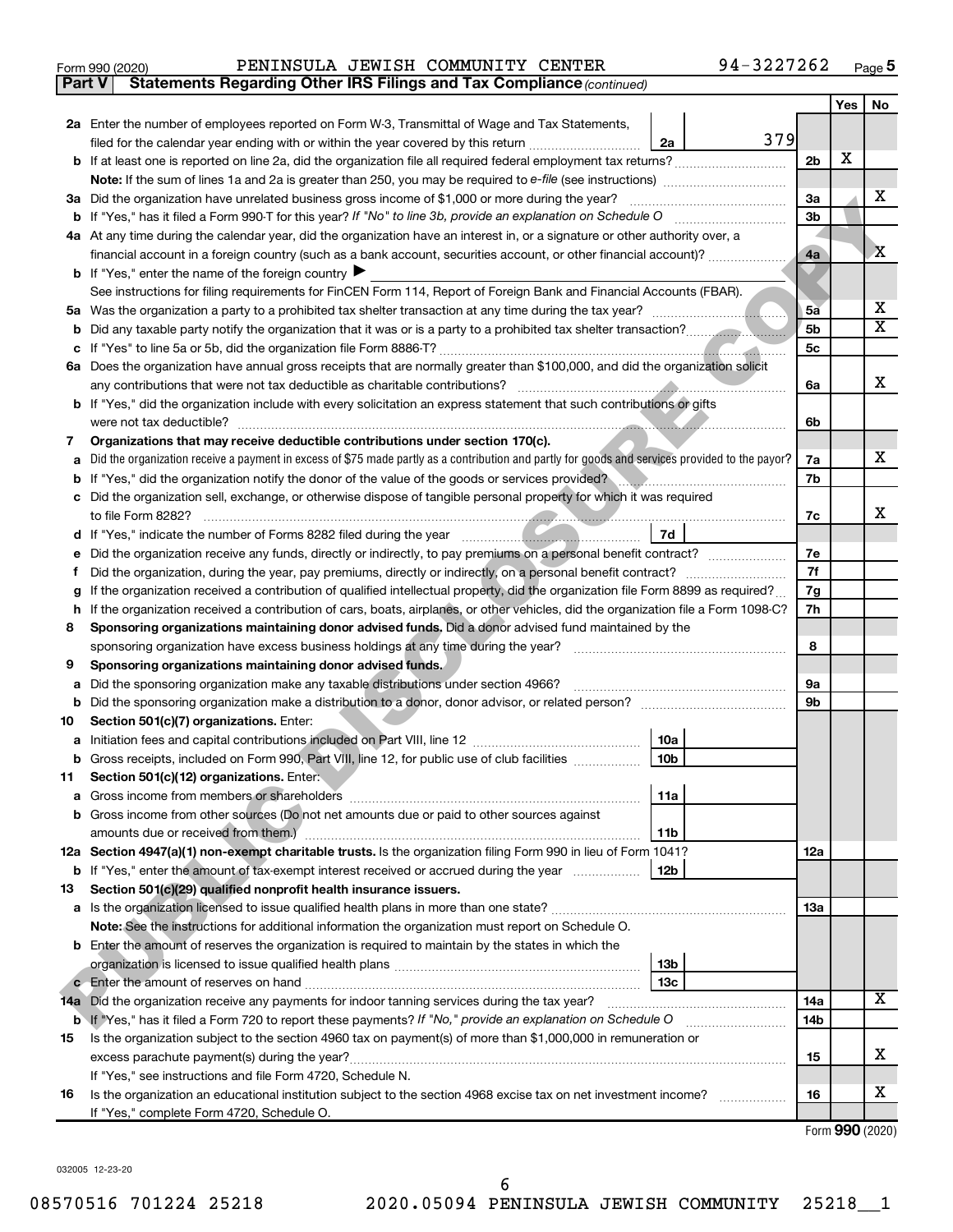Form 990 (2020) PENINSULA JEWISH COMMUNITY CENTER 94-3227262 Page 5

**Part V | Statements Regarding Other IRS Filings and Tax Compliance** *(continued)*

| | | | | Yes | No |
|---|---|---|---|---|---|
| **2a** | Enter the number of employees reported on Form W-3, Transmittal of Wage and Tax Statements, filed for the calendar year ending with or within the year covered by this return | 2a | 379 | | |
| **b** | If at least one is reported on line 2a, did the organization file all required federal employment tax returns? | | 2b | X | |
| | **Note:** If the sum of lines 1a and 2a is greater than 250, you may be required to *e-file* (see instructions) | | | | |
| **3a** | Did the organization have unrelated business gross income of $1,000 or more during the year? | | 3a | | X |
| **b** | If "Yes," has it filed a Form 990-T for this year? *If "No" to line 3b, provide an explanation on Schedule O* | | 3b | | |
| **4a** | At any time during the calendar year, did the organization have an interest in, or a signature or other authority over, a financial account in a foreign country (such as a bank account, securities account, or other financial account)? | | 4a | | X |
| **b** | If "Yes," enter the name of the foreign country ▶ | | | | |
| | See instructions for filing requirements for FinCEN Form 114, Report of Foreign Bank and Financial Accounts (FBAR). | | | | |
| **5a** | Was the organization a party to a prohibited tax shelter transaction at any time during the tax year? | | 5a | | X |
| **b** | Did any taxable party notify the organization that it was or is a party to a prohibited tax shelter transaction? | | 5b | | X |
| **c** | If "Yes" to line 5a or 5b, did the organization file Form 8886-T? | | 5c | | |
| **6a** | Does the organization have annual gross receipts that are normally greater than $100,000, and did the organization solicit any contributions that were not tax deductible as charitable contributions? | | 6a | | X |
| **b** | If "Yes," did the organization include with every solicitation an express statement that such contributions or gifts were not tax deductible? | | 6b | | |
| **7** | **Organizations that may receive deductible contributions under section 170(c).** | | | | |
| **a** | Did the organization receive a payment in excess of $75 made partly as a contribution and partly for goods and services provided to the payor? | | 7a | | X |
| **b** | If "Yes," did the organization notify the donor of the value of the goods or services provided? | | 7b | | |
| **c** | Did the organization sell, exchange, or otherwise dispose of tangible personal property for which it was required to file Form 8282? | | 7c | | X |
| **d** | If "Yes," indicate the number of Forms 8282 filed during the year | 7d | | | |
| **e** | Did the organization receive any funds, directly or indirectly, to pay premiums on a personal benefit contract? | | 7e | | |
| **f** | Did the organization, during the year, pay premiums, directly or indirectly, on a personal benefit contract? | | 7f | | |
| **g** | If the organization received a contribution of qualified intellectual property, did the organization file Form 8899 as required? | | 7g | | |
| **h** | If the organization received a contribution of cars, boats, airplanes, or other vehicles, did the organization file a Form 1098-C? | | 7h | | |
| **8** | **Sponsoring organizations maintaining donor advised funds.** Did a donor advised fund maintained by the sponsoring organization have excess business holdings at any time during the year? | | 8 | | |
| **9** | **Sponsoring organizations maintaining donor advised funds.** | | | | |
| **a** | Did the sponsoring organization make any taxable distributions under section 4966? | | 9a | | |
| **b** | Did the sponsoring organization make a distribution to a donor, donor advisor, or related person? | | 9b | | |
| **10** | **Section 501(c)(7) organizations.** Enter: | | | | |
| **a** | Initiation fees and capital contributions included on Part VIII, line 12 | 10a | | | |
| **b** | Gross receipts, included on Form 990, Part VIII, line 12, for public use of club facilities | 10b | | | |
| **11** | **Section 501(c)(12) organizations.** Enter: | | | | |
| **a** | Gross income from members or shareholders | 11a | | | |
| **b** | Gross income from other sources (Do not net amounts due or paid to other sources against amounts due or received from them.) | 11b | | | |
| **12a** | **Section 4947(a)(1) non-exempt charitable trusts.** Is the organization filing Form 990 in lieu of Form 1041? | | 12a | | |
| **b** | If "Yes," enter the amount of tax-exempt interest received or accrued during the year | 12b | | | |
| **13** | **Section 501(c)(29) qualified nonprofit health insurance issuers.** | | | | |
| **a** | Is the organization licensed to issue qualified health plans in more than one state? | | 13a | | |
| | **Note:** See the instructions for additional information the organization must report on Schedule O. | | | | |
| **b** | Enter the amount of reserves the organization is required to maintain by the states in which the organization is licensed to issue qualified health plans | 13b | | | |
| **c** | Enter the amount of reserves on hand | 13c | | | |
| **14a** | Did the organization receive any payments for indoor tanning services during the tax year? | | 14a | | X |
| **b** | If "Yes," has it filed a Form 720 to report these payments? *If "No," provide an explanation on Schedule O* | | 14b | | |
| **15** | Is the organization subject to the section 4960 tax on payment(s) of more than $1,000,000 in remuneration or excess parachute payment(s) during the year? | | 15 | | X |
| | If "Yes," see instructions and file Form 4720, Schedule N. | | | | |
| **16** | Is the organization an educational institution subject to the section 4968 excise tax on net investment income? | | 16 | | X |
| | If "Yes," complete Form 4720, Schedule O. | | | | |

Form **990** (2020)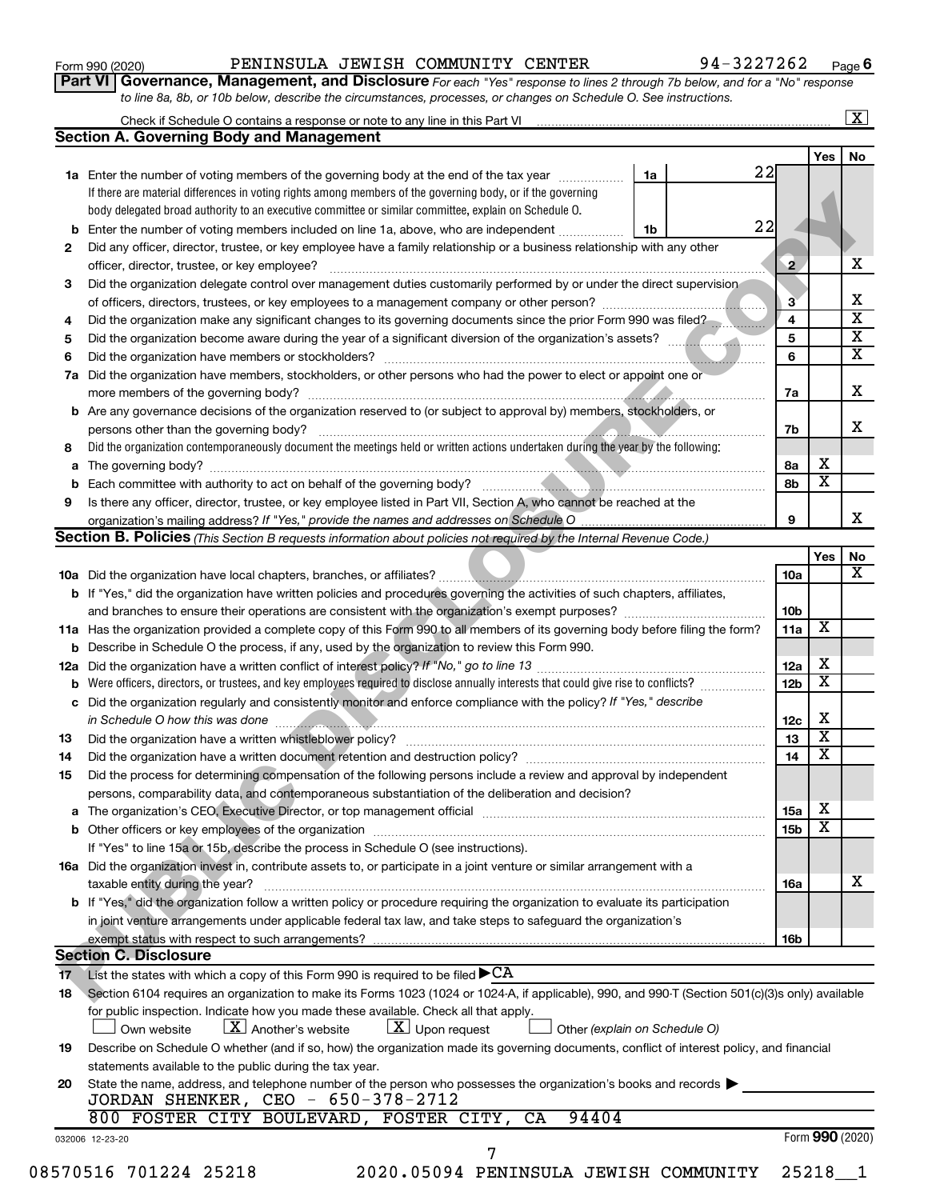Form 990 (2020) PENINSULA JEWISH COMMUNITY CENTER 94-3227262 Page 6

**Part VI Governance, Management, and Disclosure** *For each "Yes" response to lines 2 through 7b below, and for a "No" response to line 8a, 8b, or 10b below, describe the circumstances, processes, or changes on Schedule O. See instructions.*

Check if Schedule O contains a response or note to any line in this Part VI [X]

## Section A. Governing Body and Management

| | | | | Yes | No |
|---|---|---|---|---|---|
| **1a** | Enter the number of voting members of the governing body at the end of the tax year. If there are material differences in voting rights among members of the governing body, or if the governing body delegated broad authority to an executive committee or similar committee, explain on Schedule O. | 1a: 22 | | | |
| **b** | Enter the number of voting members included on line 1a, above, who are independent | 1b: 22 | | | |
| **2** | Did any officer, director, trustee, or key employee have a family relationship or a business relationship with any other officer, director, trustee, or key employee? | | 2 | | X |
| **3** | Did the organization delegate control over management duties customarily performed by or under the direct supervision of officers, directors, trustees, or key employees to a management company or other person? | | 3 | | X |
| **4** | Did the organization make any significant changes to its governing documents since the prior Form 990 was filed? | | 4 | | X |
| **5** | Did the organization become aware during the year of a significant diversion of the organization's assets? | | 5 | | X |
| **6** | Did the organization have members or stockholders? | | 6 | | X |
| **7a** | Did the organization have members, stockholders, or other persons who had the power to elect or appoint one or more members of the governing body? | | 7a | | X |
| **b** | Are any governance decisions of the organization reserved to (or subject to approval by) members, stockholders, or persons other than the governing body? | | 7b | | X |
| **8** | Did the organization contemporaneously document the meetings held or written actions undertaken during the year by the following: | | | | |
| **a** | The governing body? | | 8a | X | |
| **b** | Each committee with authority to act on behalf of the governing body? | | 8b | X | |
| **9** | Is there any officer, director, trustee, or key employee listed in Part VII, Section A, who cannot be reached at the organization's mailing address? *If "Yes," provide the names and addresses on Schedule O* | | 9 | | X |

## Section B. Policies *(This Section B requests information about policies not required by the Internal Revenue Code.)*

| | | | Yes | No |
|---|---|---|---|---|
| **10a** | Did the organization have local chapters, branches, or affiliates? | 10a | | X |
| **b** | If "Yes," did the organization have written policies and procedures governing the activities of such chapters, affiliates, and branches to ensure their operations are consistent with the organization's exempt purposes? | 10b | | |
| **11a** | Has the organization provided a complete copy of this Form 990 to all members of its governing body before filing the form? | 11a | X | |
| **b** | Describe in Schedule O the process, if any, used by the organization to review this Form 990. | | | |
| **12a** | Did the organization have a written conflict of interest policy? *If "No," go to line 13* | 12a | X | |
| **b** | Were officers, directors, or trustees, and key employees required to disclose annually interests that could give rise to conflicts? | 12b | X | |
| **c** | Did the organization regularly and consistently monitor and enforce compliance with the policy? *If "Yes," describe in Schedule O how this was done* | 12c | X | |
| **13** | Did the organization have a written whistleblower policy? | 13 | X | |
| **14** | Did the organization have a written document retention and destruction policy? | 14 | X | |
| **15** | Did the process for determining compensation of the following persons include a review and approval by independent persons, comparability data, and contemporaneous substantiation of the deliberation and decision? | | | |
| **a** | The organization's CEO, Executive Director, or top management official | 15a | X | |
| **b** | Other officers or key employees of the organization | 15b | X | |
| | If "Yes" to line 15a or 15b, describe the process in Schedule O (see instructions). | | | |
| **16a** | Did the organization invest in, contribute assets to, or participate in a joint venture or similar arrangement with a taxable entity during the year? | 16a | | X |
| **b** | If "Yes," did the organization follow a written policy or procedure requiring the organization to evaluate its participation in joint venture arrangements under applicable federal tax law, and take steps to safeguard the organization's exempt status with respect to such arrangements? | 16b | | |

## Section C. Disclosure

**17** List the states with which a copy of this Form 990 is required to be filed ▶ CA

**18** Section 6104 requires an organization to make its Forms 1023 (1024 or 1024-A, if applicable), 990, and 990-T (Section 501(c)(3)s only) available for public inspection. Indicate how you made these available. Check all that apply.

[ ] Own website [X] Another's website [X] Upon request [ ] Other *(explain on Schedule O)*

**19** Describe on Schedule O whether (and if so, how) the organization made its governing documents, conflict of interest policy, and financial statements available to the public during the tax year.

**20** State the name, address, and telephone number of the person who possesses the organization's books and records ▶

JORDAN SHENKER, CEO - 650-378-2712
800 FOSTER CITY BOULEVARD, FOSTER CITY, CA 94404

032006 12-23-20 Form **990** (2020)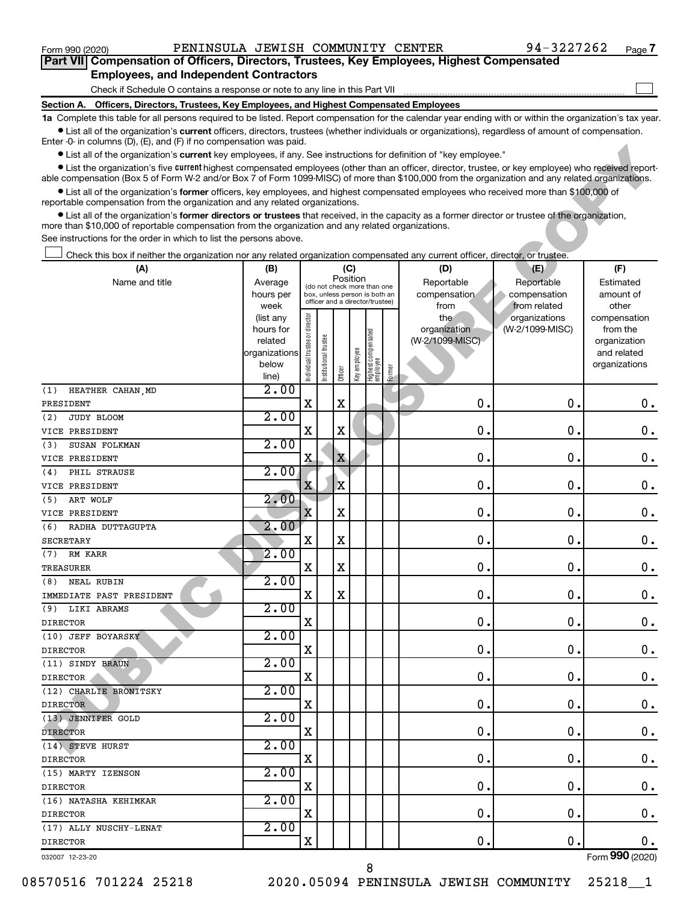Form 990 (2020) PENINSULA JEWISH COMMUNITY CENTER 94-3227262 Page 7

**Part VII Compensation of Officers, Directors, Trustees, Key Employees, Highest Compensated Employees, and Independent Contractors**

Check if Schedule O contains a response or note to any line in this Part VII

**Section A. Officers, Directors, Trustees, Key Employees, and Highest Compensated Employees**

**1a** Complete this table for all persons required to be listed. Report compensation for the calendar year ending with or within the organization's tax year.

- List all of the organization's **current** officers, directors, trustees (whether individuals or organizations), regardless of amount of compensation. Enter -0- in columns (D), (E), and (F) if no compensation was paid.
- List all of the organization's **current** key employees, if any. See instructions for definition of "key employee."
- List the organization's five **current** highest compensated employees (other than an officer, director, trustee, or key employee) who received reportable compensation (Box 5 of Form W-2 and/or Box 7 of Form 1099-MISC) of more than $100,000 from the organization and any related organizations.
- List all of the organization's **former** officers, key employees, and highest compensated employees who received more than $100,000 of reportable compensation from the organization and any related organizations.
- List all of the organization's **former directors or trustees** that received, in the capacity as a former director or trustee of the organization, more than $10,000 of reportable compensation from the organization and any related organizations.

See instructions for the order in which to list the persons above.

Check this box if neither the organization nor any related organization compensated any current officer, director, or trustee.

| (A) Name and title | (B) Average hours per week (list any hours for related organizations below line) | (C) Position: Individual trustee or director | Institutional trustee | Officer | Key employee | Highest compensated employee | Former | (D) Reportable compensation from the organization (W-2/1099-MISC) | (E) Reportable compensation from related organizations (W-2/1099-MISC) | (F) Estimated amount of other compensation from the organization and related organizations |
|---|---|---|---|---|---|---|---|---|---|---|
| (1) HEATHER CAHAN, MD<br>PRESIDENT | 2.00 | X | | X | | | | 0. | 0. | 0. |
| (2) JUDY BLOOM<br>VICE PRESIDENT | 2.00 | X | | X | | | | 0. | 0. | 0. |
| (3) SUSAN FOLKMAN<br>VICE PRESIDENT | 2.00 | X | | X | | | | 0. | 0. | 0. |
| (4) PHIL STRAUSE<br>VICE PRESIDENT | 2.00 | X | | X | | | | 0. | 0. | 0. |
| (5) ART WOLF<br>VICE PRESIDENT | 2.00 | X | | X | | | | 0. | 0. | 0. |
| (6) RADHA DUTTAGUPTA<br>SECRETARY | 2.00 | X | | X | | | | 0. | 0. | 0. |
| (7) RM KARR<br>TREASURER | 2.00 | X | | X | | | | 0. | 0. | 0. |
| (8) NEAL RUBIN<br>IMMEDIATE PAST PRESIDENT | 2.00 | X | | X | | | | 0. | 0. | 0. |
| (9) LIKI ABRAMS<br>DIRECTOR | 2.00 | X | | | | | | 0. | 0. | 0. |
| (10) JEFF BOYARSKY<br>DIRECTOR | 2.00 | X | | | | | | 0. | 0. | 0. |
| (11) SINDY BRAUN<br>DIRECTOR | 2.00 | X | | | | | | 0. | 0. | 0. |
| (12) CHARLIE BRONITSKY<br>DIRECTOR | 2.00 | X | | | | | | 0. | 0. | 0. |
| (13) JENNIFER GOLD<br>DIRECTOR | 2.00 | X | | | | | | 0. | 0. | 0. |
| (14) STEVE HURST<br>DIRECTOR | 2.00 | X | | | | | | 0. | 0. | 0. |
| (15) MARTY IZENSON<br>DIRECTOR | 2.00 | X | | | | | | 0. | 0. | 0. |
| (16) NATASHA KEHIMKAR<br>DIRECTOR | 2.00 | X | | | | | | 0. | 0. | 0. |
| (17) ALLY NUSCHY-LENAT<br>DIRECTOR | 2.00 | X | | | | | | 0. | 0. | 0. |

032007 12-23-20 Form 990 (2020)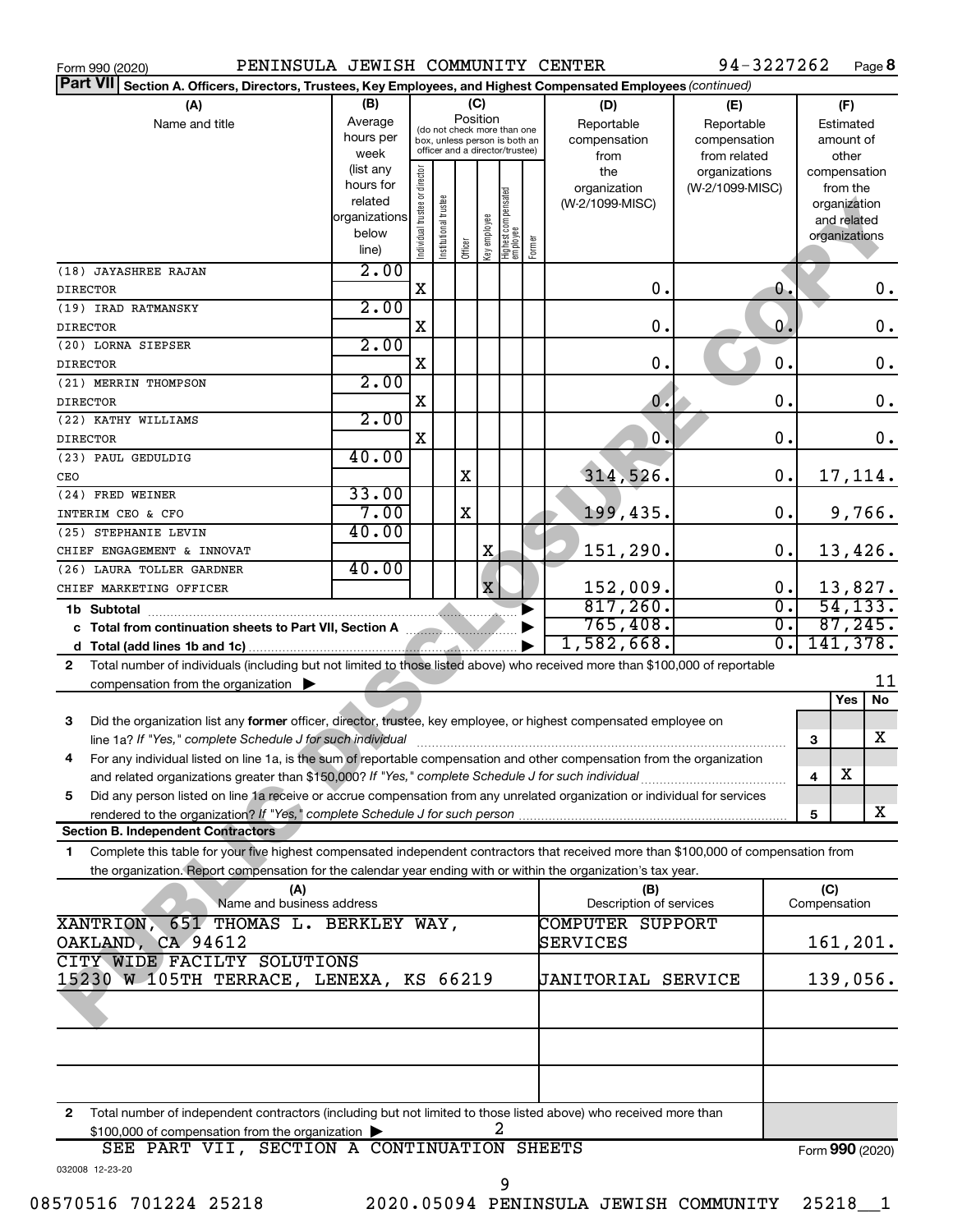Form 990 (2020) PENINSULA JEWISH COMMUNITY CENTER 94-3227262 Page 8

**Part VII** Section A. Officers, Directors, Trustees, Key Employees, and Highest Compensated Employees *(continued)*

| (A) Name and title | (B) Average hours per week (list any hours for related organizations below line) | (C) Position: Individual trustee or director | Institutional trustee | Officer | Key employee | Highest compensated employee | Former | (D) Reportable compensation from the organization (W-2/1099-MISC) | (E) Reportable compensation from related organizations (W-2/1099-MISC) | (F) Estimated amount of other compensation from the organization and related organizations |
|---|---|---|---|---|---|---|---|---|---|---|
| (18) JAYASHREE RAJAN<br>DIRECTOR | 2.00 | X | | | | | | 0. | 0. | 0. |
| (19) IRAD RATMANSKY<br>DIRECTOR | 2.00 | X | | | | | | 0. | 0. | 0. |
| (20) LORNA SIEPSER<br>DIRECTOR | 2.00 | X | | | | | | 0. | 0. | 0. |
| (21) MERRIN THOMPSON<br>DIRECTOR | 2.00 | X | | | | | | 0. | 0. | 0. |
| (22) KATHY WILLIAMS<br>DIRECTOR | 2.00 | X | | | | | | 0. | 0. | 0. |
| (23) PAUL GEDULDIG<br>CEO | 40.00 | | | X | | | | 314,526. | 0. | 17,114. |
| (24) FRED WEINER<br>INTERIM CEO & CFO | 33.00<br>7.00 | | | X | | | | 199,435. | 0. | 9,766. |
| (25) STEPHANIE LEVIN<br>CHIEF ENGAGEMENT & INNOVAT | 40.00 | | | | X | | | 151,290. | 0. | 13,426. |
| (26) LAURA TOLLER GARDNER<br>CHIEF MARKETING OFFICER | 40.00 | | | | X | | | 152,009. | 0. | 13,827. |
| **1b Subtotal** | | | | | | | | 817,260. | 0. | 54,133. |
| **c Total from continuation sheets to Part VII, Section A** | | | | | | | | 765,408. | 0. | 87,245. |
| **d Total (add lines 1b and 1c)** | | | | | | | | 1,582,668. | 0. | 141,378. |

2 Total number of individuals (including but not limited to those listed above) who received more than $100,000 of reportable compensation from the organization ▶ 11

| | | Yes | No |
|---|---|---|---|
| 3 Did the organization list any **former** officer, director, trustee, key employee, or highest compensated employee on line 1a? *If "Yes," complete Schedule J for such individual* | 3 | | X |
| 4 For any individual listed on line 1a, is the sum of reportable compensation and other compensation from the organization and related organizations greater than $150,000? *If "Yes," complete Schedule J for such individual* | 4 | X | |
| 5 Did any person listed on line 1a receive or accrue compensation from any unrelated organization or individual for services rendered to the organization? *If "Yes," complete Schedule J for such person* | 5 | | X |

**Section B. Independent Contractors**

1 Complete this table for your five highest compensated independent contractors that received more than $100,000 of compensation from the organization. Report compensation for the calendar year ending with or within the organization's tax year.

| (A) Name and business address | (B) Description of services | (C) Compensation |
|---|---|---|
| XANTRION, 651 THOMAS L. BERKLEY WAY, OAKLAND, CA 94612 | COMPUTER SUPPORT SERVICES | 161,201. |
| CITY WIDE FACILTY SOLUTIONS 15230 W 105TH TERRACE, LENEXA, KS 66219 | JANITORIAL SERVICE | 139,056. |
| | | |
| | | |
| | | |

2 Total number of independent contractors (including but not limited to those listed above) who received more than $100,000 of compensation from the organization ▶ 2

SEE PART VII, SECTION A CONTINUATION SHEETS

Form **990** (2020)

032008 12-23-20

08570516 701224 25218 2020.05094 PENINSULA JEWISH COMMUNITY 25218__1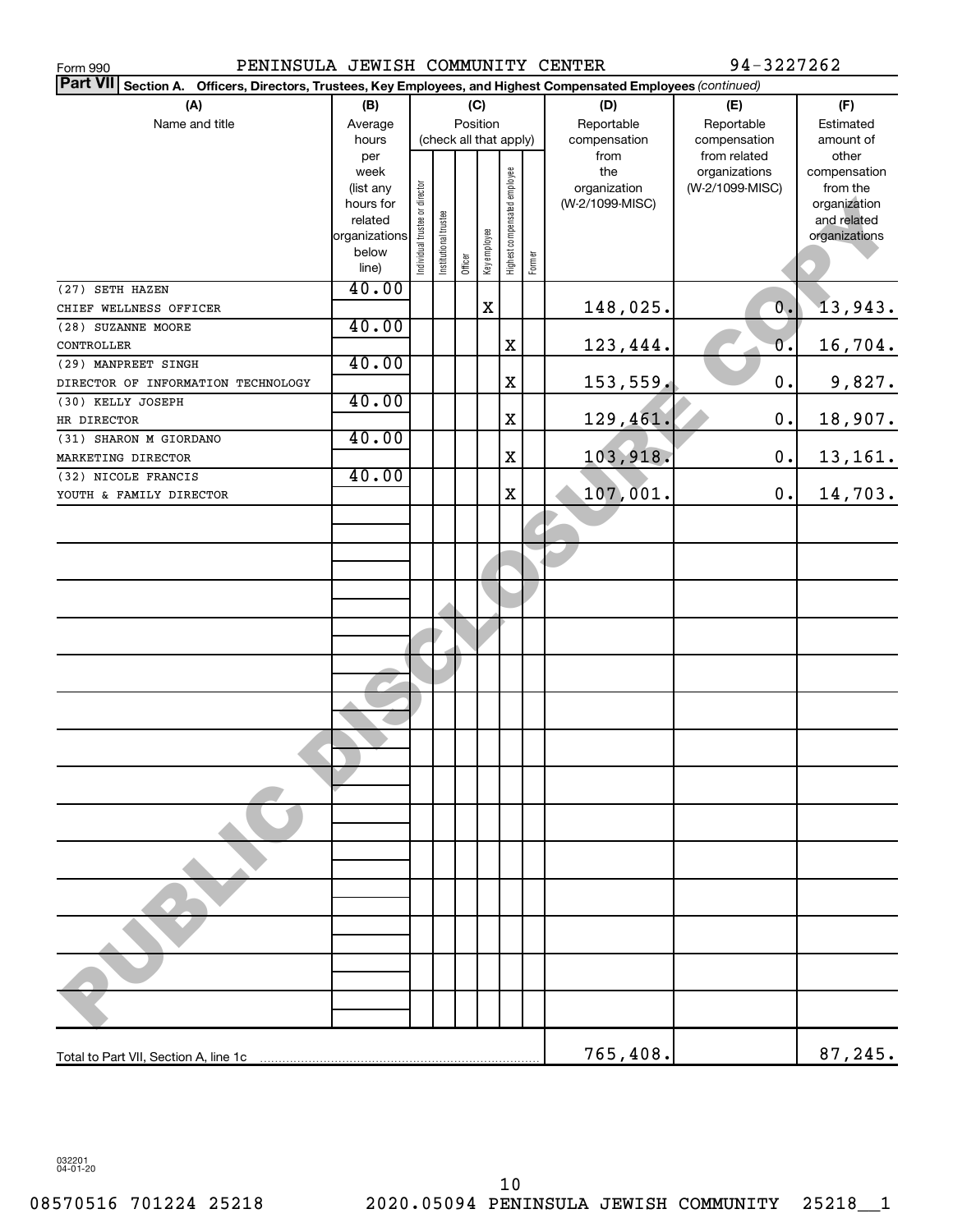Form 990    PENINSULA JEWISH COMMUNITY CENTER    94-3227262

**Part VII** **Section A. Officers, Directors, Trustees, Key Employees, and Highest Compensated Employees** *(continued)*

| (A) Name and title | (B) Average hours per week (list any hours for related organizations below line) | (C) Position (check all that apply): Individual trustee or director | Institutional trustee | Officer | Key employee | Highest compensated employee | Former | (D) Reportable compensation from the organization (W-2/1099-MISC) | (E) Reportable compensation from related organizations (W-2/1099-MISC) | (F) Estimated amount of other compensation from the organization and related organizations |
|---|---|---|---|---|---|---|---|---|---|---|
| (27) SETH HAZEN<br>CHIEF WELLNESS OFFICER | 40.00 | | | | X | | | 148,025. | 0. | 13,943. |
| (28) SUZANNE MOORE<br>CONTROLLER | 40.00 | | | | | X | | 123,444. | 0. | 16,704. |
| (29) MANPREET SINGH<br>DIRECTOR OF INFORMATION TECHNOLOGY | 40.00 | | | | | X | | 153,559. | 0. | 9,827. |
| (30) KELLY JOSEPH<br>HR DIRECTOR | 40.00 | | | | | X | | 129,461. | 0. | 18,907. |
| (31) SHARON M GIORDANO<br>MARKETING DIRECTOR | 40.00 | | | | | X | | 103,918. | 0. | 13,161. |
| (32) NICOLE FRANCIS<br>YOUTH & FAMILY DIRECTOR | 40.00 | | | | | X | | 107,001. | 0. | 14,703. |
| Total to Part VII, Section A, line 1c | | | | | | | | 765,408. | | 87,245. |

032201 04-01-20

08570516 701224 25218    2020.05094 PENINSULA JEWISH COMMUNITY    25218__1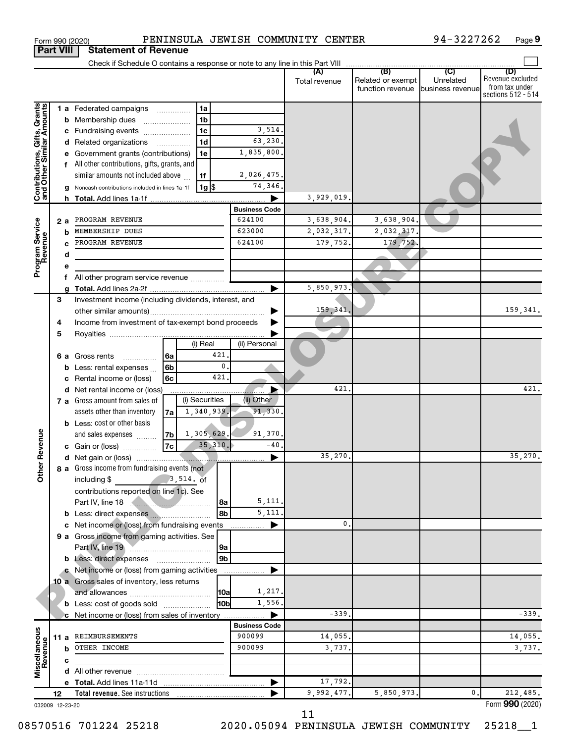Form 990 (2020) PENINSULA JEWISH COMMUNITY CENTER 94-3227262 Page 9

**Part VIII Statement of Revenue**

Check if Schedule O contains a response or note to any line in this Part VIII

| | | | | (A) Total revenue | (B) Related or exempt function revenue | (C) Unrelated business revenue | (D) Revenue excluded from tax under sections 512 - 514 |
|---|---|---|---|---|---|---|---|
| **Contributions, Gifts, Grants and Other Similar Amounts** | 1 a Federated campaigns | 1a | | | | | |
| | b Membership dues | 1b | | | | | |
| | c Fundraising events | 1c | 3,514. | | | | |
| | d Related organizations | 1d | 63,230. | | | | |
| | e Government grants (contributions) | 1e | 1,835,800. | | | | |
| | f All other contributions, gifts, grants, and similar amounts not included above | 1f | 2,026,475. | | | | |
| | g Noncash contributions included in lines 1a-1f | 1g $ | 74,346. | | | | |
| | h **Total.** Add lines 1a-1f | | | 3,929,019. | | | |
| **Program Service Revenue** | | | **Business Code** | | | | |
| | 2 a PROGRAM REVENUE | | 624100 | 3,638,904. | 3,638,904. | | |
| | b MEMBERSHIP DUES | | 623000 | 2,032,317. | 2,032,317. | | |
| | c PROGRAM REVENUE | | 624100 | 179,752. | 179,752. | | |
| | d | | | | | | |
| | e | | | | | | |
| | f All other program service revenue | | | | | | |
| | g **Total.** Add lines 2a-2f | | | 5,850,973. | | | |
| **Other Revenue** | 3 Investment income (including dividends, interest, and other similar amounts) | | | 159,341. | | | 159,341. |
| | 4 Income from investment of tax-exempt bond proceeds | | | | | | |
| | 5 Royalties | | | | | | |
| | | (i) Real | (ii) Personal | | | | |
| | 6 a Gross rents 6a | 421. | | | | | |
| | b Less: rental expenses 6b | 0. | | | | | |
| | c Rental income or (loss) 6c | 421. | | | | | |
| | d Net rental income or (loss) | | | 421. | | | 421. |
| | | (i) Securities | (ii) Other | | | | |
| | 7 a Gross amount from sales of assets other than inventory 7a | 1,340,939. | 91,330. | | | | |
| | b Less: cost or other basis and sales expenses 7b | 1,305,629. | 91,370. | | | | |
| | c Gain or (loss) 7c | 35,310. | -40. | | | | |
| | d Net gain or (loss) | | | 35,270. | | | 35,270. |
| | 8 a Gross income from fundraising events (not including $ 3,514. of contributions reported on line 1c). See Part IV, line 18 | 8a | 5,111. | | | | |
| | b Less: direct expenses | 8b | 5,111. | | | | |
| | c Net income or (loss) from fundraising events | | | 0. | | | |
| | 9 a Gross income from gaming activities. See Part IV, line 19 | 9a | | | | | |
| | b Less: direct expenses | 9b | | | | | |
| | c Net income or (loss) from gaming activities | | | | | | |
| | 10 a Gross sales of inventory, less returns and allowances | 10a | 1,217. | | | | |
| | b Less: cost of goods sold | 10b | 1,556. | | | | |
| | c Net income or (loss) from sales of inventory | | | -339. | | | -339. |
| **Miscellaneous Revenue** | | | **Business Code** | | | | |
| | 11 a REIMBURSEMENTS | | 900099 | 14,055. | | | 14,055. |
| | b OTHER INCOME | | 900099 | 3,737. | | | 3,737. |
| | c | | | | | | |
| | d All other revenue | | | | | | |
| | e **Total.** Add lines 11a-11d | | | 17,792. | | | |
| | 12 **Total revenue.** See instructions | | | 9,992,477. | 5,850,973. | 0. | 212,485. |

032009 12-23-20 Form **990** (2020)

08570516 701224 25218 2020.05094 PENINSULA JEWISH COMMUNITY 25218__1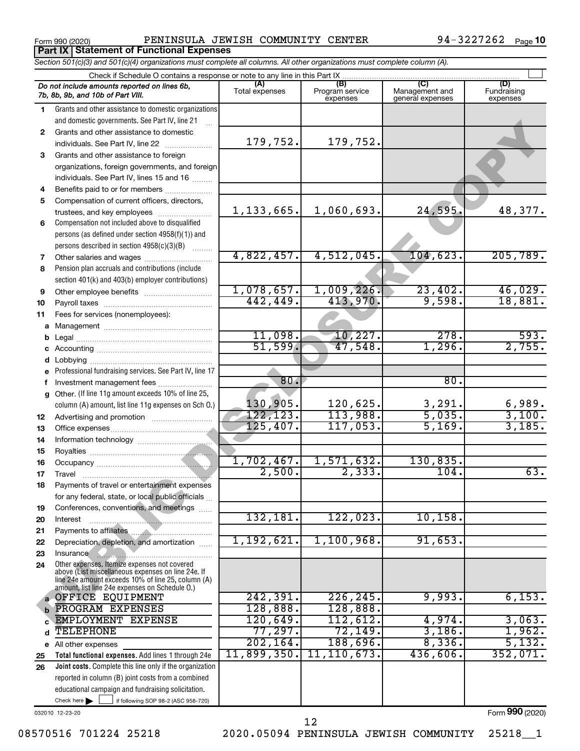Form 990 (2020) PENINSULA JEWISH COMMUNITY CENTER 94-3227262 Page 10

**Part IX Statement of Functional Expenses**

*Section 501(c)(3) and 501(c)(4) organizations must complete all columns. All other organizations must complete column (A).*

Check if Schedule O contains a response or note to any line in this Part IX

| | *Do not include amounts reported on lines 6b, 7b, 8b, 9b, and 10b of Part VIII.* | (A) Total expenses | (B) Program service expenses | (C) Management and general expenses | (D) Fundraising expenses |
|---|---|---|---|---|---|
| 1 | Grants and other assistance to domestic organizations and domestic governments. See Part IV, line 21 | | | | |
| 2 | Grants and other assistance to domestic individuals. See Part IV, line 22 | 179,752. | 179,752. | | |
| 3 | Grants and other assistance to foreign organizations, foreign governments, and foreign individuals. See Part IV, lines 15 and 16 | | | | |
| 4 | Benefits paid to or for members | | | | |
| 5 | Compensation of current officers, directors, trustees, and key employees | 1,133,665. | 1,060,693. | 24,595. | 48,377. |
| 6 | Compensation not included above to disqualified persons (as defined under section 4958(f)(1)) and persons described in section 4958(c)(3)(B) | | | | |
| 7 | Other salaries and wages | 4,822,457. | 4,512,045. | 104,623. | 205,789. |
| 8 | Pension plan accruals and contributions (include section 401(k) and 403(b) employer contributions) | | | | |
| 9 | Other employee benefits | 1,078,657. | 1,009,226. | 23,402. | 46,029. |
| 10 | Payroll taxes | 442,449. | 413,970. | 9,598. | 18,881. |
| 11 | Fees for services (nonemployees): | | | | |
| a | Management | | | | |
| b | Legal | 11,098. | 10,227. | 278. | 593. |
| c | Accounting | 51,599. | 47,548. | 1,296. | 2,755. |
| d | Lobbying | | | | |
| e | Professional fundraising services. See Part IV, line 17 | | | | |
| f | Investment management fees | 80. | | 80. | |
| g | Other. (If line 11g amount exceeds 10% of line 25, column (A) amount, list line 11g expenses on Sch O.) | 130,905. | 120,625. | 3,291. | 6,989. |
| 12 | Advertising and promotion | 122,123. | 113,988. | 5,035. | 3,100. |
| 13 | Office expenses | 125,407. | 117,053. | 5,169. | 3,185. |
| 14 | Information technology | | | | |
| 15 | Royalties | | | | |
| 16 | Occupancy | 1,702,467. | 1,571,632. | 130,835. | |
| 17 | Travel | 2,500. | 2,333. | 104. | 63. |
| 18 | Payments of travel or entertainment expenses for any federal, state, or local public officials | | | | |
| 19 | Conferences, conventions, and meetings | | | | |
| 20 | Interest | 132,181. | 122,023. | 10,158. | |
| 21 | Payments to affiliates | | | | |
| 22 | Depreciation, depletion, and amortization | 1,192,621. | 1,100,968. | 91,653. | |
| 23 | Insurance | | | | |
| 24 | Other expenses. Itemize expenses not covered above (List miscellaneous expenses on line 24e. If line 24e amount exceeds 10% of line 25, column (A) amount, list line 24e expenses on Schedule O.) | | | | |
| a | OFFICE EQUIPMENT | 242,391. | 226,245. | 9,993. | 6,153. |
| b | PROGRAM EXPENSES | 128,888. | 128,888. | | |
| c | EMPLOYMENT EXPENSE | 120,649. | 112,612. | 4,974. | 3,063. |
| d | TELEPHONE | 77,297. | 72,149. | 3,186. | 1,962. |
| e | All other expenses | 202,164. | 188,696. | 8,336. | 5,132. |
| 25 | **Total functional expenses.** Add lines 1 through 24e | 11,899,350. | 11,110,673. | 436,606. | 352,071. |
| 26 | **Joint costs.** Complete this line only if the organization reported in column (B) joint costs from a combined educational campaign and fundraising solicitation. Check here ☐ if following SOP 98-2 (ASC 958-720) | | | | |

032010 12-23-20

Form **990** (2020)

08570516 701224 25218 2020.05094 PENINSULA JEWISH COMMUNITY 25218__1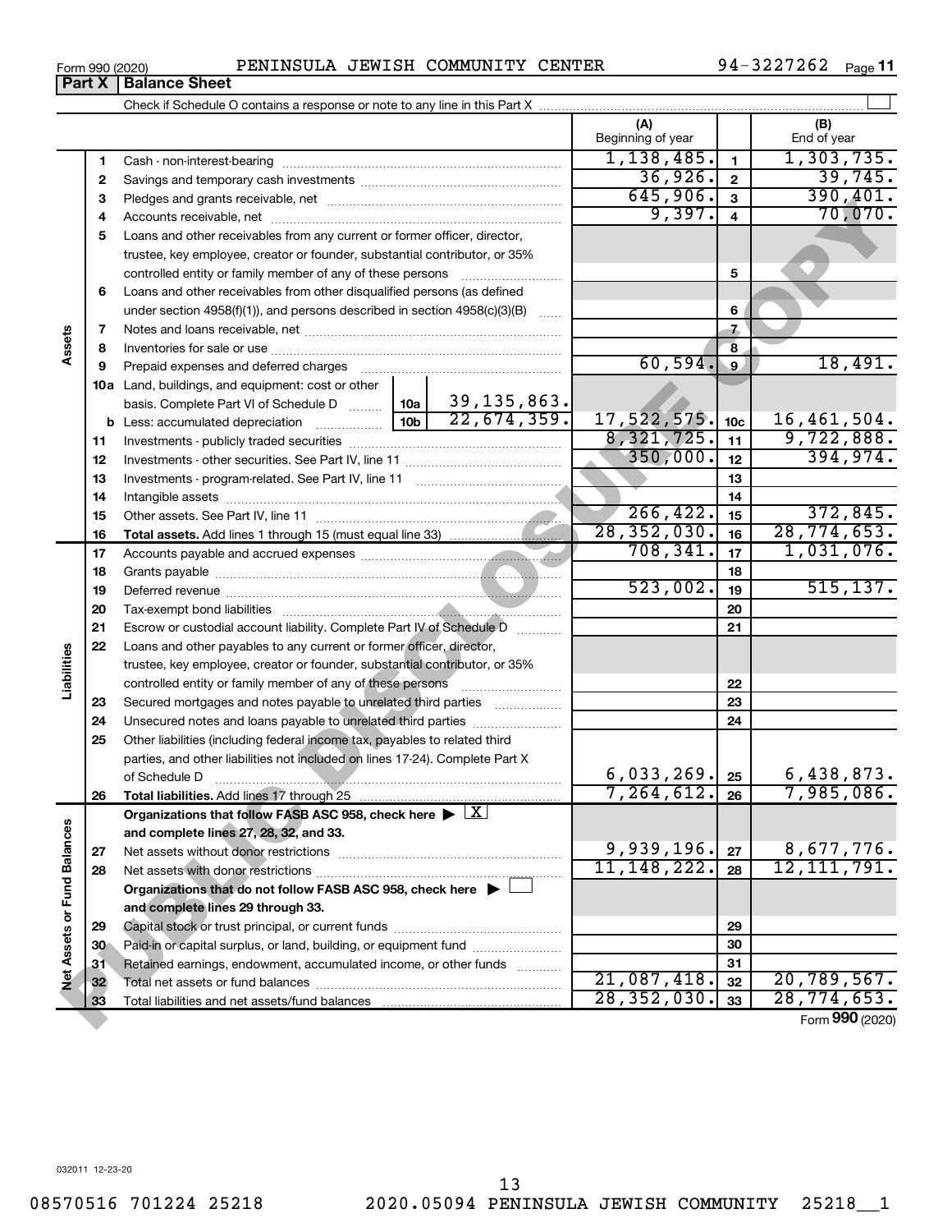Form 990 (2020) PENINSULA JEWISH COMMUNITY CENTER 94-3227262 Page 11

## Part X Balance Sheet

Check if Schedule O contains a response or note to any line in this Part X

| | | | (A) Beginning of year | | (B) End of year |
|---|---|---|---|---|---|
| Assets | 1 | Cash - non-interest-bearing | 1,138,485. | 1 | 1,303,735. |
| | 2 | Savings and temporary cash investments | 36,926. | 2 | 39,745. |
| | 3 | Pledges and grants receivable, net | 645,906. | 3 | 390,401. |
| | 4 | Accounts receivable, net | 9,397. | 4 | 70,070. |
| | 5 | Loans and other receivables from any current or former officer, director, trustee, key employee, creator or founder, substantial contributor, or 35% controlled entity or family member of any of these persons | | 5 | |
| | 6 | Loans and other receivables from other disqualified persons (as defined under section 4958(f)(1)), and persons described in section 4958(c)(3)(B) | | 6 | |
| | 7 | Notes and loans receivable, net | | 7 | |
| | 8 | Inventories for sale or use | | 8 | |
| | 9 | Prepaid expenses and deferred charges | 60,594. | 9 | 18,491. |
| | 10a | Land, buildings, and equipment: cost or other basis. Complete Part VI of Schedule D — 10a: 39,135,863. | | | |
| | b | Less: accumulated depreciation — 10b: 22,674,359. | 17,522,575. | 10c | 16,461,504. |
| | 11 | Investments - publicly traded securities | 8,321,725. | 11 | 9,722,888. |
| | 12 | Investments - other securities. See Part IV, line 11 | 350,000. | 12 | 394,974. |
| | 13 | Investments - program-related. See Part IV, line 11 | | 13 | |
| | 14 | Intangible assets | | 14 | |
| | 15 | Other assets. See Part IV, line 11 | 266,422. | 15 | 372,845. |
| | 16 | **Total assets.** Add lines 1 through 15 (must equal line 33) | 28,352,030. | 16 | 28,774,653. |
| Liabilities | 17 | Accounts payable and accrued expenses | 708,341. | 17 | 1,031,076. |
| | 18 | Grants payable | | 18 | |
| | 19 | Deferred revenue | 523,002. | 19 | 515,137. |
| | 20 | Tax-exempt bond liabilities | | 20 | |
| | 21 | Escrow or custodial account liability. Complete Part IV of Schedule D | | 21 | |
| | 22 | Loans and other payables to any current or former officer, director, trustee, key employee, creator or founder, substantial contributor, or 35% controlled entity or family member of any of these persons | | 22 | |
| | 23 | Secured mortgages and notes payable to unrelated third parties | | 23 | |
| | 24 | Unsecured notes and loans payable to unrelated third parties | | 24 | |
| | 25 | Other liabilities (including federal income tax, payables to related third parties, and other liabilities not included on lines 17-24). Complete Part X of Schedule D | 6,033,269. | 25 | 6,438,873. |
| | 26 | **Total liabilities.** Add lines 17 through 25 | 7,264,612. | 26 | 7,985,086. |
| Net Assets or Fund Balances | | **Organizations that follow FASB ASC 958, check here ▶ [X] and complete lines 27, 28, 32, and 33.** | | | |
| | 27 | Net assets without donor restrictions | 9,939,196. | 27 | 8,677,776. |
| | 28 | Net assets with donor restrictions | 11,148,222. | 28 | 12,111,791. |
| | | **Organizations that do not follow FASB ASC 958, check here ▶ [ ] and complete lines 29 through 33.** | | | |
| | 29 | Capital stock or trust principal, or current funds | | 29 | |
| | 30 | Paid-in or capital surplus, or land, building, or equipment fund | | 30 | |
| | 31 | Retained earnings, endowment, accumulated income, or other funds | | 31 | |
| | 32 | Total net assets or fund balances | 21,087,418. | 32 | 20,789,567. |
| | 33 | Total liabilities and net assets/fund balances | 28,352,030. | 33 | 28,774,653. |

Form **990** (2020)

032011 12-23-20

08570516 701224 25218 2020.05094 PENINSULA JEWISH COMMUNITY 25218__1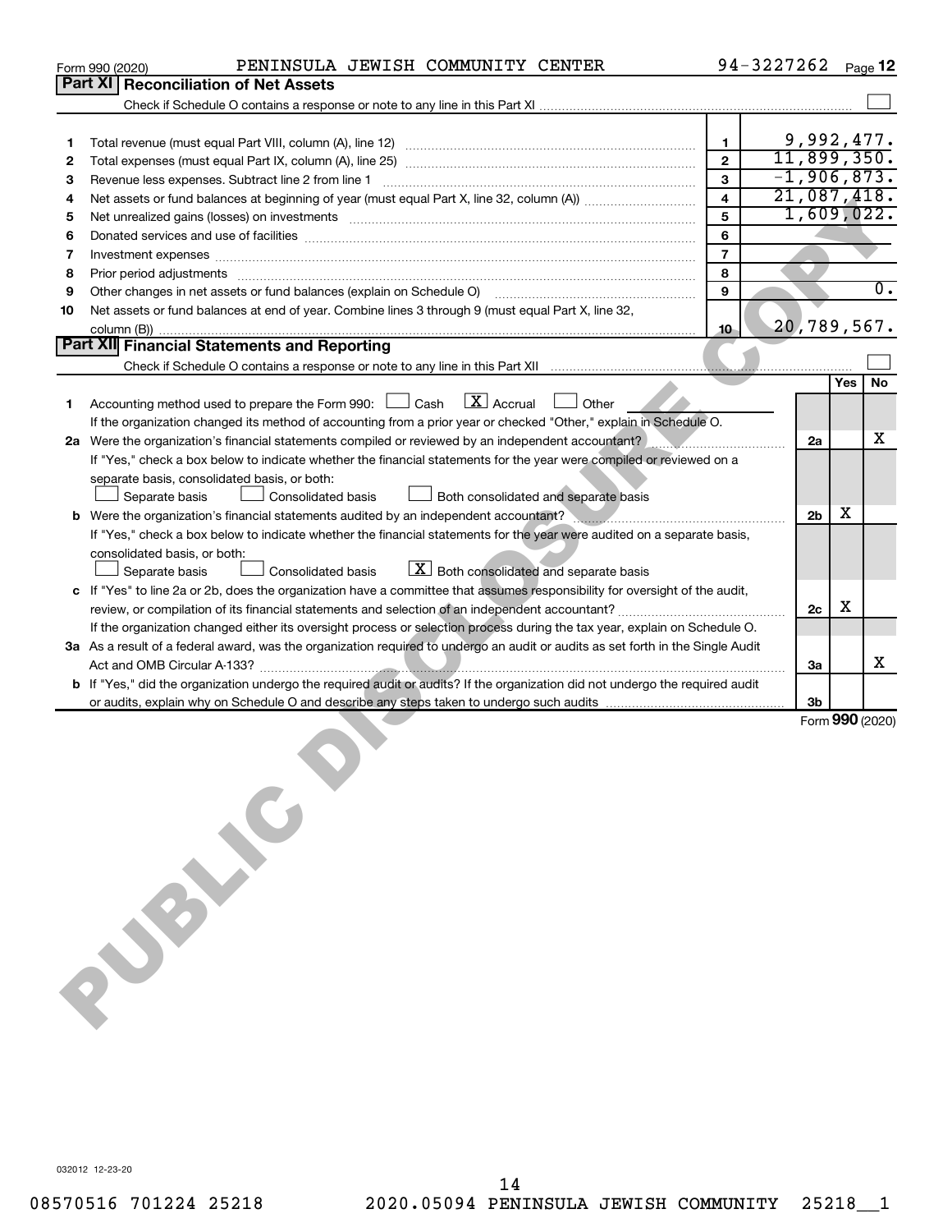Form 990 (2020) PENINSULA JEWISH COMMUNITY CENTER 94-3227262 Page **12**

## Part XI Reconciliation of Net Assets

Check if Schedule O contains a response or note to any line in this Part XI ☐

| | | | |
|---|---|---|---|
| 1 | Total revenue (must equal Part VIII, column (A), line 12) | 1 | 9,992,477. |
| 2 | Total expenses (must equal Part IX, column (A), line 25) | 2 | 11,899,350. |
| 3 | Revenue less expenses. Subtract line 2 from line 1 | 3 | -1,906,873. |
| 4 | Net assets or fund balances at beginning of year (must equal Part X, line 32, column (A)) | 4 | 21,087,418. |
| 5 | Net unrealized gains (losses) on investments | 5 | 1,609,022. |
| 6 | Donated services and use of facilities | 6 | |
| 7 | Investment expenses | 7 | |
| 8 | Prior period adjustments | 8 | |
| 9 | Other changes in net assets or fund balances (explain on Schedule O) | 9 | 0. |
| 10 | Net assets or fund balances at end of year. Combine lines 3 through 9 (must equal Part X, line 32, column (B)) | 10 | 20,789,567. |

## Part XII Financial Statements and Reporting

Check if Schedule O contains a response or note to any line in this Part XII ☐

| | | | Yes | No |
|---|---|---|---|---|
| 1 | Accounting method used to prepare the Form 990: ☐ Cash ☒ Accrual ☐ Other<br>If the organization changed its method of accounting from a prior year or checked "Other," explain in Schedule O. | | | |
| 2a | Were the organization's financial statements compiled or reviewed by an independent accountant?<br>If "Yes," check a box below to indicate whether the financial statements for the year were compiled or reviewed on a separate basis, consolidated basis, or both:<br>☐ Separate basis ☐ Consolidated basis ☐ Both consolidated and separate basis | 2a | | X |
| b | Were the organization's financial statements audited by an independent accountant?<br>If "Yes," check a box below to indicate whether the financial statements for the year were audited on a separate basis, consolidated basis, or both:<br>☐ Separate basis ☐ Consolidated basis ☒ Both consolidated and separate basis | 2b | X | |
| c | If "Yes" to line 2a or 2b, does the organization have a committee that assumes responsibility for oversight of the audit, review, or compilation of its financial statements and selection of an independent accountant?<br>If the organization changed either its oversight process or selection process during the tax year, explain on Schedule O. | 2c | X | |
| 3a | As a result of a federal award, was the organization required to undergo an audit or audits as set forth in the Single Audit Act and OMB Circular A-133? | 3a | | X |
| b | If "Yes," did the organization undergo the required audit or audits? If the organization did not undergo the required audit or audits, explain why on Schedule O and describe any steps taken to undergo such audits | 3b | | |

Form **990** (2020)

032012 12-23-20

08570516 701224 25218 2020.05094 PENINSULA JEWISH COMMUNITY 25218__1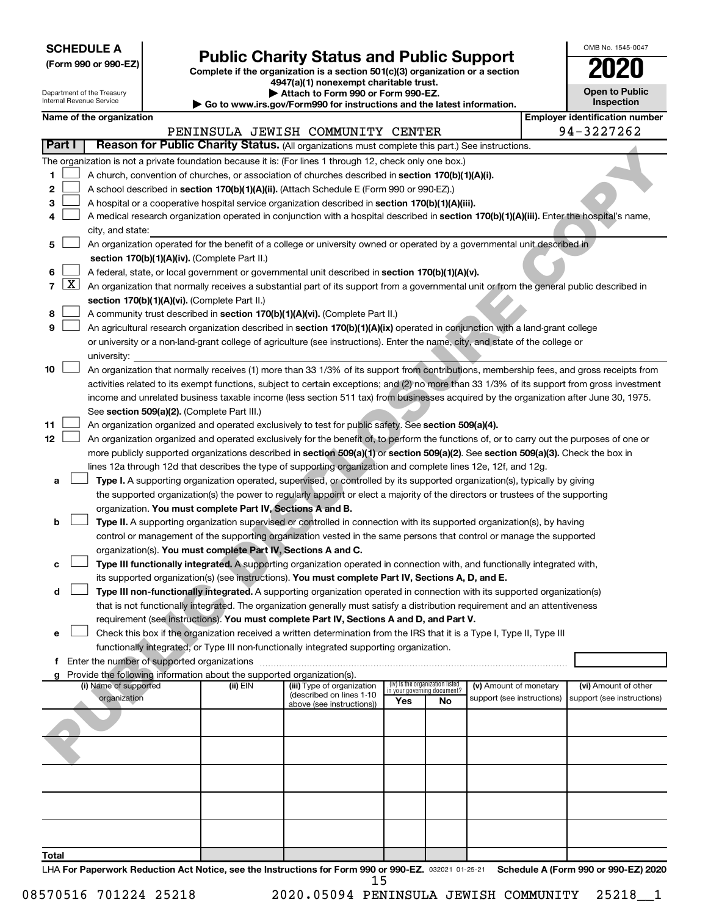**SCHEDULE A**
**(Form 990 or 990-EZ)**

Department of the Treasury
Internal Revenue Service

# Public Charity Status and Public Support

**Complete if the organization is a section 501(c)(3) organization or a section 4947(a)(1) nonexempt charitable trust.**
**▶ Attach to Form 990 or Form 990-EZ.**
**▶ Go to www.irs.gov/Form990 for instructions and the latest information.**

OMB No. 1545-0047
**2020**
**Open to Public Inspection**

**Name of the organization:** PENINSULA JEWISH COMMUNITY CENTER
**Employer identification number:** 94-3227262

## Part I — Reason for Public Charity Status. (All organizations must complete this part.) See instructions.

The organization is not a private foundation because it is: (For lines 1 through 12, check only one box.)

1. ☐ A church, convention of churches, or association of churches described in **section 170(b)(1)(A)(i).**
2. ☐ A school described in **section 170(b)(1)(A)(ii).** (Attach Schedule E (Form 990 or 990-EZ).)
3. ☐ A hospital or a cooperative hospital service organization described in **section 170(b)(1)(A)(iii).**
4. ☐ A medical research organization operated in conjunction with a hospital described in **section 170(b)(1)(A)(iii).** Enter the hospital's name, city, and state:
5. ☐ An organization operated for the benefit of a college or university owned or operated by a governmental unit described in **section 170(b)(1)(A)(iv).** (Complete Part II.)
6. ☐ A federal, state, or local government or governmental unit described in **section 170(b)(1)(A)(v).**
7. ☒ An organization that normally receives a substantial part of its support from a governmental unit or from the general public described in **section 170(b)(1)(A)(vi).** (Complete Part II.)
8. ☐ A community trust described in **section 170(b)(1)(A)(vi).** (Complete Part II.)
9. ☐ An agricultural research organization described in **section 170(b)(1)(A)(ix)** operated in conjunction with a land-grant college or university or a non-land-grant college of agriculture (see instructions). Enter the name, city, and state of the college or university:
10. ☐ An organization that normally receives (1) more than 33 1/3% of its support from contributions, membership fees, and gross receipts from activities related to its exempt functions, subject to certain exceptions; and (2) no more than 33 1/3% of its support from gross investment income and unrelated business taxable income (less section 511 tax) from businesses acquired by the organization after June 30, 1975. See **section 509(a)(2).** (Complete Part III.)
11. ☐ An organization organized and operated exclusively to test for public safety. See **section 509(a)(4).**
12. ☐ An organization organized and operated exclusively for the benefit of, to perform the functions of, or to carry out the purposes of one or more publicly supported organizations described in **section 509(a)(1)** or **section 509(a)(2).** See **section 509(a)(3).** Check the box in lines 12a through 12d that describes the type of supporting organization and complete lines 12e, 12f, and 12g.
   - **a** ☐ **Type I.** A supporting organization operated, supervised, or controlled by its supported organization(s), typically by giving the supported organization(s) the power to regularly appoint or elect a majority of the directors or trustees of the supporting organization. **You must complete Part IV, Sections A and B.**
   - **b** ☐ **Type II.** A supporting organization supervised or controlled in connection with its supported organization(s), by having control or management of the supporting organization vested in the same persons that control or manage the supported organization(s). **You must complete Part IV, Sections A and C.**
   - **c** ☐ **Type III functionally integrated.** A supporting organization operated in connection with, and functionally integrated with, its supported organization(s) (see instructions). **You must complete Part IV, Sections A, D, and E.**
   - **d** ☐ **Type III non-functionally integrated.** A supporting organization operated in connection with its supported organization(s) that is not functionally integrated. The organization generally must satisfy a distribution requirement and an attentiveness requirement (see instructions). **You must complete Part IV, Sections A and D, and Part V.**
   - **e** ☐ Check this box if the organization received a written determination from the IRS that it is a Type I, Type II, Type III functionally integrated, or Type III non-functionally integrated supporting organization.
   - **f** Enter the number of supported organizations
   - **g** Provide the following information about the supported organization(s).

| (i) Name of supported organization | (ii) EIN | (iii) Type of organization (described on lines 1-10 above (see instructions)) | (iv) Is the organization listed in your governing document? Yes | No | (v) Amount of monetary support (see instructions) | (vi) Amount of other support (see instructions) |
|---|---|---|---|---|---|---|
| | | | | | | |
| | | | | | | |
| | | | | | | |
| | | | | | | |
| | | | | | | |
| **Total** | | | | | | |

LHA **For Paperwork Reduction Act Notice, see the Instructions for Form 990 or 990-EZ.** 032021 01-25-21 **Schedule A (Form 990 or 990-EZ) 2020**

08570516 701224 25218 2020.05094 PENINSULA JEWISH COMMUNITY 25218__1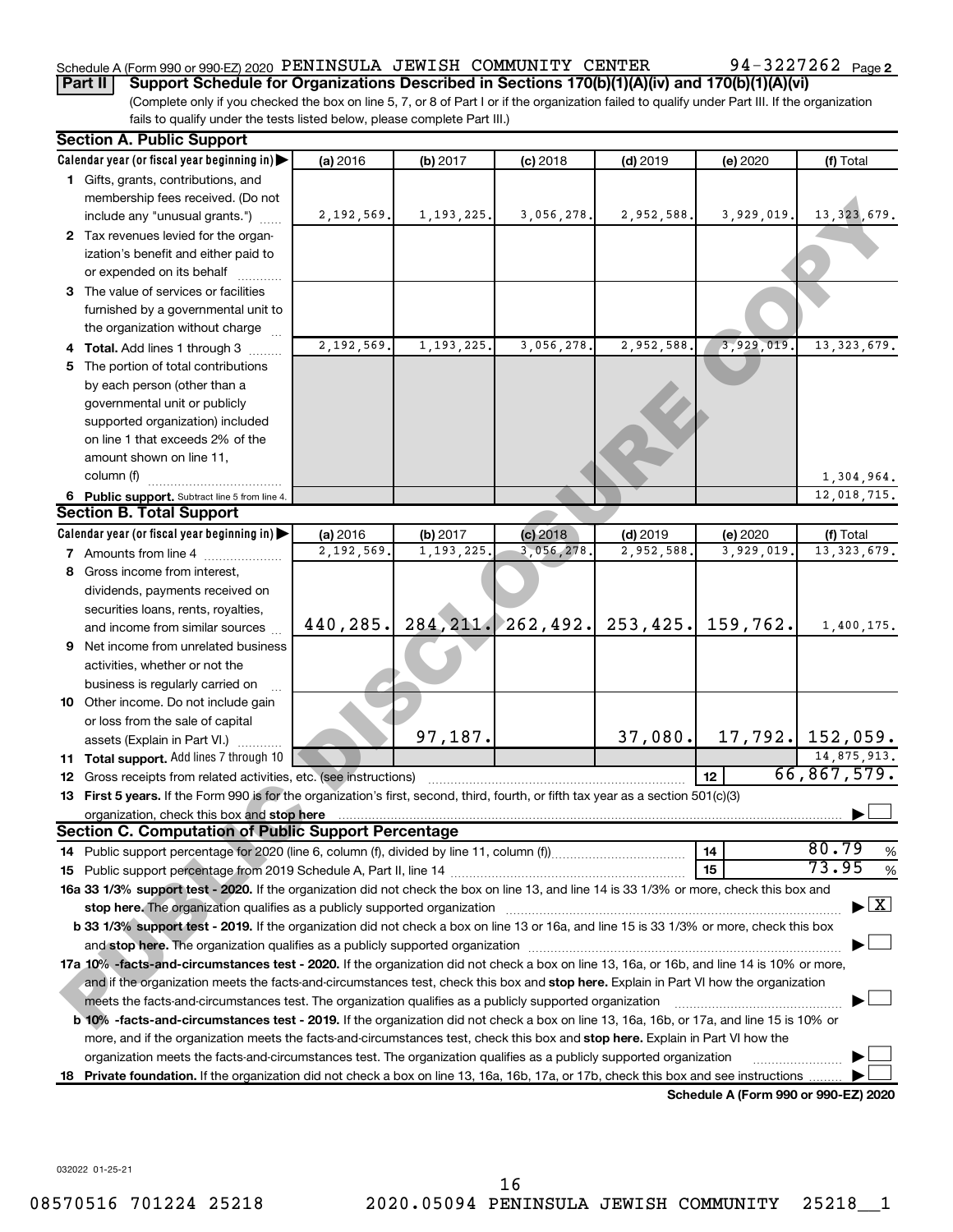Schedule A (Form 990 or 990-EZ) 2020 PENINSULA JEWISH COMMUNITY CENTER 94-3227262 Page 2

**Part II Support Schedule for Organizations Described in Sections 170(b)(1)(A)(iv) and 170(b)(1)(A)(vi)**

(Complete only if you checked the box on line 5, 7, or 8 of Part I or if the organization failed to qualify under Part III. If the organization fails to qualify under the tests listed below, please complete Part III.)

**Section A. Public Support**

| Calendar year (or fiscal year beginning in) | (a) 2016 | (b) 2017 | (c) 2018 | (d) 2019 | (e) 2020 | (f) Total |
|---|---|---|---|---|---|---|
| 1 Gifts, grants, contributions, and membership fees received. (Do not include any "unusual grants.") | 2,192,569. | 1,193,225. | 3,056,278. | 2,952,588. | 3,929,019. | 13,323,679. |
| 2 Tax revenues levied for the organization's benefit and either paid to or expended on its behalf | | | | | | |
| 3 The value of services or facilities furnished by a governmental unit to the organization without charge | | | | | | |
| 4 **Total.** Add lines 1 through 3 | 2,192,569. | 1,193,225. | 3,056,278. | 2,952,588. | 3,929,019. | 13,323,679. |
| 5 The portion of total contributions by each person (other than a governmental unit or publicly supported organization) included on line 1 that exceeds 2% of the amount shown on line 11, column (f) | | | | | | 1,304,964. |
| 6 **Public support.** Subtract line 5 from line 4. | | | | | | 12,018,715. |

**Section B. Total Support**

| Calendar year (or fiscal year beginning in) | (a) 2016 | (b) 2017 | (c) 2018 | (d) 2019 | (e) 2020 | (f) Total |
|---|---|---|---|---|---|---|
| 7 Amounts from line 4 | 2,192,569. | 1,193,225. | 3,056,278. | 2,952,588. | 3,929,019. | 13,323,679. |
| 8 Gross income from interest, dividends, payments received on securities loans, rents, royalties, and income from similar sources | 440,285. | 284,211. | 262,492. | 253,425. | 159,762. | 1,400,175. |
| 9 Net income from unrelated business activities, whether or not the business is regularly carried on | | | | | | |
| 10 Other income. Do not include gain or loss from the sale of capital assets (Explain in Part VI.) | | 97,187. | | 37,080. | 17,792. | 152,059. |
| 11 **Total support.** Add lines 7 through 10 | | | | | | 14,875,913. |
| 12 Gross receipts from related activities, etc. (see instructions) | | | | | 12 | 66,867,579. |

13 **First 5 years.** If the Form 990 is for the organization's first, second, third, fourth, or fifth tax year as a section 501(c)(3) organization, check this box and **stop here** ☐

**Section C. Computation of Public Support Percentage**

| | | |
|---|---|---|
| 14 Public support percentage for 2020 (line 6, column (f), divided by line 11, column (f)) | 14 | 80.79 % |
| 15 Public support percentage from 2019 Schedule A, Part II, line 14 | 15 | 73.95 % |

**16a 33 1/3% support test - 2020.** If the organization did not check the box on line 13, and line 14 is 33 1/3% or more, check this box and **stop here.** The organization qualifies as a publicly supported organization ☒

**b 33 1/3% support test - 2019.** If the organization did not check a box on line 13 or 16a, and line 15 is 33 1/3% or more, check this box and **stop here.** The organization qualifies as a publicly supported organization ☐

**17a 10% -facts-and-circumstances test - 2020.** If the organization did not check a box on line 13, 16a, or 16b, and line 14 is 10% or more, and if the organization meets the facts-and-circumstances test, check this box and **stop here.** Explain in Part VI how the organization meets the facts-and-circumstances test. The organization qualifies as a publicly supported organization ☐

**b 10% -facts-and-circumstances test - 2019.** If the organization did not check a box on line 13, 16a, 16b, or 17a, and line 15 is 10% or more, and if the organization meets the facts-and-circumstances test, check this box and **stop here.** Explain in Part VI how the organization meets the facts-and-circumstances test. The organization qualifies as a publicly supported organization ☐

**18 Private foundation.** If the organization did not check a box on line 13, 16a, 16b, 17a, or 17b, check this box and see instructions ☐

**Schedule A (Form 990 or 990-EZ) 2020**

032022 01-25-21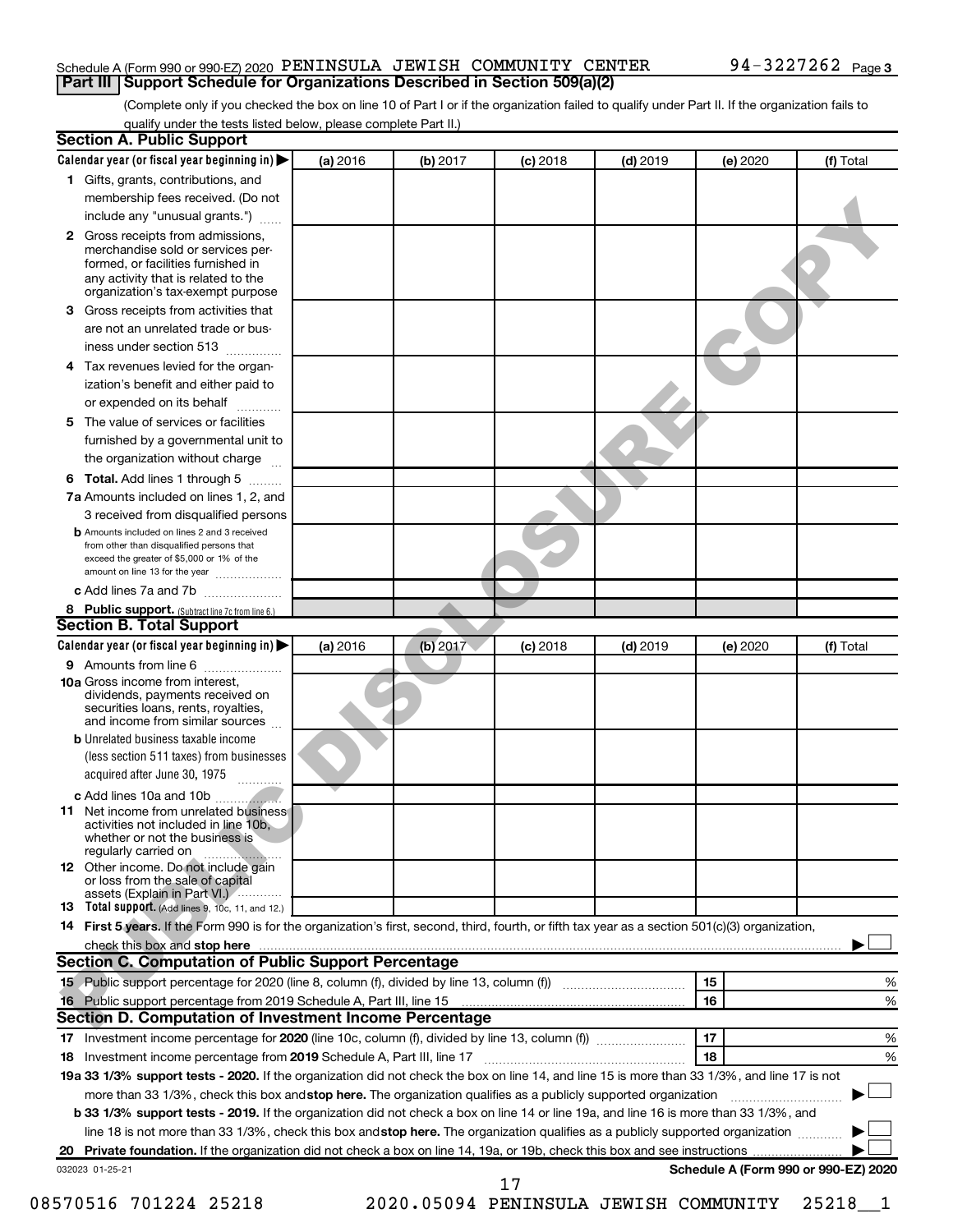Schedule A (Form 990 or 990-EZ) 2020 PENINSULA JEWISH COMMUNITY CENTER 94-3227262 Page 3

## Part III Support Schedule for Organizations Described in Section 509(a)(2)

(Complete only if you checked the box on line 10 of Part I or if the organization failed to qualify under Part II. If the organization fails to qualify under the tests listed below, please complete Part II.)

### Section A. Public Support

| Calendar year (or fiscal year beginning in) ▶ | (a) 2016 | (b) 2017 | (c) 2018 | (d) 2019 | (e) 2020 | (f) Total |
|---|---|---|---|---|---|---|
| 1 Gifts, grants, contributions, and membership fees received. (Do not include any "unusual grants.") | | | | | | |
| 2 Gross receipts from admissions, merchandise sold or services performed, or facilities furnished in any activity that is related to the organization's tax-exempt purpose | | | | | | |
| 3 Gross receipts from activities that are not an unrelated trade or business under section 513 | | | | | | |
| 4 Tax revenues levied for the organization's benefit and either paid to or expended on its behalf | | | | | | |
| 5 The value of services or facilities furnished by a governmental unit to the organization without charge | | | | | | |
| 6 **Total.** Add lines 1 through 5 | | | | | | |
| 7a Amounts included on lines 1, 2, and 3 received from disqualified persons | | | | | | |
| b Amounts included on lines 2 and 3 received from other than disqualified persons that exceed the greater of $5,000 or 1% of the amount on line 13 for the year | | | | | | |
| c Add lines 7a and 7b | | | | | | |
| 8 **Public support.** (Subtract line 7c from line 6.) | | | | | | |

### Section B. Total Support

| Calendar year (or fiscal year beginning in) ▶ | (a) 2016 | (b) 2017 | (c) 2018 | (d) 2019 | (e) 2020 | (f) Total |
|---|---|---|---|---|---|---|
| 9 Amounts from line 6 | | | | | | |
| 10a Gross income from interest, dividends, payments received on securities loans, rents, royalties, and income from similar sources | | | | | | |
| b Unrelated business taxable income (less section 511 taxes) from businesses acquired after June 30, 1975 | | | | | | |
| c Add lines 10a and 10b | | | | | | |
| 11 Net income from unrelated business activities not included in line 10b, whether or not the business is regularly carried on | | | | | | |
| 12 Other income. Do not include gain or loss from the sale of capital assets (Explain in Part VI.) | | | | | | |
| 13 **Total support.** (Add lines 9, 10c, 11, and 12.) | | | | | | |

14 **First 5 years.** If the Form 990 is for the organization's first, second, third, fourth, or fifth tax year as a section 501(c)(3) organization, check this box and **stop here** ▶ ☐

### Section C. Computation of Public Support Percentage

| | | |
|---|---|---|
| 15 Public support percentage for 2020 (line 8, column (f), divided by line 13, column (f)) | 15 | % |
| 16 Public support percentage from 2019 Schedule A, Part III, line 15 | 16 | % |

### Section D. Computation of Investment Income Percentage

| | | |
|---|---|---|
| 17 Investment income percentage for **2020** (line 10c, column (f), divided by line 13, column (f)) | 17 | % |
| 18 Investment income percentage from **2019** Schedule A, Part III, line 17 | 18 | % |

19a **33 1/3% support tests - 2020.** If the organization did not check the box on line 14, and line 15 is more than 33 1/3%, and line 17 is not more than 33 1/3%, check this box and **stop here.** The organization qualifies as a publicly supported organization ▶ ☐

b **33 1/3% support tests - 2019.** If the organization did not check a box on line 14 or line 19a, and line 16 is more than 33 1/3%, and line 18 is not more than 33 1/3%, check this box and **stop here.** The organization qualifies as a publicly supported organization ▶ ☐

20 **Private foundation.** If the organization did not check a box on line 14, 19a, or 19b, check this box and see instructions ▶ ☐

032023 01-25-21 **Schedule A (Form 990 or 990-EZ) 2020**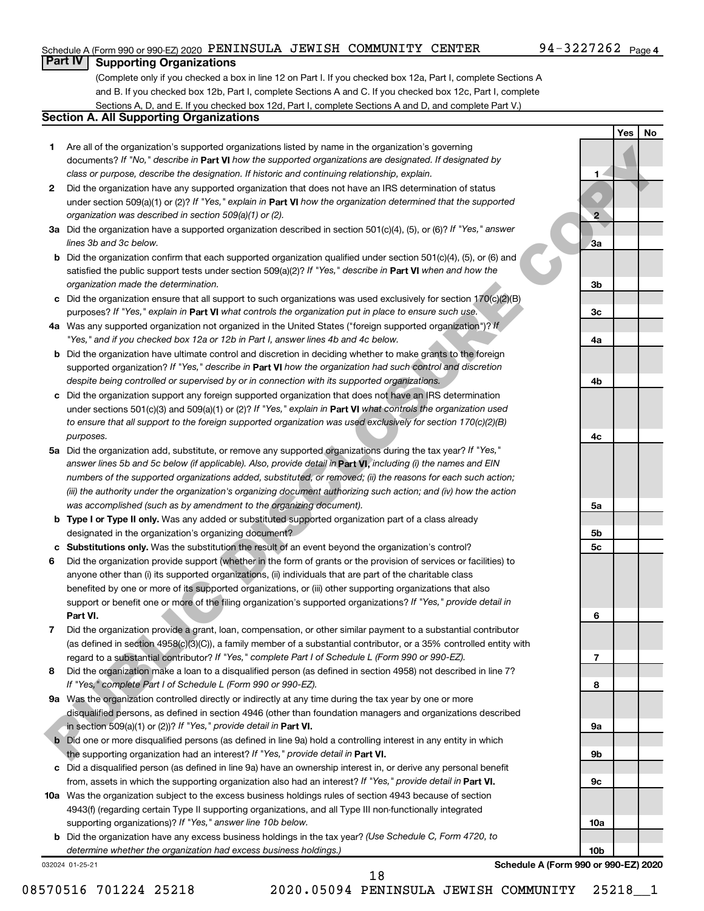Schedule A (Form 990 or 990-EZ) 2020 PENINSULA JEWISH COMMUNITY CENTER 94-3227262 Page 4

## Part IV Supporting Organizations

(Complete only if you checked a box in line 12 on Part I. If you checked box 12a, Part I, complete Sections A and B. If you checked box 12b, Part I, complete Sections A and C. If you checked box 12c, Part I, complete Sections A, D, and E. If you checked box 12d, Part I, complete Sections A and D, and complete Part V.)

### Section A. All Supporting Organizations

| | | | Yes | No |
|---|---|---|---|---|
| 1 | Are all of the organization's supported organizations listed by name in the organization's governing documents? *If "No," describe in* **Part VI** *how the supported organizations are designated. If designated by class or purpose, describe the designation. If historic and continuing relationship, explain.* | 1 | | |
| 2 | Did the organization have any supported organization that does not have an IRS determination of status under section 509(a)(1) or (2)? *If "Yes," explain in* **Part VI** *how the organization determined that the supported organization was described in section 509(a)(1) or (2).* | 2 | | |
| 3a | Did the organization have a supported organization described in section 501(c)(4), (5), or (6)? *If "Yes," answer lines 3b and 3c below.* | 3a | | |
| b | Did the organization confirm that each supported organization qualified under section 501(c)(4), (5), or (6) and satisfied the public support tests under section 509(a)(2)? *If "Yes," describe in* **Part VI** *when and how the organization made the determination.* | 3b | | |
| c | Did the organization ensure that all support to such organizations was used exclusively for section 170(c)(2)(B) purposes? *If "Yes," explain in* **Part VI** *what controls the organization put in place to ensure such use.* | 3c | | |
| 4a | Was any supported organization not organized in the United States ("foreign supported organization")? *If "Yes," and if you checked box 12a or 12b in Part I, answer lines 4b and 4c below.* | 4a | | |
| b | Did the organization have ultimate control and discretion in deciding whether to make grants to the foreign supported organization? *If "Yes," describe in* **Part VI** *how the organization had such control and discretion despite being controlled or supervised by or in connection with its supported organizations.* | 4b | | |
| c | Did the organization support any foreign supported organization that does not have an IRS determination under sections 501(c)(3) and 509(a)(1) or (2)? *If "Yes," explain in* **Part VI** *what controls the organization used to ensure that all support to the foreign supported organization was used exclusively for section 170(c)(2)(B) purposes.* | 4c | | |
| 5a | Did the organization add, substitute, or remove any supported organizations during the tax year? *If "Yes," answer lines 5b and 5c below (if applicable). Also, provide detail in* **Part VI,** *including (i) the names and EIN numbers of the supported organizations added, substituted, or removed; (ii) the reasons for each such action; (iii) the authority under the organization's organizing document authorizing such action; and (iv) how the action was accomplished (such as by amendment to the organizing document).* | 5a | | |
| b | **Type I or Type II only.** Was any added or substituted supported organization part of a class already designated in the organization's organizing document? | 5b | | |
| c | **Substitutions only.** Was the substitution the result of an event beyond the organization's control? | 5c | | |
| 6 | Did the organization provide support (whether in the form of grants or the provision of services or facilities) to anyone other than (i) its supported organizations, (ii) individuals that are part of the charitable class benefited by one or more of its supported organizations, or (iii) other supporting organizations that also support or benefit one or more of the filing organization's supported organizations? *If "Yes," provide detail in* **Part VI.** | 6 | | |
| 7 | Did the organization provide a grant, loan, compensation, or other similar payment to a substantial contributor (as defined in section 4958(c)(3)(C)), a family member of a substantial contributor, or a 35% controlled entity with regard to a substantial contributor? *If "Yes," complete Part I of Schedule L (Form 990 or 990-EZ).* | 7 | | |
| 8 | Did the organization make a loan to a disqualified person (as defined in section 4958) not described in line 7? *If "Yes," complete Part I of Schedule L (Form 990 or 990-EZ).* | 8 | | |
| 9a | Was the organization controlled directly or indirectly at any time during the tax year by one or more disqualified persons, as defined in section 4946 (other than foundation managers and organizations described in section 509(a)(1) or (2))? *If "Yes," provide detail in* **Part VI.** | 9a | | |
| b | Did one or more disqualified persons (as defined in line 9a) hold a controlling interest in any entity in which the supporting organization had an interest? *If "Yes," provide detail in* **Part VI.** | 9b | | |
| c | Did a disqualified person (as defined in line 9a) have an ownership interest in, or derive any personal benefit from, assets in which the supporting organization also had an interest? *If "Yes," provide detail in* **Part VI.** | 9c | | |
| 10a | Was the organization subject to the excess business holdings rules of section 4943 because of section 4943(f) (regarding certain Type II supporting organizations, and all Type III non-functionally integrated supporting organizations)? *If "Yes," answer line 10b below.* | 10a | | |
| b | Did the organization have any excess business holdings in the tax year? *(Use Schedule C, Form 4720, to determine whether the organization had excess business holdings.)* | 10b | | |

032024 01-25-21

**Schedule A (Form 990 or 990-EZ) 2020**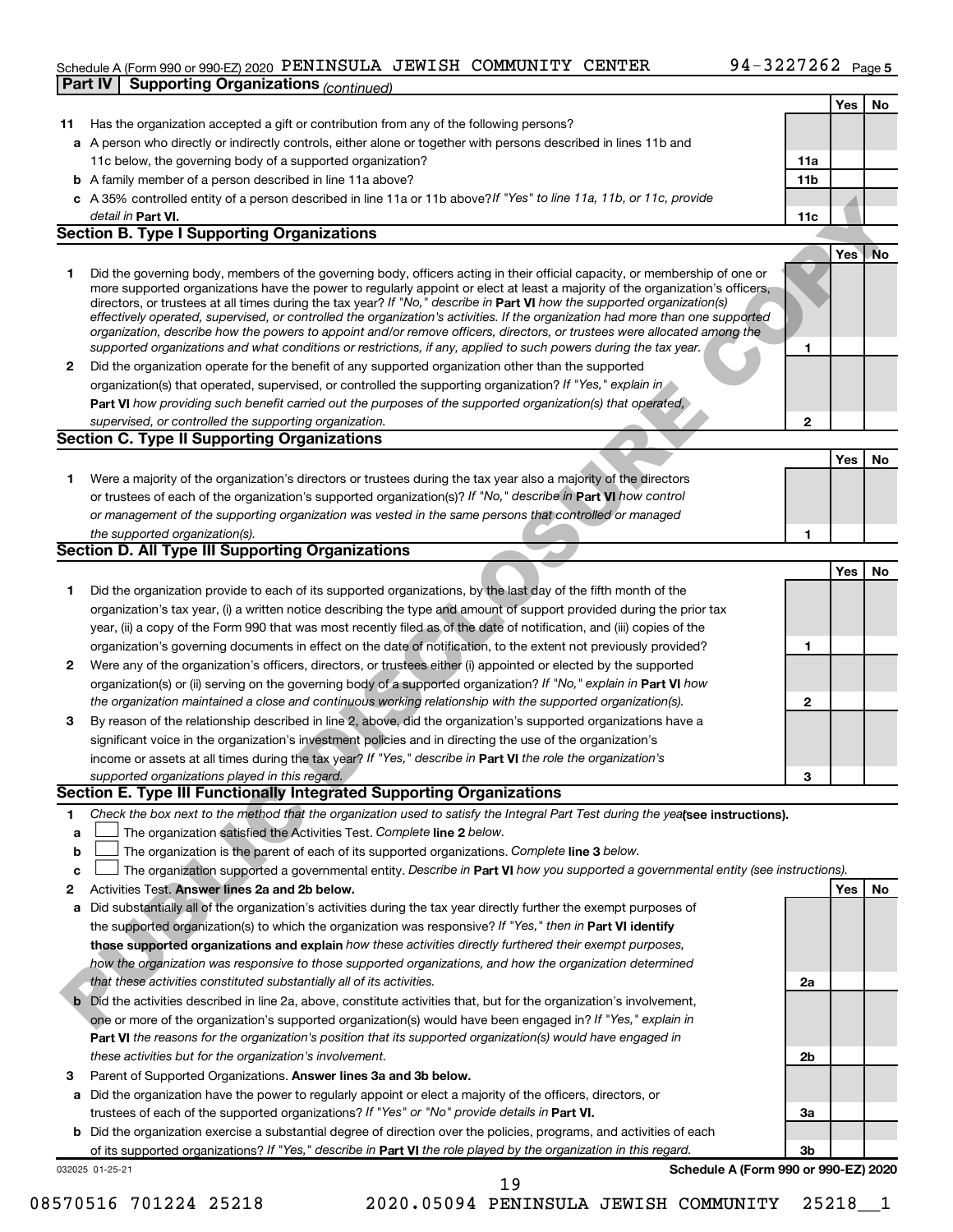Schedule A (Form 990 or 990-EZ) 2020 PENINSULA JEWISH COMMUNITY CENTER 94-3227262 Page 5

**Part IV | Supporting Organizations** *(continued)*

| | | | Yes | No |
|---|---|---|---|---|
| **11** | Has the organization accepted a gift or contribution from any of the following persons? | | | |
| **a** | A person who directly or indirectly controls, either alone or together with persons described in lines 11b and 11c below, the governing body of a supported organization? | **11a** | | |
| **b** | A family member of a person described in line 11a above? | **11b** | | |
| **c** | A 35% controlled entity of a person described in line 11a or 11b above? *If "Yes" to line 11a, 11b, or 11c, provide detail in* **Part VI.** | **11c** | | |

**Section B. Type I Supporting Organizations**

| | | | Yes | No |
|---|---|---|---|---|
| **1** | Did the governing body, members of the governing body, officers acting in their official capacity, or membership of one or more supported organizations have the power to regularly appoint or elect at least a majority of the organization's officers, directors, or trustees at all times during the tax year? *If "No," describe in* **Part VI** *how the supported organization(s) effectively operated, supervised, or controlled the organization's activities. If the organization had more than one supported organization, describe how the powers to appoint and/or remove officers, directors, or trustees were allocated among the supported organizations and what conditions or restrictions, if any, applied to such powers during the tax year.* | **1** | | |
| **2** | Did the organization operate for the benefit of any supported organization other than the supported organization(s) that operated, supervised, or controlled the supporting organization? *If "Yes," explain in* **Part VI** *how providing such benefit carried out the purposes of the supported organization(s) that operated, supervised, or controlled the supporting organization.* | **2** | | |

**Section C. Type II Supporting Organizations**

| | | | Yes | No |
|---|---|---|---|---|
| **1** | Were a majority of the organization's directors or trustees during the tax year also a majority of the directors or trustees of each of the organization's supported organization(s)? *If "No," describe in* **Part VI** *how control or management of the supporting organization was vested in the same persons that controlled or managed the supported organization(s).* | **1** | | |

**Section D. All Type III Supporting Organizations**

| | | | Yes | No |
|---|---|---|---|---|
| **1** | Did the organization provide to each of its supported organizations, by the last day of the fifth month of the organization's tax year, (i) a written notice describing the type and amount of support provided during the prior tax year, (ii) a copy of the Form 990 that was most recently filed as of the date of notification, and (iii) copies of the organization's governing documents in effect on the date of notification, to the extent not previously provided? | **1** | | |
| **2** | Were any of the organization's officers, directors, or trustees either (i) appointed or elected by the supported organization(s) or (ii) serving on the governing body of a supported organization? *If "No," explain in* **Part VI** *how the organization maintained a close and continuous working relationship with the supported organization(s).* | **2** | | |
| **3** | By reason of the relationship described in line 2, above, did the organization's supported organizations have a significant voice in the organization's investment policies and in directing the use of the organization's income or assets at all times during the tax year? *If "Yes," describe in* **Part VI** *the role the organization's supported organizations played in this regard.* | **3** | | |

**Section E. Type III Functionally Integrated Supporting Organizations**

**1** *Check the box next to the method that the organization used to satisfy the Integral Part Test during the year* **(see instructions).**

**a** ☐ The organization satisfied the Activities Test. *Complete* **line 2** *below.*

**b** ☐ The organization is the parent of each of its supported organizations. *Complete* **line 3** *below.*

**c** ☐ The organization supported a governmental entity. *Describe in* **Part VI** *how you supported a governmental entity (see instructions).*

| | | | Yes | No |
|---|---|---|---|---|
| **2** | Activities Test. **Answer lines 2a and 2b below.** | | | |
| **a** | Did substantially all of the organization's activities during the tax year directly further the exempt purposes of the supported organization(s) to which the organization was responsive? *If "Yes," then in* **Part VI identify those supported organizations and explain** *how these activities directly furthered their exempt purposes, how the organization was responsive to those supported organizations, and how the organization determined that these activities constituted substantially all of its activities.* | **2a** | | |
| **b** | Did the activities described in line 2a, above, constitute activities that, but for the organization's involvement, one or more of the organization's supported organization(s) would have been engaged in? *If "Yes," explain in* **Part VI** *the reasons for the organization's position that its supported organization(s) would have engaged in these activities but for the organization's involvement.* | **2b** | | |
| **3** | Parent of Supported Organizations. **Answer lines 3a and 3b below.** | | | |
| **a** | Did the organization have the power to regularly appoint or elect a majority of the officers, directors, or trustees of each of the supported organizations? *If "Yes" or "No" provide details in* **Part VI.** | **3a** | | |
| **b** | Did the organization exercise a substantial degree of direction over the policies, programs, and activities of each of its supported organizations? *If "Yes," describe in* **Part VI** *the role played by the organization in this regard.* | **3b** | | |

032025 01-25-21 **Schedule A (Form 990 or 990-EZ) 2020**

08570516 701224 25218 2020.05094 PENINSULA JEWISH COMMUNITY 25218__1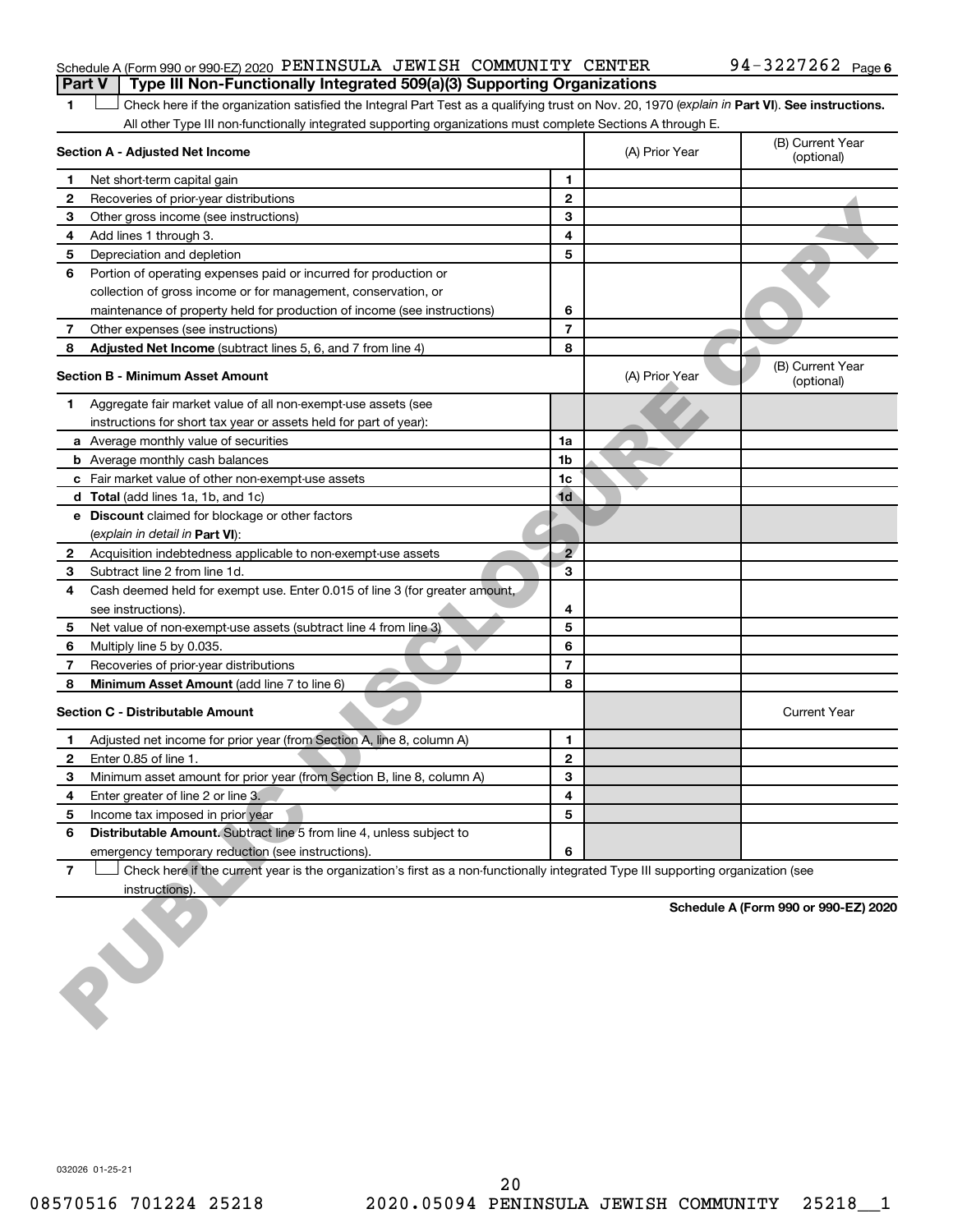Schedule A (Form 990 or 990-EZ) 2020 PENINSULA JEWISH COMMUNITY CENTER 94-3227262 Page 6

**Part V | Type III Non-Functionally Integrated 509(a)(3) Supporting Organizations**

1 ☐ Check here if the organization satisfied the Integral Part Test as a qualifying trust on Nov. 20, 1970 (*explain in* **Part VI**). **See instructions.** All other Type III non-functionally integrated supporting organizations must complete Sections A through E.

| Section A - Adjusted Net Income | | | (A) Prior Year | (B) Current Year (optional) |
|---|---|---|---|---|
| 1 | Net short-term capital gain | 1 | | |
| 2 | Recoveries of prior-year distributions | 2 | | |
| 3 | Other gross income (see instructions) | 3 | | |
| 4 | Add lines 1 through 3. | 4 | | |
| 5 | Depreciation and depletion | 5 | | |
| 6 | Portion of operating expenses paid or incurred for production or collection of gross income or for management, conservation, or maintenance of property held for production of income (see instructions) | 6 | | |
| 7 | Other expenses (see instructions) | 7 | | |
| 8 | **Adjusted Net Income** (subtract lines 5, 6, and 7 from line 4) | 8 | | |

| Section B - Minimum Asset Amount | | | (A) Prior Year | (B) Current Year (optional) |
|---|---|---|---|---|
| 1 | Aggregate fair market value of all non-exempt-use assets (see instructions for short tax year or assets held for part of year): | | | |
| a | Average monthly value of securities | 1a | | |
| b | Average monthly cash balances | 1b | | |
| c | Fair market value of other non-exempt-use assets | 1c | | |
| d | **Total** (add lines 1a, 1b, and 1c) | 1d | | |
| e | **Discount** claimed for blockage or other factors (*explain in detail in* **Part VI**): | | | |
| 2 | Acquisition indebtedness applicable to non-exempt-use assets | 2 | | |
| 3 | Subtract line 2 from line 1d. | 3 | | |
| 4 | Cash deemed held for exempt use. Enter 0.015 of line 3 (for greater amount, see instructions). | 4 | | |
| 5 | Net value of non-exempt-use assets (subtract line 4 from line 3) | 5 | | |
| 6 | Multiply line 5 by 0.035. | 6 | | |
| 7 | Recoveries of prior-year distributions | 7 | | |
| 8 | **Minimum Asset Amount** (add line 7 to line 6) | 8 | | |

| Section C - Distributable Amount | | | | Current Year |
|---|---|---|---|---|
| 1 | Adjusted net income for prior year (from Section A, line 8, column A) | 1 | | |
| 2 | Enter 0.85 of line 1. | 2 | | |
| 3 | Minimum asset amount for prior year (from Section B, line 8, column A) | 3 | | |
| 4 | Enter greater of line 2 or line 3. | 4 | | |
| 5 | Income tax imposed in prior year | 5 | | |
| 6 | **Distributable Amount.** Subtract line 5 from line 4, unless subject to emergency temporary reduction (see instructions). | 6 | | |

7 ☐ Check here if the current year is the organization's first as a non-functionally integrated Type III supporting organization (see instructions).

**Schedule A (Form 990 or 990-EZ) 2020**

032026 01-25-21

08570516 701224 25218 2020.05094 PENINSULA JEWISH COMMUNITY 25218__1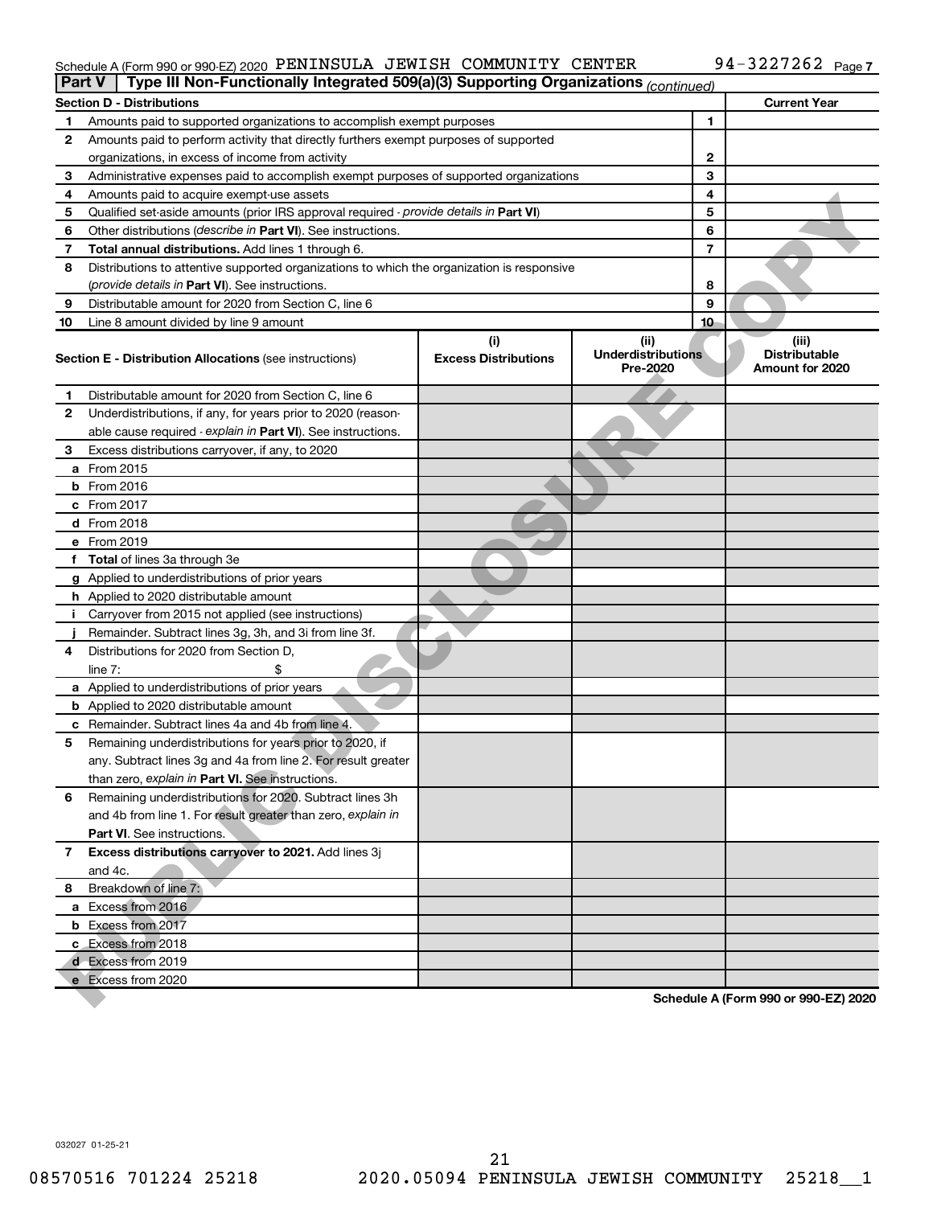Schedule A (Form 990 or 990-EZ) 2020 PENINSULA JEWISH COMMUNITY CENTER 94-3227262 Page 7

**Part V | Type III Non-Functionally Integrated 509(a)(3) Supporting Organizations** *(continued)*

| Section D - Distributions | | | Current Year |
|---|---|---|---|
| 1 | Amounts paid to supported organizations to accomplish exempt purposes | 1 | |
| 2 | Amounts paid to perform activity that directly furthers exempt purposes of supported organizations, in excess of income from activity | 2 | |
| 3 | Administrative expenses paid to accomplish exempt purposes of supported organizations | 3 | |
| 4 | Amounts paid to acquire exempt-use assets | 4 | |
| 5 | Qualified set-aside amounts (prior IRS approval required - *provide details in* **Part VI**) | 5 | |
| 6 | Other distributions (*describe in* **Part VI**). See instructions. | 6 | |
| 7 | **Total annual distributions.** Add lines 1 through 6. | 7 | |
| 8 | Distributions to attentive supported organizations to which the organization is responsive (*provide details in* **Part VI**). See instructions. | 8 | |
| 9 | Distributable amount for 2020 from Section C, line 6 | 9 | |
| 10 | Line 8 amount divided by line 9 amount | 10 | |

| | Section E - Distribution Allocations (see instructions) | (i) Excess Distributions | (ii) Underdistributions Pre-2020 | (iii) Distributable Amount for 2020 |
|---|---|---|---|---|
| 1 | Distributable amount for 2020 from Section C, line 6 | | | |
| 2 | Underdistributions, if any, for years prior to 2020 (reasonable cause required - *explain in* **Part VI**). See instructions. | | | |
| 3 | Excess distributions carryover, if any, to 2020 | | | |
| a | From 2015 | | | |
| b | From 2016 | | | |
| c | From 2017 | | | |
| d | From 2018 | | | |
| e | From 2019 | | | |
| f | **Total** of lines 3a through 3e | | | |
| g | Applied to underdistributions of prior years | | | |
| h | Applied to 2020 distributable amount | | | |
| i | Carryover from 2015 not applied (see instructions) | | | |
| j | Remainder. Subtract lines 3g, 3h, and 3i from line 3f. | | | |
| 4 | Distributions for 2020 from Section D, line 7: $ | | | |
| a | Applied to underdistributions of prior years | | | |
| b | Applied to 2020 distributable amount | | | |
| c | Remainder. Subtract lines 4a and 4b from line 4. | | | |
| 5 | Remaining underdistributions for years prior to 2020, if any. Subtract lines 3g and 4a from line 2. For result greater than zero, *explain in* **Part VI.** See instructions. | | | |
| 6 | Remaining underdistributions for 2020. Subtract lines 3h and 4b from line 1. For result greater than zero, *explain in* **Part VI**. See instructions. | | | |
| 7 | **Excess distributions carryover to 2021.** Add lines 3j and 4c. | | | |
| 8 | Breakdown of line 7: | | | |
| a | Excess from 2016 | | | |
| b | Excess from 2017 | | | |
| c | Excess from 2018 | | | |
| d | Excess from 2019 | | | |
| e | Excess from 2020 | | | |

**Schedule A (Form 990 or 990-EZ) 2020**

032027 01-25-21

08570516 701224 25218 2020.05094 PENINSULA JEWISH COMMUNITY 25218__1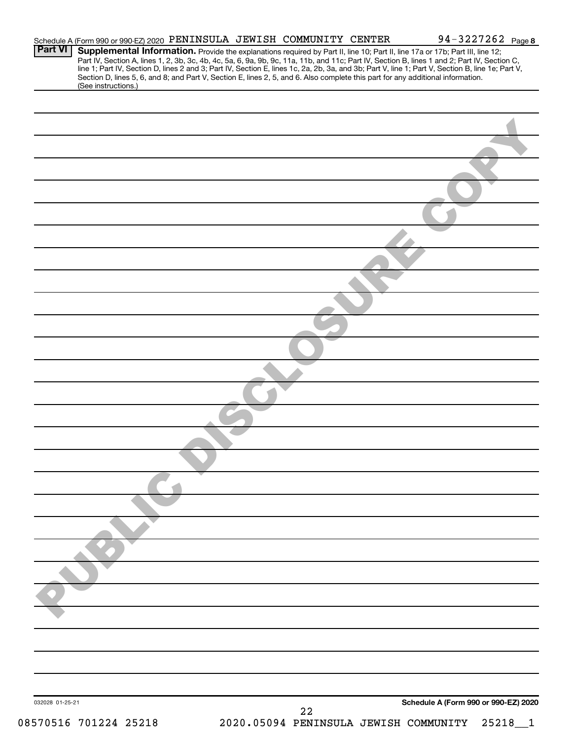Schedule A (Form 990 or 990-EZ) 2020 PENINSULA JEWISH COMMUNITY CENTER 94-3227262 Page **8**

**Part VI** **Supplemental Information.** Provide the explanations required by Part II, line 10; Part II, line 17a or 17b; Part III, line 12; Part IV, Section A, lines 1, 2, 3b, 3c, 4b, 4c, 5a, 6, 9a, 9b, 9c, 11a, 11b, and 11c; Part IV, Section B, lines 1 and 2; Part IV, Section C, line 1; Part IV, Section D, lines 2 and 3; Part IV, Section E, lines 1c, 2a, 2b, 3a, and 3b; Part V, line 1; Part V, Section B, line 1e; Part V, Section D, lines 5, 6, and 8; and Part V, Section E, lines 2, 5, and 6. Also complete this part for any additional information. (See instructions.)

PUBLIC DISCLOSURE COPY

032028 01-25-21

**Schedule A (Form 990 or 990-EZ) 2020**

08570516 701224 25218 2020.05094 PENINSULA JEWISH COMMUNITY 25218__1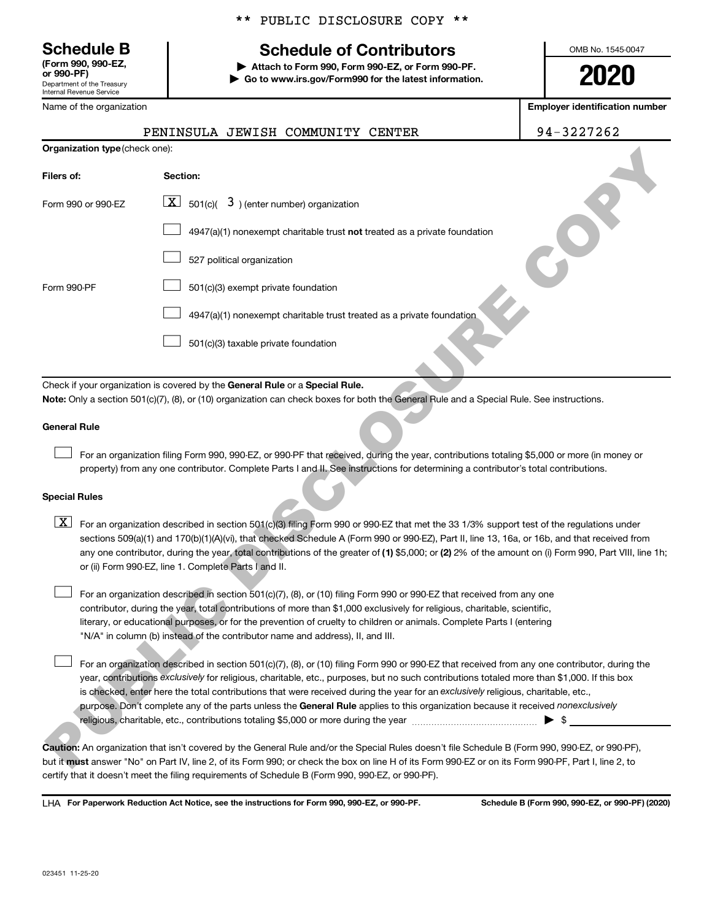\*\* PUBLIC DISCLOSURE COPY \*\*

**Schedule B**
**(Form 990, 990-EZ, or 990-PF)**
Department of the Treasury
Internal Revenue Service

# Schedule of Contributors

▶ **Attach to Form 990, Form 990-EZ, or Form 990-PF.**
▶ **Go to www.irs.gov/Form990 for the latest information.**

OMB No. 1545-0047

**2020**

Name of the organization: PENINSULA JEWISH COMMUNITY CENTER

**Employer identification number:** 94-3227262

**Organization type** (check one):

| Filers of: | Section: |
|---|---|
| Form 990 or 990-EZ | [X] 501(c)( 3 ) (enter number) organization |
| | [ ] 4947(a)(1) nonexempt charitable trust **not** treated as a private foundation |
| | [ ] 527 political organization |
| Form 990-PF | [ ] 501(c)(3) exempt private foundation |
| | [ ] 4947(a)(1) nonexempt charitable trust treated as a private foundation |
| | [ ] 501(c)(3) taxable private foundation |

Check if your organization is covered by the **General Rule** or a **Special Rule.**
**Note:** Only a section 501(c)(7), (8), or (10) organization can check boxes for both the General Rule and a Special Rule. See instructions.

**General Rule**

[ ] For an organization filing Form 990, 990-EZ, or 990-PF that received, during the year, contributions totaling $5,000 or more (in money or property) from any one contributor. Complete Parts I and II. See instructions for determining a contributor's total contributions.

**Special Rules**

[X] For an organization described in section 501(c)(3) filing Form 990 or 990-EZ that met the 33 1/3% support test of the regulations under sections 509(a)(1) and 170(b)(1)(A)(vi), that checked Schedule A (Form 990 or 990-EZ), Part II, line 13, 16a, or 16b, and that received from any one contributor, during the year, total contributions of the greater of **(1)** $5,000; or **(2)** 2% of the amount on (i) Form 990, Part VIII, line 1h; or (ii) Form 990-EZ, line 1. Complete Parts I and II.

[ ] For an organization described in section 501(c)(7), (8), or (10) filing Form 990 or 990-EZ that received from any one contributor, during the year, total contributions of more than $1,000 exclusively for religious, charitable, scientific, literary, or educational purposes, or for the prevention of cruelty to children or animals. Complete Parts I (entering "N/A" in column (b) instead of the contributor name and address), II, and III.

[ ] For an organization described in section 501(c)(7), (8), or (10) filing Form 990 or 990-EZ that received from any one contributor, during the year, contributions *exclusively* for religious, charitable, etc., purposes, but no such contributions totaled more than $1,000. If this box is checked, enter here the total contributions that were received during the year for an *exclusively* religious, charitable, etc., purpose. Don't complete any of the parts unless the **General Rule** applies to this organization because it received *nonexclusively* religious, charitable, etc., contributions totaling $5,000 or more during the year ▶ $ \_\_\_\_\_\_\_\_

**Caution:** An organization that isn't covered by the General Rule and/or the Special Rules doesn't file Schedule B (Form 990, 990-EZ, or 990-PF), but it **must** answer "No" on Part IV, line 2, of its Form 990; or check the box on line H of its Form 990-EZ or on its Form 990-PF, Part I, line 2, to certify that it doesn't meet the filing requirements of Schedule B (Form 990, 990-EZ, or 990-PF).

LHA **For Paperwork Reduction Act Notice, see the instructions for Form 990, 990-EZ, or 990-PF.** **Schedule B (Form 990, 990-EZ, or 990-PF) (2020)**

023451 11-25-20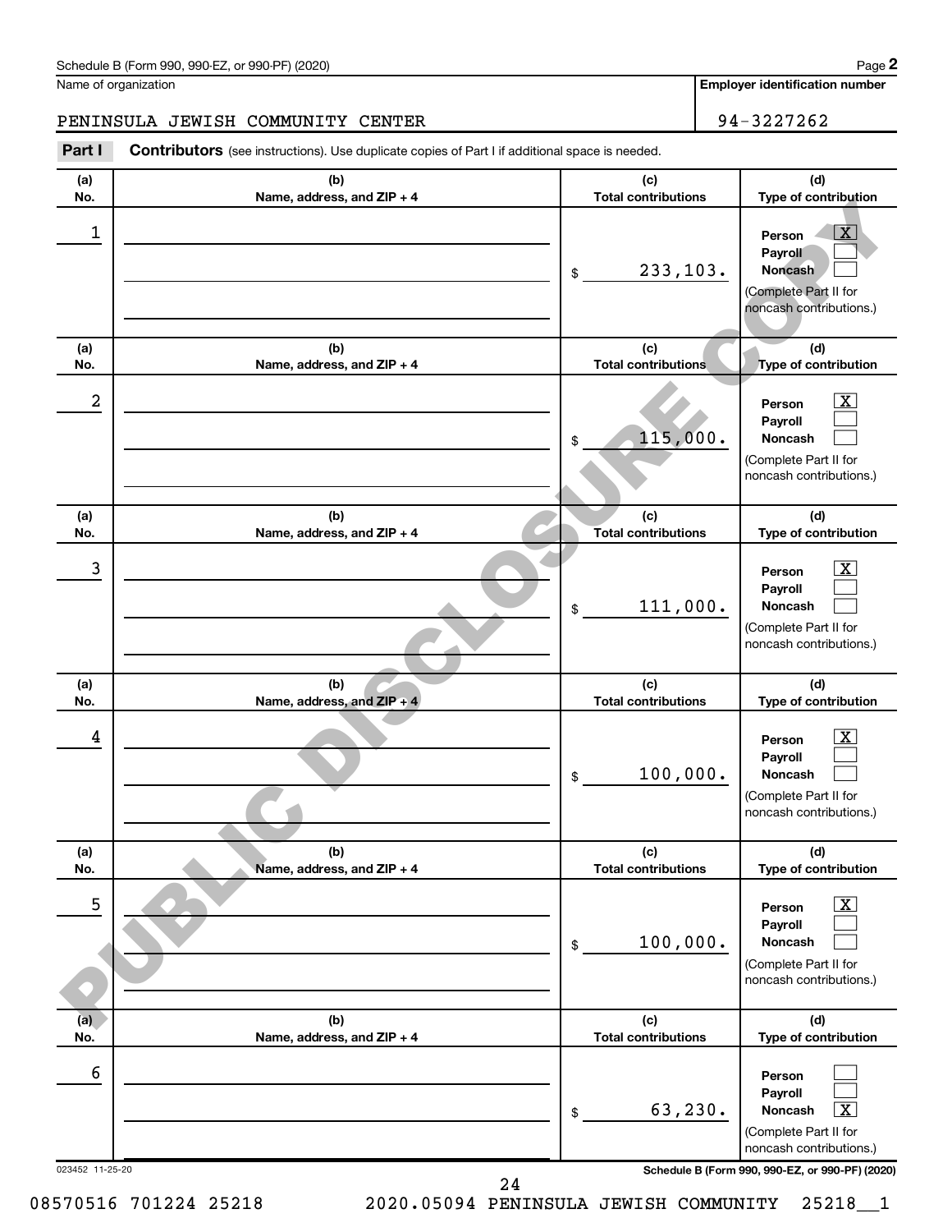Schedule B (Form 990, 990-EZ, or 990-PF) (2020)

Name of organization: PENINSULA JEWISH COMMUNITY CENTER

Employer identification number: 94-3227262

**Part I** **Contributors** (see instructions). Use duplicate copies of Part I if additional space is needed.

| (a) No. | (b) Name, address, and ZIP + 4 | (c) Total contributions | (d) Type of contribution |
|---|---|---|---|
| 1 | | $ 233,103. | Person [X] Payroll [ ] Noncash [ ] (Complete Part II for noncash contributions.) |
| 2 | | $ 115,000. | Person [X] Payroll [ ] Noncash [ ] (Complete Part II for noncash contributions.) |
| 3 | | $ 111,000. | Person [X] Payroll [ ] Noncash [ ] (Complete Part II for noncash contributions.) |
| 4 | | $ 100,000. | Person [X] Payroll [ ] Noncash [ ] (Complete Part II for noncash contributions.) |
| 5 | | $ 100,000. | Person [X] Payroll [ ] Noncash [ ] (Complete Part II for noncash contributions.) |
| 6 | | $ 63,230. | Person [ ] Payroll [ ] Noncash [X] (Complete Part II for noncash contributions.) |

PUBLIC DISCLOSURE COPY

023452 11-25-20

Schedule B (Form 990, 990-EZ, or 990-PF) (2020)

08570516 701224 25218 2020.05094 PENINSULA JEWISH COMMUNITY 25218__1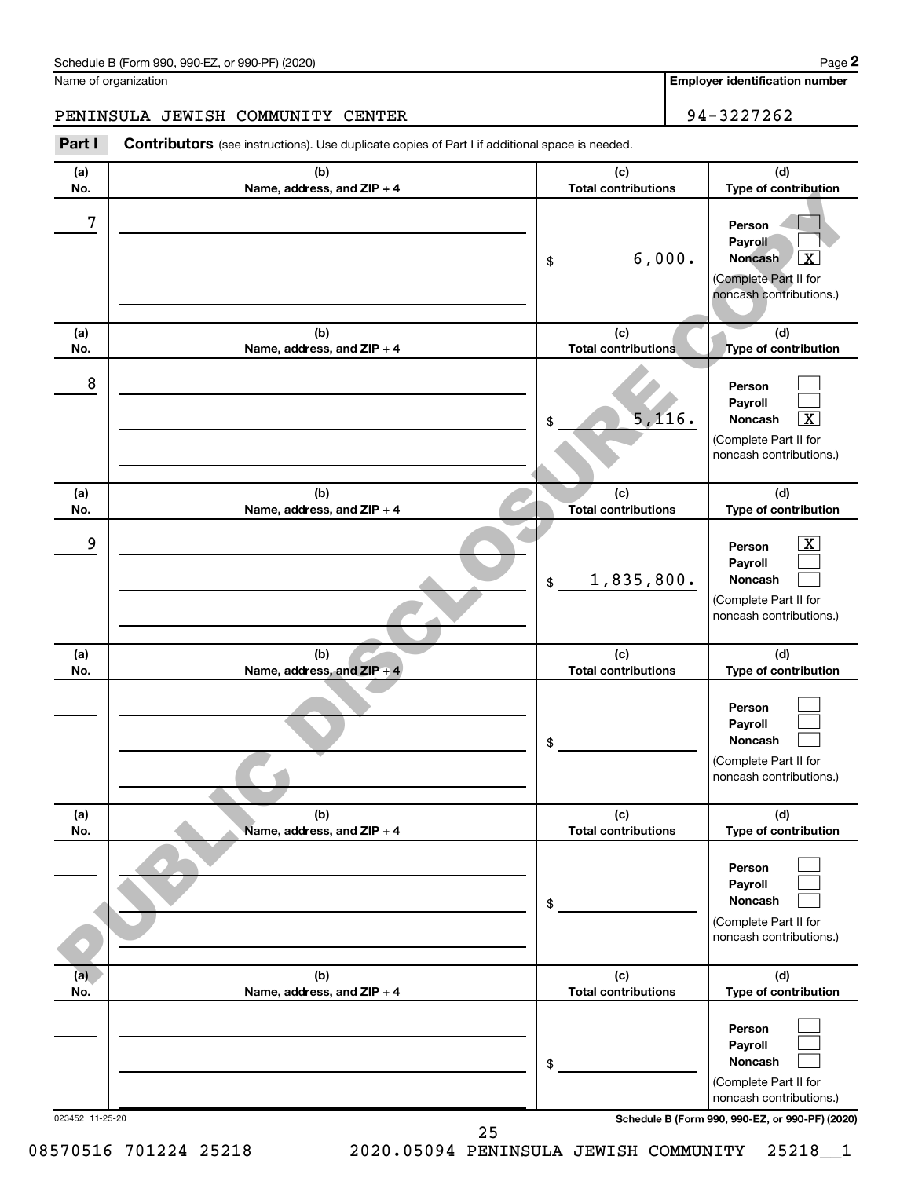Schedule B (Form 990, 990-EZ, or 990-PF) (2020) Page **2**

Name of organization: PENINSULA JEWISH COMMUNITY CENTER

**Employer identification number**: 94-3227262

**Part I** **Contributors** (see instructions). Use duplicate copies of Part I if additional space is needed.

| (a) No. | (b) Name, address, and ZIP + 4 | (c) Total contributions | (d) Type of contribution |
|---|---|---|---|
| 7 | | $ 6,000. | Person [ ] Payroll [ ] Noncash [X] (Complete Part II for noncash contributions.) |
| 8 | | $ 5,116. | Person [ ] Payroll [ ] Noncash [X] (Complete Part II for noncash contributions.) |
| 9 | | $ 1,835,800. | Person [X] Payroll [ ] Noncash [ ] (Complete Part II for noncash contributions.) |
| | | $ | Person [ ] Payroll [ ] Noncash [ ] (Complete Part II for noncash contributions.) |
| | | $ | Person [ ] Payroll [ ] Noncash [ ] (Complete Part II for noncash contributions.) |
| | | $ | Person [ ] Payroll [ ] Noncash [ ] (Complete Part II for noncash contributions.) |

PUBLIC DISCLOSURE COPY

023452 11-25-20

**Schedule B (Form 990, 990-EZ, or 990-PF) (2020)**

08570516 701224 25218 2020.05094 PENINSULA JEWISH COMMUNITY 25218__1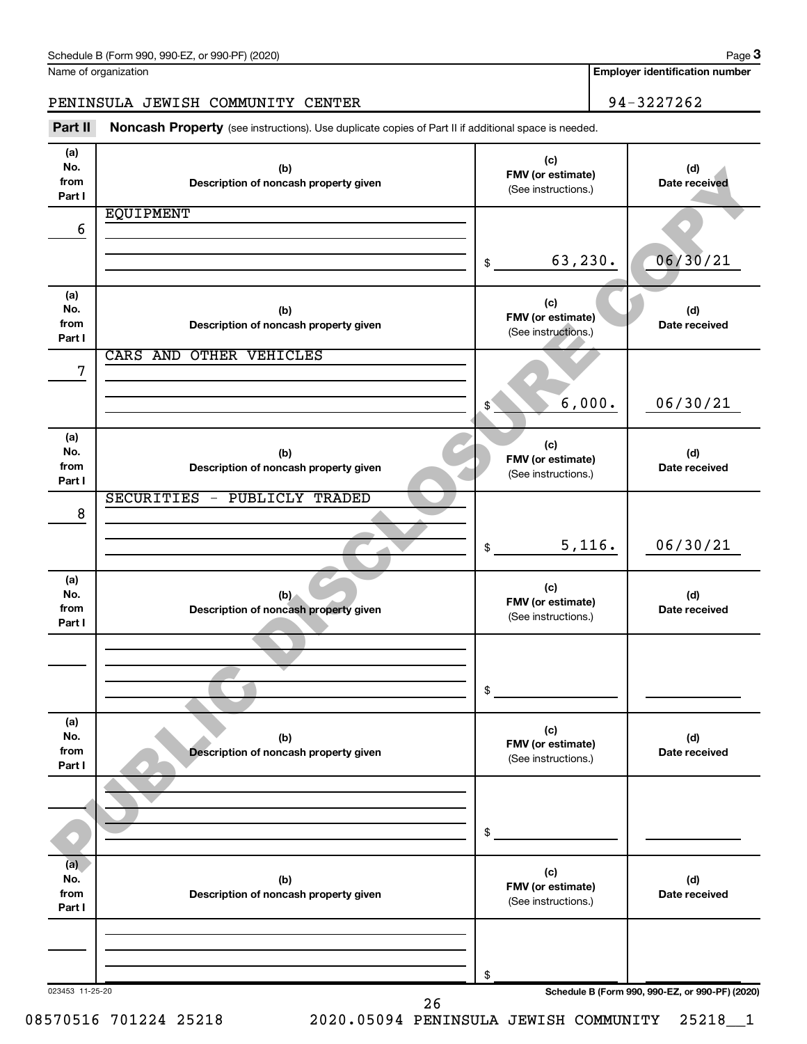Schedule B (Form 990, 990-EZ, or 990-PF) (2020)

Name of organization: PENINSULA JEWISH COMMUNITY CENTER

Employer identification number: 94-3227262

## Part II Noncash Property

(see instructions). Use duplicate copies of Part II if additional space is needed.

| (a) No. from Part I | (b) Description of noncash property given | (c) FMV (or estimate) (See instructions.) | (d) Date received |
|---|---|---|---|
| 6 | EQUIPMENT | $ 63,230. | 06/30/21 |
| 7 | CARS AND OTHER VEHICLES | $ 6,000. | 06/30/21 |
| 8 | SECURITIES - PUBLICLY TRADED | $ 5,116. | 06/30/21 |
| | | $ | |
| | | $ | |
| | | $ | |

PUBLIC DISCLOSURE COPY

023453 11-25-20

Schedule B (Form 990, 990-EZ, or 990-PF) (2020)

08570516 701224 25218 2020.05094 PENINSULA JEWISH COMMUNITY 25218__1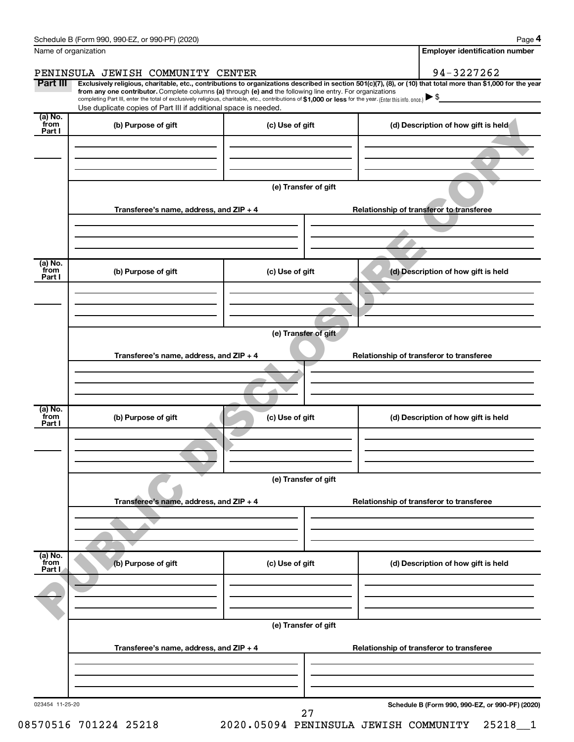Name of organization

PENINSULA JEWISH COMMUNITY CENTER

**Employer identification number**

94-3227262

**Part III** **Exclusively religious, charitable, etc., contributions to organizations described in section 501(c)(7), (8), or (10) that total more than $1,000 for the year from any one contributor.** Complete columns **(a)** through **(e) and** the following line entry. For organizations completing Part III, enter the total of exclusively religious, charitable, etc., contributions of **$1,000 or less** for the year. (Enter this info. once.) ▶ $

Use duplicate copies of Part III if additional space is needed.

| (a) No. from Part I | (b) Purpose of gift | (c) Use of gift | (d) Description of how gift is held |
|---|---|---|---|
| | | | |

**(e) Transfer of gift**

| Transferee's name, address, and ZIP + 4 | Relationship of transferor to transferee |
|---|---|
| | |

| (a) No. from Part I | (b) Purpose of gift | (c) Use of gift | (d) Description of how gift is held |
|---|---|---|---|
| | | | |

**(e) Transfer of gift**

| Transferee's name, address, and ZIP + 4 | Relationship of transferor to transferee |
|---|---|
| | |

| (a) No. from Part I | (b) Purpose of gift | (c) Use of gift | (d) Description of how gift is held |
|---|---|---|---|
| | | | |

**(e) Transfer of gift**

| Transferee's name, address, and ZIP + 4 | Relationship of transferor to transferee |
|---|---|
| | |

| (a) No. from Part I | (b) Purpose of gift | (c) Use of gift | (d) Description of how gift is held |
|---|---|---|---|
| | | | |

**(e) Transfer of gift**

| Transferee's name, address, and ZIP + 4 | Relationship of transferor to transferee |
|---|---|
| | |

PUBLIC DISCLOSURE COPY

023454 11-25-20 **Schedule B (Form 990, 990-EZ, or 990-PF) (2020)**

08570516 701224 25218 2020.05094 PENINSULA JEWISH COMMUNITY 25218__1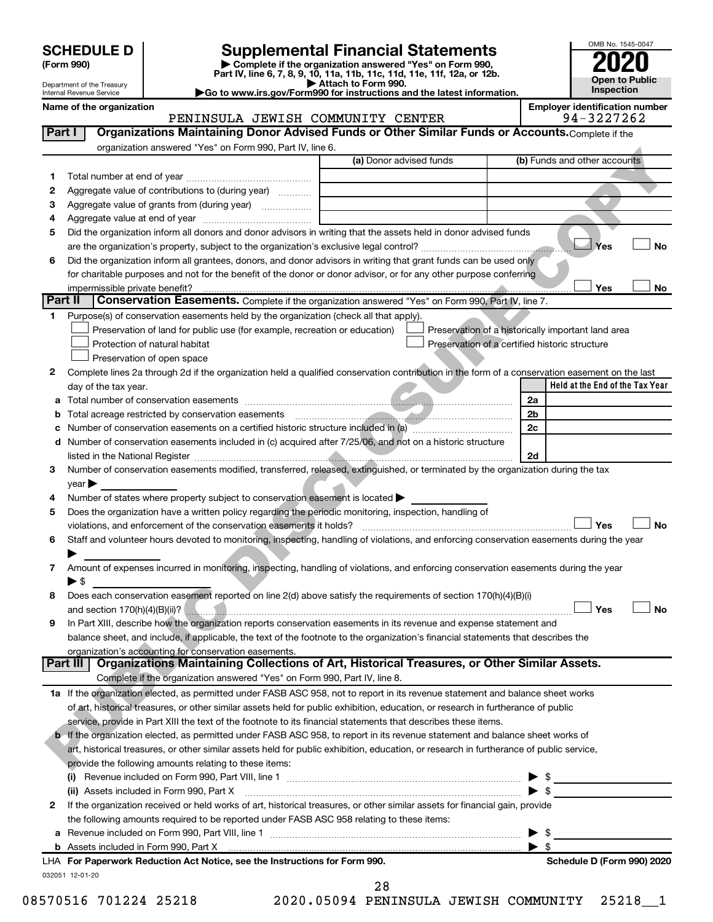# SCHEDULE D (Form 990)

Department of the Treasury
Internal Revenue Service

## Supplemental Financial Statements

▶ Complete if the organization answered "Yes" on Form 990, Part IV, line 6, 7, 8, 9, 10, 11a, 11b, 11c, 11d, 11e, 11f, 12a, or 12b.
▶ Attach to Form 990.
▶Go to www.irs.gov/Form990 for instructions and the latest information.

OMB No. 1545-0047
**2020**
**Open to Public Inspection**

**Name of the organization:** PENINSULA JEWISH COMMUNITY CENTER
**Employer identification number:** 94-3227262

## Part I Organizations Maintaining Donor Advised Funds or Other Similar Funds or Accounts.

Complete if the organization answered "Yes" on Form 990, Part IV, line 6.

| | | (a) Donor advised funds | (b) Funds and other accounts |
|---|---|---|---|
| 1 | Total number at end of year | | |
| 2 | Aggregate value of contributions to (during year) | | |
| 3 | Aggregate value of grants from (during year) | | |
| 4 | Aggregate value at end of year | | |

5 Did the organization inform all donors and donor advisors in writing that the assets held in donor advised funds are the organization's property, subject to the organization's exclusive legal control? ☐ Yes ☐ No

6 Did the organization inform all grantees, donors, and donor advisors in writing that grant funds can be used only for charitable purposes and not for the benefit of the donor or donor advisor, or for any other purpose conferring impermissible private benefit? ☐ Yes ☐ No

## Part II Conservation Easements.

Complete if the organization answered "Yes" on Form 990, Part IV, line 7.

1 Purpose(s) of conservation easements held by the organization (check all that apply).

- ☐ Preservation of land for public use (for example, recreation or education)
- ☐ Protection of natural habitat
- ☐ Preservation of open space
- ☐ Preservation of a historically important land area
- ☐ Preservation of a certified historic structure

2 Complete lines 2a through 2d if the organization held a qualified conservation contribution in the form of a conservation easement on the last day of the tax year.

| | | | Held at the End of the Tax Year |
|---|---|---|---|
| a | Total number of conservation easements | 2a | |
| b | Total acreage restricted by conservation easements | 2b | |
| c | Number of conservation easements on a certified historic structure included in (a) | 2c | |
| d | Number of conservation easements included in (c) acquired after 7/25/06, and not on a historic structure listed in the National Register | 2d | |

3 Number of conservation easements modified, transferred, released, extinguished, or terminated by the organization during the tax year ▶

4 Number of states where property subject to conservation easement is located ▶

5 Does the organization have a written policy regarding the periodic monitoring, inspection, handling of violations, and enforcement of the conservation easements it holds? ☐ Yes ☐ No

6 Staff and volunteer hours devoted to monitoring, inspecting, handling of violations, and enforcing conservation easements during the year ▶

7 Amount of expenses incurred in monitoring, inspecting, handling of violations, and enforcing conservation easements during the year ▶ $

8 Does each conservation easement reported on line 2(d) above satisfy the requirements of section 170(h)(4)(B)(i) and section 170(h)(4)(B)(ii)? ☐ Yes ☐ No

9 In Part XIII, describe how the organization reports conservation easements in its revenue and expense statement and balance sheet, and include, if applicable, the text of the footnote to the organization's financial statements that describes the organization's accounting for conservation easements.

## Part III Organizations Maintaining Collections of Art, Historical Treasures, or Other Similar Assets.

Complete if the organization answered "Yes" on Form 990, Part IV, line 8.

1a If the organization elected, as permitted under FASB ASC 958, not to report in its revenue statement and balance sheet works of art, historical treasures, or other similar assets held for public exhibition, education, or research in furtherance of public service, provide in Part XIII the text of the footnote to its financial statements that describes these items.

b If the organization elected, as permitted under FASB ASC 958, to report in its revenue statement and balance sheet works of art, historical treasures, or other similar assets held for public exhibition, education, or research in furtherance of public service, provide the following amounts relating to these items:

(i) Revenue included on Form 990, Part VIII, line 1 ▶ $

(ii) Assets included in Form 990, Part X ▶ $

2 If the organization received or held works of art, historical treasures, or other similar assets for financial gain, provide the following amounts required to be reported under FASB ASC 958 relating to these items:

a Revenue included on Form 990, Part VIII, line 1 ▶ $

b Assets included in Form 990, Part X ▶ $

**LHA For Paperwork Reduction Act Notice, see the Instructions for Form 990.** **Schedule D (Form 990) 2020**

032051 12-01-20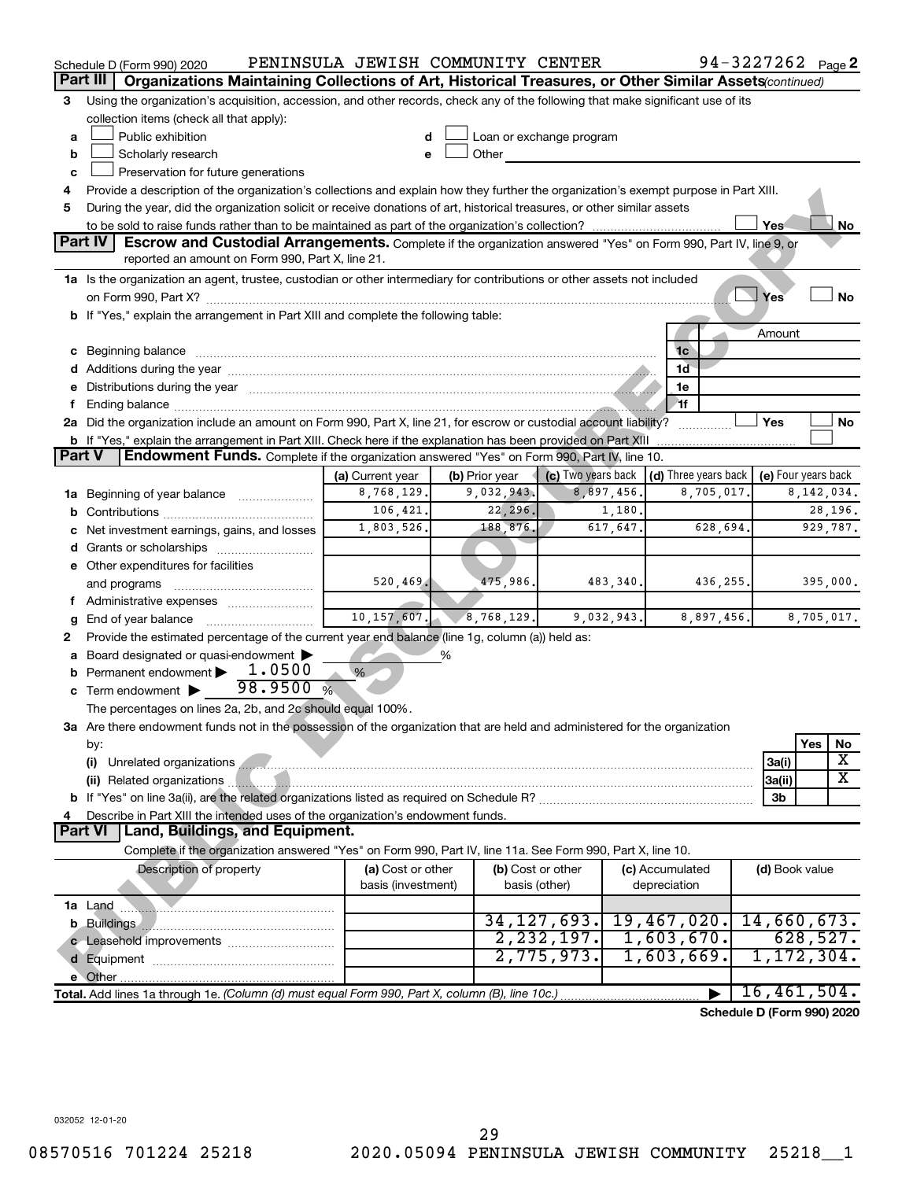Schedule D (Form 990) 2020 PENINSULA JEWISH COMMUNITY CENTER 94-3227262 Page 2

## Part III Organizations Maintaining Collections of Art, Historical Treasures, or Other Similar Assets (continued)

**3** Using the organization's acquisition, accession, and other records, check any of the following that make significant use of its collection items (check all that apply):

- **a** ☐ Public exhibition
- **b** ☐ Scholarly research
- **c** ☐ Preservation for future generations
- **d** ☐ Loan or exchange program
- **e** ☐ Other

**4** Provide a description of the organization's collections and explain how they further the organization's exempt purpose in Part XIII.

**5** During the year, did the organization solicit or receive donations of art, historical treasures, or other similar assets to be sold to raise funds rather than to be maintained as part of the organization's collection? ☐ Yes ☐ No

## Part IV Escrow and Custodial Arrangements.

Complete if the organization answered "Yes" on Form 990, Part IV, line 9, or reported an amount on Form 990, Part X, line 21.

**1a** Is the organization an agent, trustee, custodian or other intermediary for contributions or other assets not included on Form 990, Part X? ☐ Yes ☐ No

**b** If "Yes," explain the arrangement in Part XIII and complete the following table:

| | | Amount |
|---|---|---|
| **c** Beginning balance | 1c | |
| **d** Additions during the year | 1d | |
| **e** Distributions during the year | 1e | |
| **f** Ending balance | 1f | |

**2a** Did the organization include an amount on Form 990, Part X, line 21, for escrow or custodial account liability? ☐ Yes ☐ No

**b** If "Yes," explain the arrangement in Part XIII. Check here if the explanation has been provided on Part XIII ☐

## Part V Endowment Funds.

Complete if the organization answered "Yes" on Form 990, Part IV, line 10.

| | (a) Current year | (b) Prior year | (c) Two years back | (d) Three years back | (e) Four years back |
|---|---|---|---|---|---|
| **1a** Beginning of year balance | 8,768,129. | 9,032,943. | 8,897,456. | 8,705,017. | 8,142,034. |
| **b** Contributions | 106,421. | 22,296. | 1,180. | | 28,196. |
| **c** Net investment earnings, gains, and losses | 1,803,526. | 188,876. | 617,647. | 628,694. | 929,787. |
| **d** Grants or scholarships | | | | | |
| **e** Other expenditures for facilities and programs | 520,469. | 475,986. | 483,340. | 436,255. | 395,000. |
| **f** Administrative expenses | | | | | |
| **g** End of year balance | 10,157,607. | 8,768,129. | 9,032,943. | 8,897,456. | 8,705,017. |

**2** Provide the estimated percentage of the current year end balance (line 1g, column (a)) held as:

- **a** Board designated or quasi-endowment ▶ %
- **b** Permanent endowment ▶ 1.0500 %
- **c** Term endowment ▶ 98.9500 %

The percentages on lines 2a, 2b, and 2c should equal 100%.

**3a** Are there endowment funds not in the possession of the organization that are held and administered for the organization by:

| | | Yes | No |
|---|---|---|---|
| (i) Unrelated organizations | 3a(i) | | X |
| (ii) Related organizations | 3a(ii) | | X |
| **b** If "Yes" on line 3a(ii), are the related organizations listed as required on Schedule R? | 3b | | |

**4** Describe in Part XIII the intended uses of the organization's endowment funds.

## Part VI Land, Buildings, and Equipment.

Complete if the organization answered "Yes" on Form 990, Part IV, line 11a. See Form 990, Part X, line 10.

| Description of property | (a) Cost or other basis (investment) | (b) Cost or other basis (other) | (c) Accumulated depreciation | (d) Book value |
|---|---|---|---|---|
| **1a** Land | | | | |
| **b** Buildings | | 34,127,693. | 19,467,020. | 14,660,673. |
| **c** Leasehold improvements | | 2,232,197. | 1,603,670. | 628,527. |
| **d** Equipment | | 2,775,973. | 1,603,669. | 1,172,304. |
| **e** Other | | | | |
| **Total.** Add lines 1a through 1e. *(Column (d) must equal Form 990, Part X, column (B), line 10c.)* | | | ▶ | 16,461,504. |

**Schedule D (Form 990) 2020**

032052 12-01-20

08570516 701224 25218 2020.05094 PENINSULA JEWISH COMMUNITY 25218__1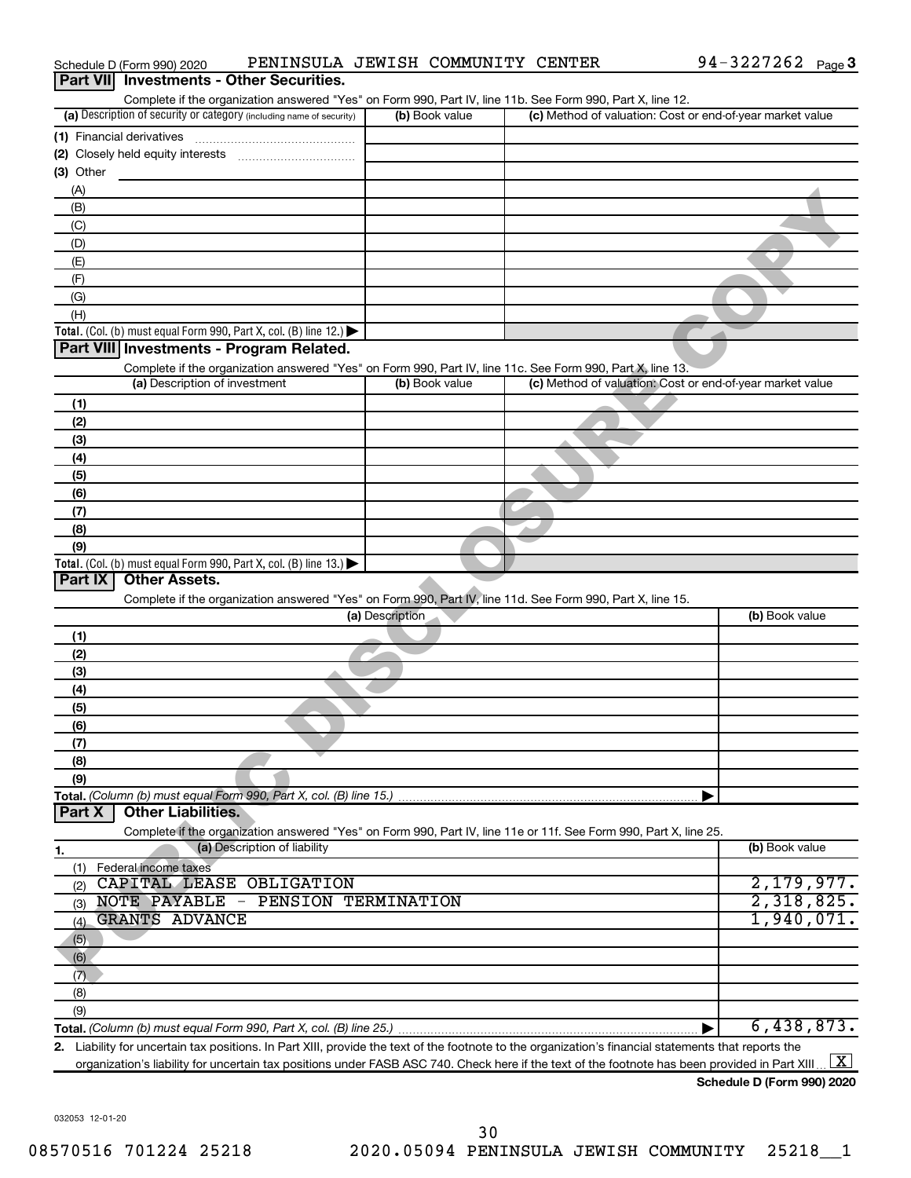Schedule D (Form 990) 2020 PENINSULA JEWISH COMMUNITY CENTER 94-3227262 Page 3

## Part VII Investments - Other Securities.

Complete if the organization answered "Yes" on Form 990, Part IV, line 11b. See Form 990, Part X, line 12.

| (a) Description of security or category (including name of security) | (b) Book value | (c) Method of valuation: Cost or end-of-year market value |
|---|---|---|
| (1) Financial derivatives | | |
| (2) Closely held equity interests | | |
| (3) Other | | |
| (A) | | |
| (B) | | |
| (C) | | |
| (D) | | |
| (E) | | |
| (F) | | |
| (G) | | |
| (H) | | |
| **Total.** (Col. (b) must equal Form 990, Part X, col. (B) line 12.) ▶ | | |

## Part VIII Investments - Program Related.

Complete if the organization answered "Yes" on Form 990, Part IV, line 11c. See Form 990, Part X, line 13.

| (a) Description of investment | (b) Book value | (c) Method of valuation: Cost or end-of-year market value |
|---|---|---|
| (1) | | |
| (2) | | |
| (3) | | |
| (4) | | |
| (5) | | |
| (6) | | |
| (7) | | |
| (8) | | |
| (9) | | |
| **Total.** (Col. (b) must equal Form 990, Part X, col. (B) line 13.) ▶ | | |

## Part IX Other Assets.

Complete if the organization answered "Yes" on Form 990, Part IV, line 11d. See Form 990, Part X, line 15.

| (a) Description | (b) Book value |
|---|---|
| (1) | |
| (2) | |
| (3) | |
| (4) | |
| (5) | |
| (6) | |
| (7) | |
| (8) | |
| (9) | |
| **Total.** *(Column (b) must equal Form 990, Part X, col. (B) line 15.)* ▶ | |

## Part X Other Liabilities.

Complete if the organization answered "Yes" on Form 990, Part IV, line 11e or 11f. See Form 990, Part X, line 25.

| 1. (a) Description of liability | (b) Book value |
|---|---|
| (1) Federal income taxes | |
| (2) CAPITAL LEASE OBLIGATION | 2,179,977. |
| (3) NOTE PAYABLE - PENSION TERMINATION | 2,318,825. |
| (4) GRANTS ADVANCE | 1,940,071. |
| (5) | |
| (6) | |
| (7) | |
| (8) | |
| (9) | |
| **Total.** *(Column (b) must equal Form 990, Part X, col. (B) line 25.)* ▶ | 6,438,873. |

2. Liability for uncertain tax positions. In Part XIII, provide the text of the footnote to the organization's financial statements that reports the organization's liability for uncertain tax positions under FASB ASC 740. Check here if the text of the footnote has been provided in Part XIII [X]

**Schedule D (Form 990) 2020**

032053 12-01-20

08570516 701224 25218 2020.05094 PENINSULA JEWISH COMMUNITY 25218__1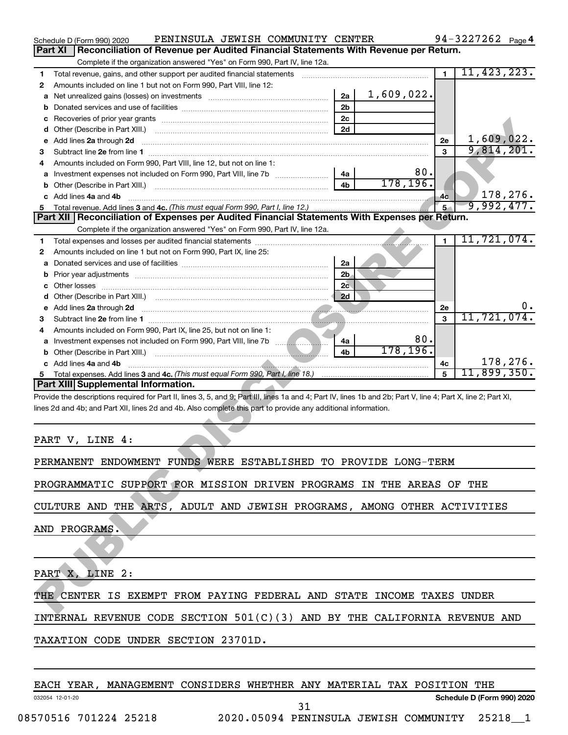Schedule D (Form 990) 2020 PENINSULA JEWISH COMMUNITY CENTER 94-3227262 Page 4

## Part XI Reconciliation of Revenue per Audited Financial Statements With Revenue per Return.

Complete if the organization answered "Yes" on Form 990, Part IV, line 12a.

| | | | | | |
|---|---|---|---|---|---|
| 1 | Total revenue, gains, and other support per audited financial statements | | | 1 | 11,423,223. |
| 2 | Amounts included on line 1 but not on Form 990, Part VIII, line 12: | | | | |
| a | Net unrealized gains (losses) on investments | 2a | 1,609,022. | | |
| b | Donated services and use of facilities | 2b | | | |
| c | Recoveries of prior year grants | 2c | | | |
| d | Other (Describe in Part XIII.) | 2d | | | |
| e | Add lines 2a through 2d | | | 2e | 1,609,022. |
| 3 | Subtract line 2e from line 1 | | | 3 | 9,814,201. |
| 4 | Amounts included on Form 990, Part VIII, line 12, but not on line 1: | | | | |
| a | Investment expenses not included on Form 990, Part VIII, line 7b | 4a | 80. | | |
| b | Other (Describe in Part XIII.) | 4b | 178,196. | | |
| c | Add lines 4a and 4b | | | 4c | 178,276. |
| 5 | Total revenue. Add lines 3 and 4c. *(This must equal Form 990, Part I, line 12.)* | | | 5 | 9,992,477. |

## Part XII Reconciliation of Expenses per Audited Financial Statements With Expenses per Return.

Complete if the organization answered "Yes" on Form 990, Part IV, line 12a.

| | | | | | |
|---|---|---|---|---|---|
| 1 | Total expenses and losses per audited financial statements | | | 1 | 11,721,074. |
| 2 | Amounts included on line 1 but not on Form 990, Part IX, line 25: | | | | |
| a | Donated services and use of facilities | 2a | | | |
| b | Prior year adjustments | 2b | | | |
| c | Other losses | 2c | | | |
| d | Other (Describe in Part XIII.) | 2d | | | |
| e | Add lines 2a through 2d | | | 2e | 0. |
| 3 | Subtract line 2e from line 1 | | | 3 | 11,721,074. |
| 4 | Amounts included on Form 990, Part IX, line 25, but not on line 1: | | | | |
| a | Investment expenses not included on Form 990, Part VIII, line 7b | 4a | 80. | | |
| b | Other (Describe in Part XIII.) | 4b | 178,196. | | |
| c | Add lines 4a and 4b | | | 4c | 178,276. |
| 5 | Total expenses. Add lines 3 and 4c. *(This must equal Form 990, Part I, line 18.)* | | | 5 | 11,899,350. |

## Part XIII Supplemental Information.

Provide the descriptions required for Part II, lines 3, 5, and 9; Part III, lines 1a and 4; Part IV, lines 1b and 2b; Part V, line 4; Part X, line 2; Part XI, lines 2d and 4b; and Part XII, lines 2d and 4b. Also complete this part to provide any additional information.

PART V, LINE 4:

PERMANENT ENDOWMENT FUNDS WERE ESTABLISHED TO PROVIDE LONG-TERM PROGRAMMATIC SUPPORT FOR MISSION DRIVEN PROGRAMS IN THE AREAS OF THE CULTURE AND THE ARTS, ADULT AND JEWISH PROGRAMS, AMONG OTHER ACTIVITIES AND PROGRAMS.

PART X, LINE 2:

THE CENTER IS EXEMPT FROM PAYING FEDERAL AND STATE INCOME TAXES UNDER INTERNAL REVENUE CODE SECTION 501(C)(3) AND BY THE CALIFORNIA REVENUE AND TAXATION CODE UNDER SECTION 23701D.

EACH YEAR, MANAGEMENT CONSIDERS WHETHER ANY MATERIAL TAX POSITION THE

032054 12-01-20 Schedule D (Form 990) 2020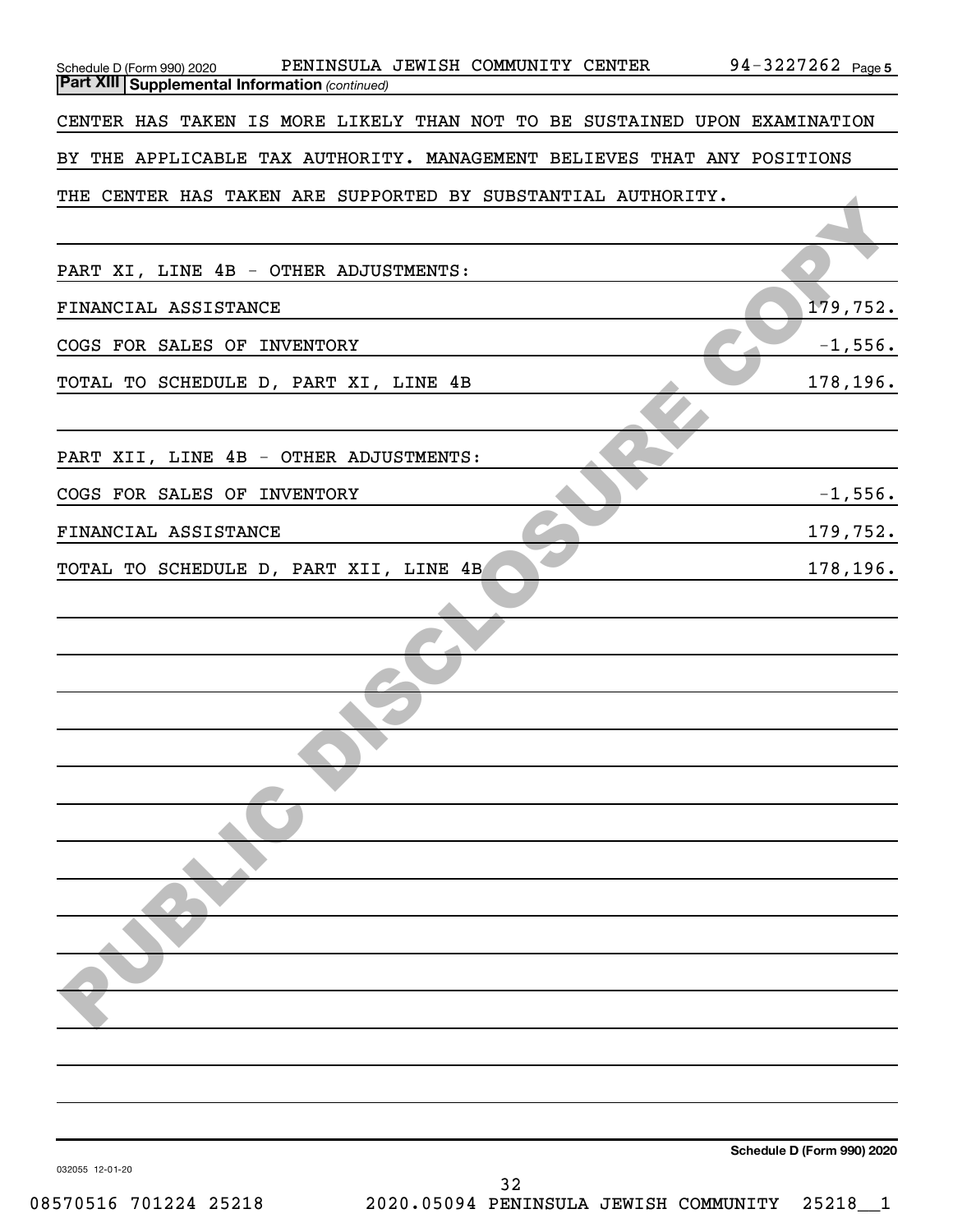Schedule D (Form 990) 2020 PENINSULA JEWISH COMMUNITY CENTER 94-3227262

**Part XIII Supplemental Information** *(continued)*

CENTER HAS TAKEN IS MORE LIKELY THAN NOT TO BE SUSTAINED UPON EXAMINATION BY THE APPLICABLE TAX AUTHORITY. MANAGEMENT BELIEVES THAT ANY POSITIONS THE CENTER HAS TAKEN ARE SUPPORTED BY SUBSTANTIAL AUTHORITY.

PART XI, LINE 4B - OTHER ADJUSTMENTS:

| | |
|---|---|
| FINANCIAL ASSISTANCE | 179,752. |
| COGS FOR SALES OF INVENTORY | -1,556. |
| TOTAL TO SCHEDULE D, PART XI, LINE 4B | 178,196. |

PART XII, LINE 4B - OTHER ADJUSTMENTS:

| | |
|---|---|
| COGS FOR SALES OF INVENTORY | -1,556. |
| FINANCIAL ASSISTANCE | 179,752. |
| TOTAL TO SCHEDULE D, PART XII, LINE 4B | 178,196. |

PUBLIC DISCLOSURE COPY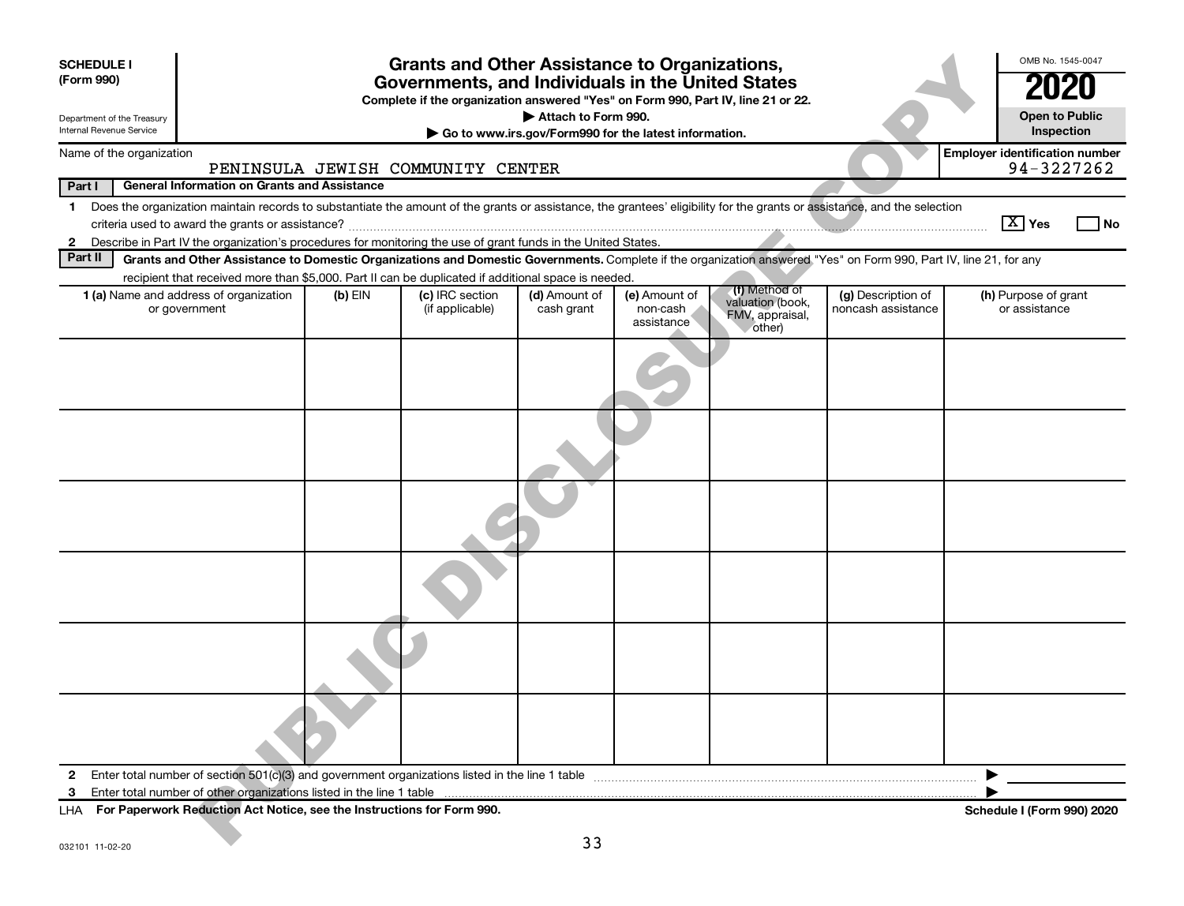**SCHEDULE I**
**(Form 990)**

Department of the Treasury
Internal Revenue Service

# Grants and Other Assistance to Organizations, Governments, and Individuals in the United States

**Complete if the organization answered "Yes" on Form 990, Part IV, line 21 or 22.**
▶ **Attach to Form 990.**
▶ **Go to www.irs.gov/Form990 for the latest information.**

OMB No. 1545-0047
**2020**
**Open to Public Inspection**

Name of the organization: PENINSULA JEWISH COMMUNITY CENTER
**Employer identification number:** 94-3227262

**Part I** **General Information on Grants and Assistance**

1 Does the organization maintain records to substantiate the amount of the grants or assistance, the grantees' eligibility for the grants or assistance, and the selection criteria used to award the grants or assistance? [X] **Yes** [ ] **No**

2 Describe in Part IV the organization's procedures for monitoring the use of grant funds in the United States.

**Part II** **Grants and Other Assistance to Domestic Organizations and Domestic Governments.** Complete if the organization answered "Yes" on Form 990, Part IV, line 21, for any recipient that received more than $5,000. Part II can be duplicated if additional space is needed.

| 1 (a) Name and address of organization or government | (b) EIN | (c) IRC section (if applicable) | (d) Amount of cash grant | (e) Amount of non-cash assistance | (f) Method of valuation (book, FMV, appraisal, other) | (g) Description of noncash assistance | (h) Purpose of grant or assistance |
|---|---|---|---|---|---|---|---|
| | | | | | | | |
| | | | | | | | |
| | | | | | | | |
| | | | | | | | |
| | | | | | | | |
| | | | | | | | |

2 Enter total number of section 501(c)(3) and government organizations listed in the line 1 table ▶

3 Enter total number of other organizations listed in the line 1 table ▶

LHA **For Paperwork Reduction Act Notice, see the Instructions for Form 990.** **Schedule I (Form 990) 2020**

032101 11-02-20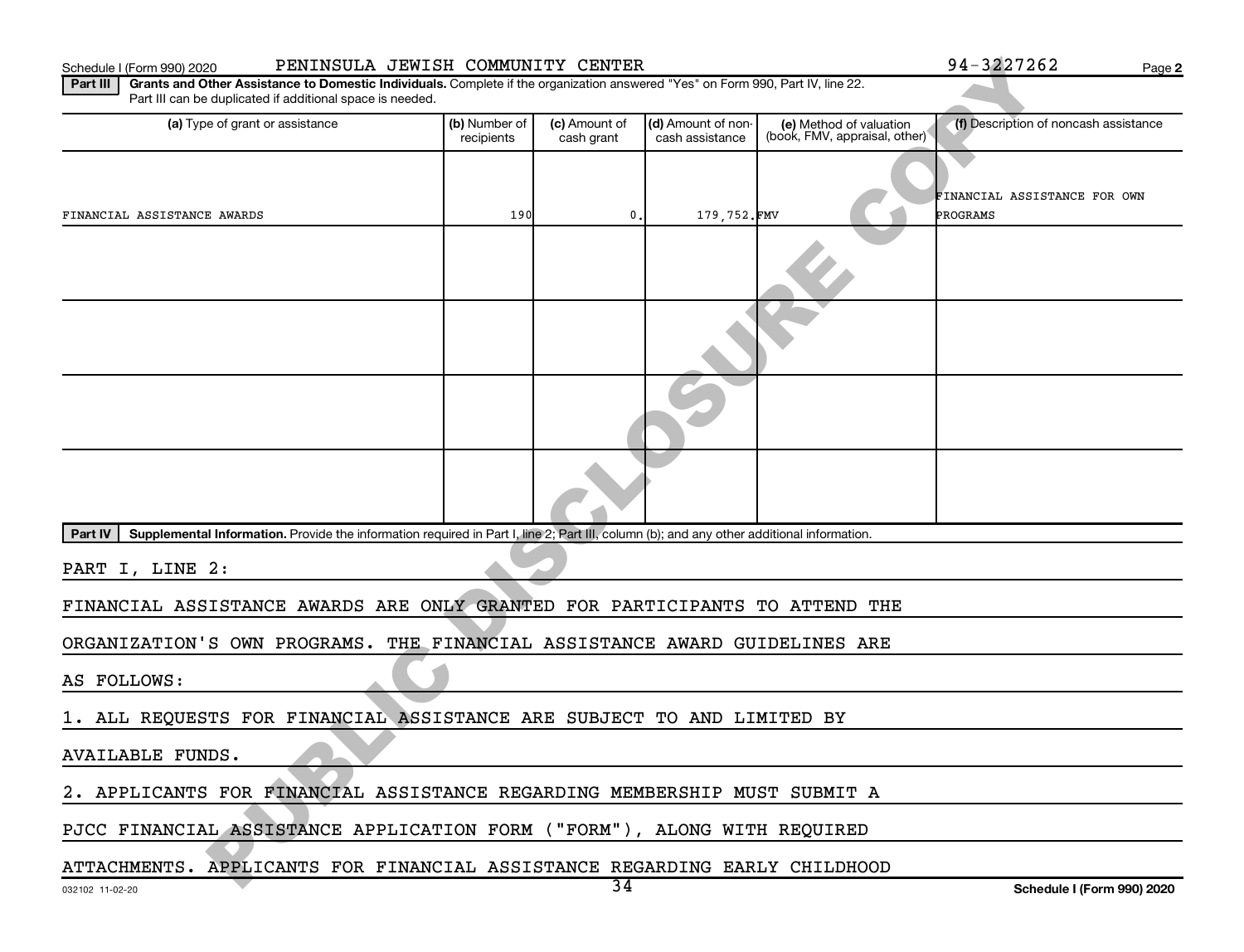Schedule I (Form 990) 2020 PENINSULA JEWISH COMMUNITY CENTER 94-3227262 Page 2

**Part III** **Grants and Other Assistance to Domestic Individuals.** Complete if the organization answered "Yes" on Form 990, Part IV, line 22. Part III can be duplicated if additional space is needed.

| (a) Type of grant or assistance | (b) Number of recipients | (c) Amount of cash grant | (d) Amount of non-cash assistance | (e) Method of valuation (book, FMV, appraisal, other) | (f) Description of noncash assistance |
|---|---|---|---|---|---|
| FINANCIAL ASSISTANCE AWARDS | 190 | 0. | 179,752. | FMV | FINANCIAL ASSISTANCE FOR OWN PROGRAMS |
| | | | | | |
| | | | | | |
| | | | | | |
| | | | | | |

**Part IV** **Supplemental Information.** Provide the information required in Part I, line 2; Part III, column (b); and any other additional information.

PART I, LINE 2:

FINANCIAL ASSISTANCE AWARDS ARE ONLY GRANTED FOR PARTICIPANTS TO ATTEND THE ORGANIZATION'S OWN PROGRAMS. THE FINANCIAL ASSISTANCE AWARD GUIDELINES ARE AS FOLLOWS:

1. ALL REQUESTS FOR FINANCIAL ASSISTANCE ARE SUBJECT TO AND LIMITED BY AVAILABLE FUNDS.

2. APPLICANTS FOR FINANCIAL ASSISTANCE REGARDING MEMBERSHIP MUST SUBMIT A PJCC FINANCIAL ASSISTANCE APPLICATION FORM ("FORM"), ALONG WITH REQUIRED ATTACHMENTS. APPLICANTS FOR FINANCIAL ASSISTANCE REGARDING EARLY CHILDHOOD

032102 11-02-20 Schedule I (Form 990) 2020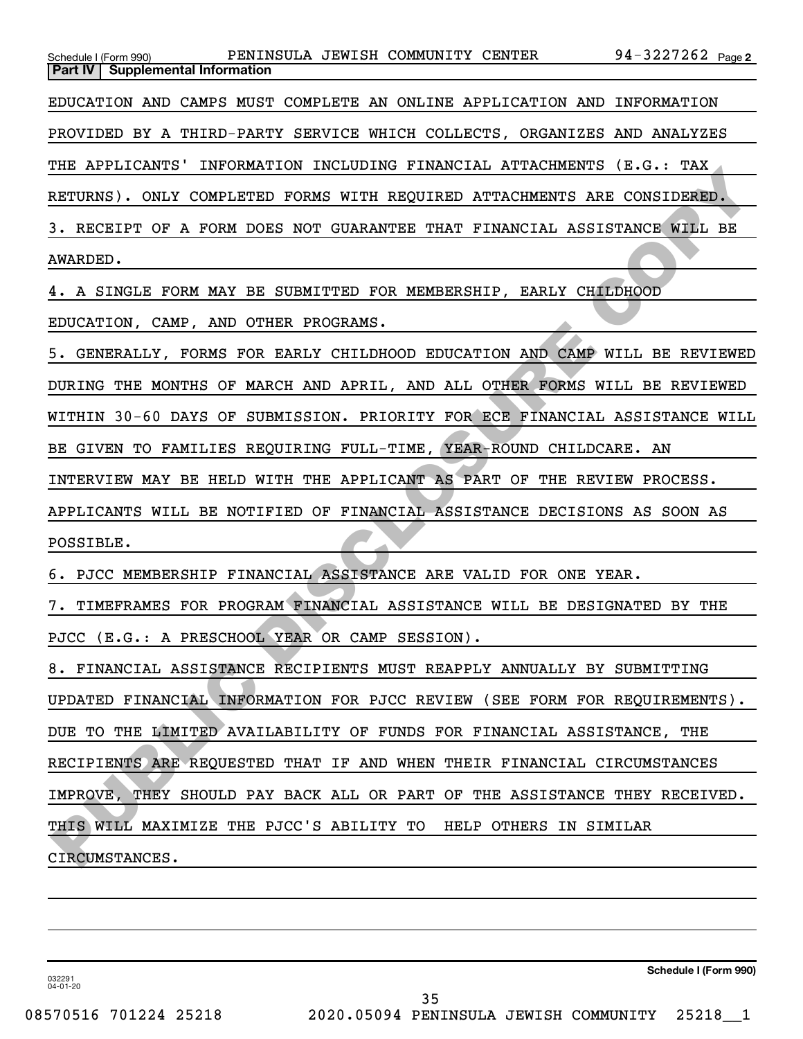Schedule I (Form 990) PENINSULA JEWISH COMMUNITY CENTER 94-3227262 Page 2

**Part IV | Supplemental Information**

EDUCATION AND CAMPS MUST COMPLETE AN ONLINE APPLICATION AND INFORMATION PROVIDED BY A THIRD-PARTY SERVICE WHICH COLLECTS, ORGANIZES AND ANALYZES THE APPLICANTS' INFORMATION INCLUDING FINANCIAL ATTACHMENTS (E.G.: TAX RETURNS). ONLY COMPLETED FORMS WITH REQUIRED ATTACHMENTS ARE CONSIDERED.

3. RECEIPT OF A FORM DOES NOT GUARANTEE THAT FINANCIAL ASSISTANCE WILL BE AWARDED.

4. A SINGLE FORM MAY BE SUBMITTED FOR MEMBERSHIP, EARLY CHILDHOOD EDUCATION, CAMP, AND OTHER PROGRAMS.

5. GENERALLY, FORMS FOR EARLY CHILDHOOD EDUCATION AND CAMP WILL BE REVIEWED DURING THE MONTHS OF MARCH AND APRIL, AND ALL OTHER FORMS WILL BE REVIEWED WITHIN 30-60 DAYS OF SUBMISSION. PRIORITY FOR ECE FINANCIAL ASSISTANCE WILL BE GIVEN TO FAMILIES REQUIRING FULL-TIME, YEAR-ROUND CHILDCARE. AN INTERVIEW MAY BE HELD WITH THE APPLICANT AS PART OF THE REVIEW PROCESS. APPLICANTS WILL BE NOTIFIED OF FINANCIAL ASSISTANCE DECISIONS AS SOON AS POSSIBLE.

6. PJCC MEMBERSHIP FINANCIAL ASSISTANCE ARE VALID FOR ONE YEAR.

7. TIMEFRAMES FOR PROGRAM FINANCIAL ASSISTANCE WILL BE DESIGNATED BY THE PJCC (E.G.: A PRESCHOOL YEAR OR CAMP SESSION).

8. FINANCIAL ASSISTANCE RECIPIENTS MUST REAPPLY ANNUALLY BY SUBMITTING UPDATED FINANCIAL INFORMATION FOR PJCC REVIEW (SEE FORM FOR REQUIREMENTS). DUE TO THE LIMITED AVAILABILITY OF FUNDS FOR FINANCIAL ASSISTANCE, THE RECIPIENTS ARE REQUESTED THAT IF AND WHEN THEIR FINANCIAL CIRCUMSTANCES IMPROVE, THEY SHOULD PAY BACK ALL OR PART OF THE ASSISTANCE THEY RECEIVED. THIS WILL MAXIMIZE THE PJCC'S ABILITY TO HELP OTHERS IN SIMILAR CIRCUMSTANCES.

Schedule I (Form 990)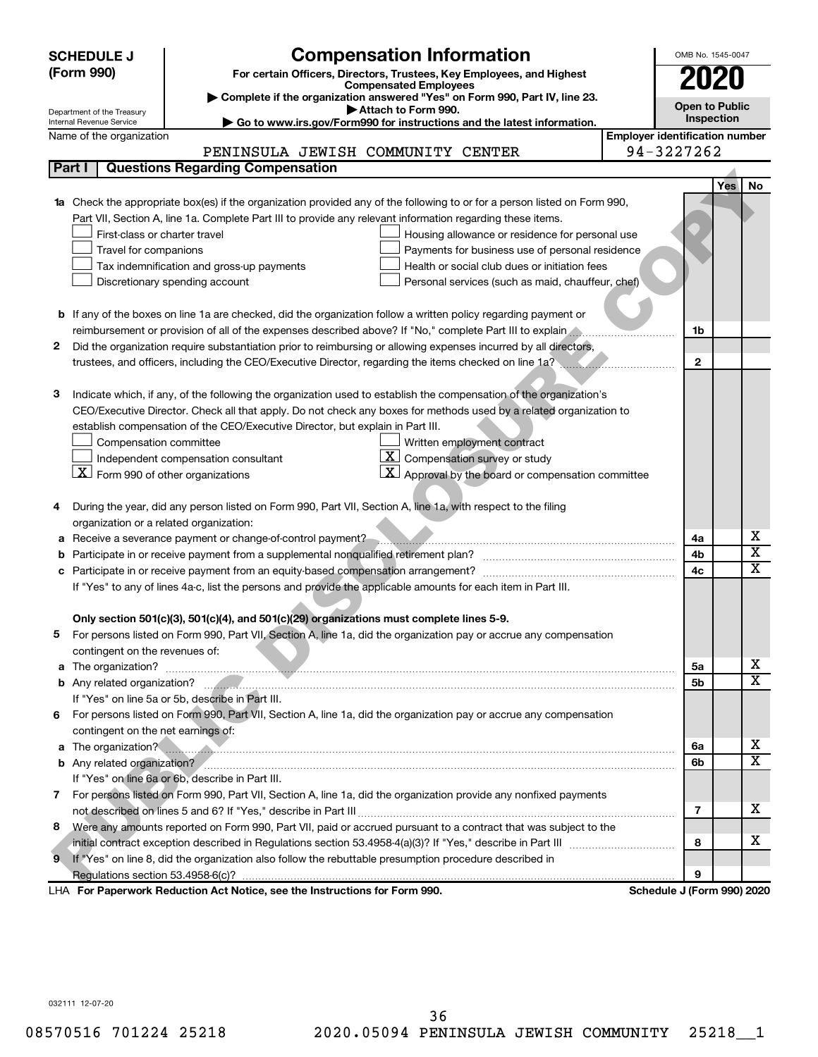**SCHEDULE J (Form 990)**

Department of the Treasury
Internal Revenue Service

# Compensation Information

**For certain Officers, Directors, Trustees, Key Employees, and Highest Compensated Employees**

▶ Complete if the organization answered "Yes" on Form 990, Part IV, line 23.
▶ Attach to Form 990.
▶ Go to www.irs.gov/Form990 for instructions and the latest information.

OMB No. 1545-0047

**2020**

**Open to Public Inspection**

Name of the organization: PENINSULA JEWISH COMMUNITY CENTER

Employer identification number: 94-3227262

## Part I — Questions Regarding Compensation

| | | | Yes | No |
|---|---|---|---|---|
| **1a** | Check the appropriate box(es) if the organization provided any of the following to or for a person listed on Form 990, Part VII, Section A, line 1a. Complete Part III to provide any relevant information regarding these items.<br>☐ First-class or charter travel<br>☐ Travel for companions<br>☐ Tax indemnification and gross-up payments<br>☐ Discretionary spending account<br>☐ Housing allowance or residence for personal use<br>☐ Payments for business use of personal residence<br>☐ Health or social club dues or initiation fees<br>☐ Personal services (such as maid, chauffeur, chef) | | | |
| **b** | If any of the boxes on line 1a are checked, did the organization follow a written policy regarding payment or reimbursement or provision of all of the expenses described above? If "No," complete Part III to explain | 1b | | |
| **2** | Did the organization require substantiation prior to reimbursing or allowing expenses incurred by all directors, trustees, and officers, including the CEO/Executive Director, regarding the items checked on line 1a? | 2 | | |
| **3** | Indicate which, if any, of the following the organization used to establish the compensation of the organization's CEO/Executive Director. Check all that apply. Do not check any boxes for methods used by a related organization to establish compensation of the CEO/Executive Director, but explain in Part III.<br>☐ Compensation committee<br>☐ Independent compensation consultant<br>☒ Form 990 of other organizations<br>☐ Written employment contract<br>☒ Compensation survey or study<br>☒ Approval by the board or compensation committee | | | |
| **4** | During the year, did any person listed on Form 990, Part VII, Section A, line 1a, with respect to the filing organization or a related organization: | | | |
| **a** | Receive a severance payment or change-of-control payment? | 4a | | X |
| **b** | Participate in or receive payment from a supplemental nonqualified retirement plan? | 4b | | X |
| **c** | Participate in or receive payment from an equity-based compensation arrangement? | 4c | | X |
| | If "Yes" to any of lines 4a-c, list the persons and provide the applicable amounts for each item in Part III. | | | |
| | **Only section 501(c)(3), 501(c)(4), and 501(c)(29) organizations must complete lines 5-9.** | | | |
| **5** | For persons listed on Form 990, Part VII, Section A, line 1a, did the organization pay or accrue any compensation contingent on the revenues of: | | | |
| **a** | The organization? | 5a | | X |
| **b** | Any related organization? | 5b | | X |
| | If "Yes" on line 5a or 5b, describe in Part III. | | | |
| **6** | For persons listed on Form 990, Part VII, Section A, line 1a, did the organization pay or accrue any compensation contingent on the net earnings of: | | | |
| **a** | The organization? | 6a | | X |
| **b** | Any related organization? | 6b | | X |
| | If "Yes" on line 6a or 6b, describe in Part III. | | | |
| **7** | For persons listed on Form 990, Part VII, Section A, line 1a, did the organization provide any nonfixed payments not described on lines 5 and 6? If "Yes," describe in Part III | 7 | | X |
| **8** | Were any amounts reported on Form 990, Part VII, paid or accrued pursuant to a contract that was subject to the initial contract exception described in Regulations section 53.4958-4(a)(3)? If "Yes," describe in Part III | 8 | | X |
| **9** | If "Yes" on line 8, did the organization also follow the rebuttable presumption procedure described in Regulations section 53.4958-6(c)? | 9 | | |

LHA **For Paperwork Reduction Act Notice, see the Instructions for Form 990.** **Schedule J (Form 990) 2020**

032111 12-07-20

08570516 701224 25218 2020.05094 PENINSULA JEWISH COMMUNITY 25218__1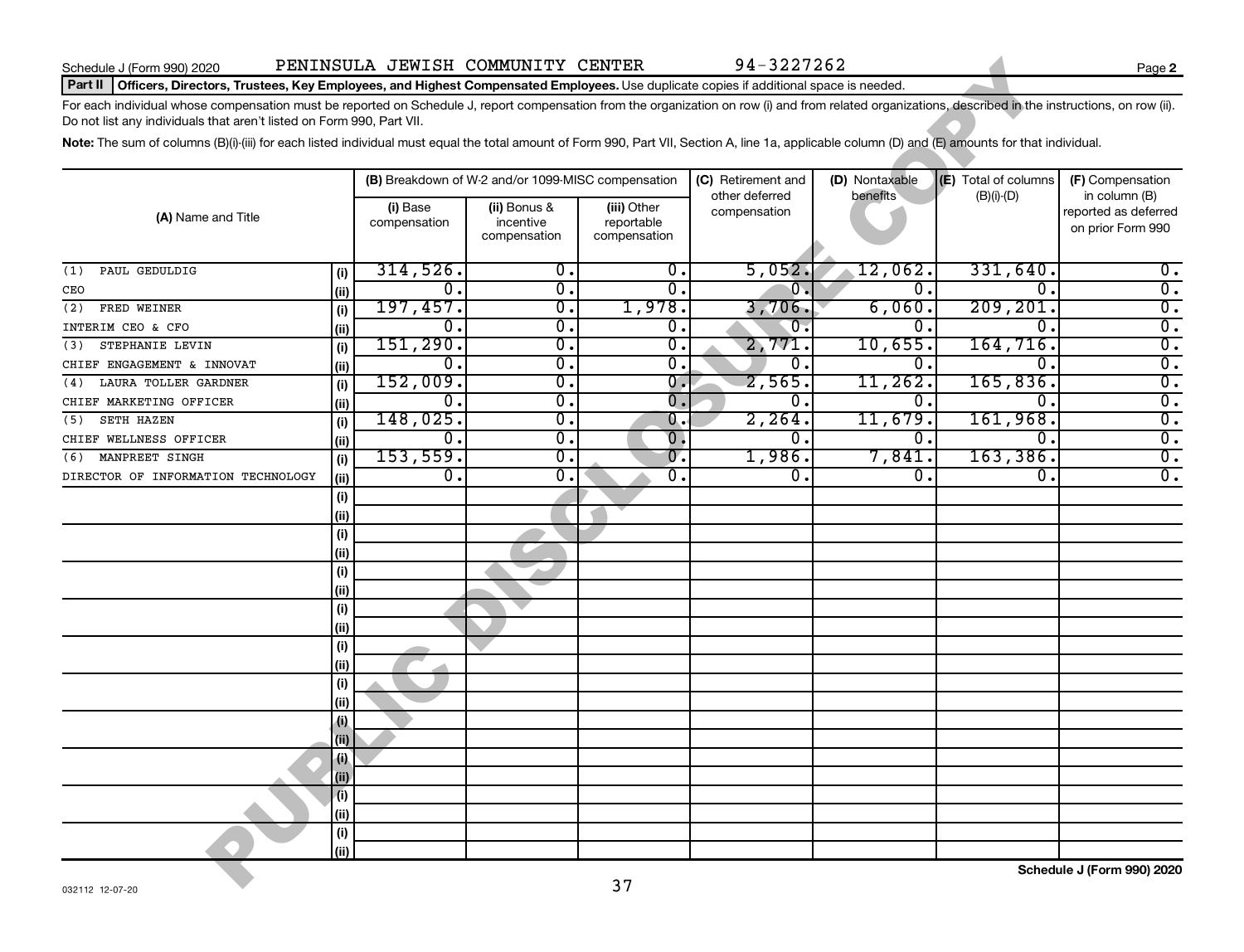Schedule J (Form 990) 2020 PENINSULA JEWISH COMMUNITY CENTER 94-3227262 Page **2**

**Part II** **Officers, Directors, Trustees, Key Employees, and Highest Compensated Employees.** Use duplicate copies if additional space is needed.

For each individual whose compensation must be reported on Schedule J, report compensation from the organization on row (i) and from related organizations, described in the instructions, on row (ii). Do not list any individuals that aren't listed on Form 990, Part VII.

**Note:** The sum of columns (B)(i)-(iii) for each listed individual must equal the total amount of Form 990, Part VII, Section A, line 1a, applicable column (D) and (E) amounts for that individual.

| (A) Name and Title | | (B) Breakdown of W-2 and/or 1099-MISC compensation | | | (C) Retirement and other deferred compensation | (D) Nontaxable benefits | (E) Total of columns (B)(i)-(D) | (F) Compensation in column (B) reported as deferred on prior Form 990 |
|---|---|---|---|---|---|---|---|---|
| | | (i) Base compensation | (ii) Bonus & incentive compensation | (iii) Other reportable compensation | | | | |
| (1) PAUL GEDULDIG | (i) | 314,526. | 0. | 0. | 5,052. | 12,062. | 331,640. | 0. |
| CEO | (ii) | 0. | 0. | 0. | 0. | 0. | 0. | 0. |
| (2) FRED WEINER | (i) | 197,457. | 0. | 1,978. | 3,706. | 6,060. | 209,201. | 0. |
| INTERIM CEO & CFO | (ii) | 0. | 0. | 0. | 0. | 0. | 0. | 0. |
| (3) STEPHANIE LEVIN | (i) | 151,290. | 0. | 0. | 2,771. | 10,655. | 164,716. | 0. |
| CHIEF ENGAGEMENT & INNOVAT | (ii) | 0. | 0. | 0. | 0. | 0. | 0. | 0. |
| (4) LAURA TOLLER GARDNER | (i) | 152,009. | 0. | 0. | 2,565. | 11,262. | 165,836. | 0. |
| CHIEF MARKETING OFFICER | (ii) | 0. | 0. | 0. | 0. | 0. | 0. | 0. |
| (5) SETH HAZEN | (i) | 148,025. | 0. | 0. | 2,264. | 11,679. | 161,968. | 0. |
| CHIEF WELLNESS OFFICER | (ii) | 0. | 0. | 0. | 0. | 0. | 0. | 0. |
| (6) MANPREET SINGH | (i) | 153,559. | 0. | 0. | 1,986. | 7,841. | 163,386. | 0. |
| DIRECTOR OF INFORMATION TECHNOLOGY | (ii) | 0. | 0. | 0. | 0. | 0. | 0. | 0. |

**Schedule J (Form 990) 2020**

032112 12-07-20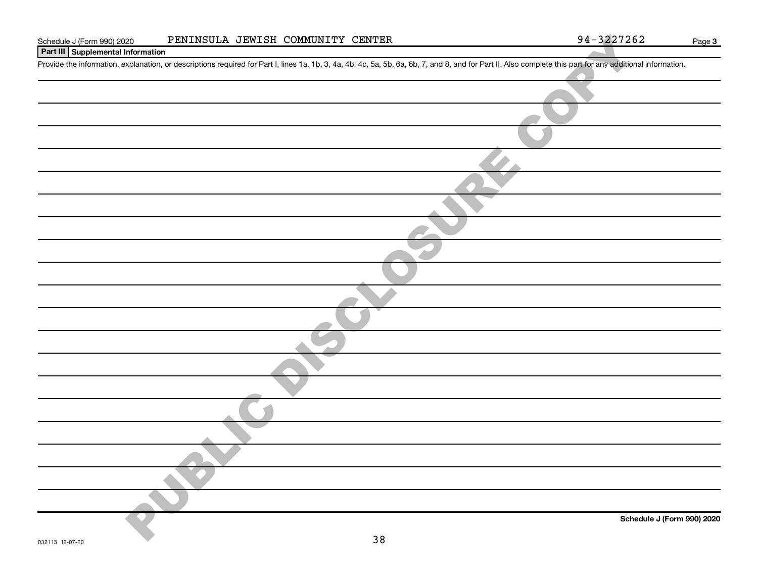Schedule J (Form 990) 2020 PENINSULA JEWISH COMMUNITY CENTER 94-3227262 Page 3

**Part III Supplemental Information**

Provide the information, explanation, or descriptions required for Part I, lines 1a, 1b, 3, 4a, 4b, 4c, 5a, 5b, 6a, 6b, 7, and 8, and for Part II. Also complete this part for any additional information.

PUBLIC DISCLOSURE COPY

**Schedule J (Form 990) 2020**

032113 12-07-20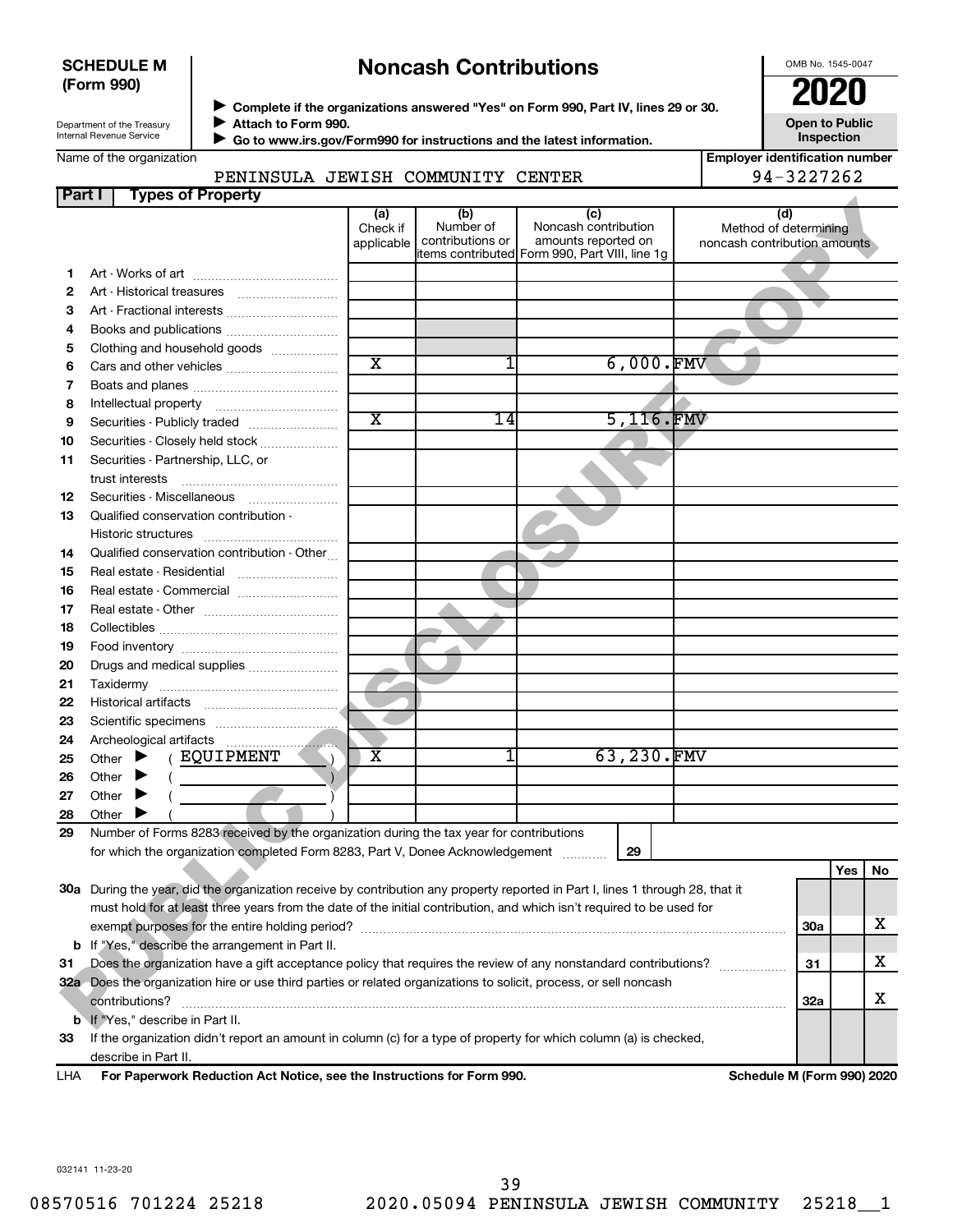**SCHEDULE M (Form 990)**

Department of the Treasury
Internal Revenue Service

# Noncash Contributions

▶ Complete if the organizations answered "Yes" on Form 990, Part IV, lines 29 or 30.
▶ Attach to Form 990.
▶ Go to www.irs.gov/Form990 for instructions and the latest information.

OMB No. 1545-0047

**2020**

**Open to Public Inspection**

Name of the organization: PENINSULA JEWISH COMMUNITY CENTER

Employer identification number: 94-3227262

**Part I — Types of Property**

| | | (a) Check if applicable | (b) Number of contributions or items contributed | (c) Noncash contribution amounts reported on Form 990, Part VIII, line 1g | (d) Method of determining noncash contribution amounts |
|---|---|---|---|---|---|
| 1 | Art - Works of art | | | | |
| 2 | Art - Historical treasures | | | | |
| 3 | Art - Fractional interests | | | | |
| 4 | Books and publications | | | | |
| 5 | Clothing and household goods | | | | |
| 6 | Cars and other vehicles | X | 1 | 6,000. | FMV |
| 7 | Boats and planes | | | | |
| 8 | Intellectual property | | | | |
| 9 | Securities - Publicly traded | X | 14 | 5,116. | FMV |
| 10 | Securities - Closely held stock | | | | |
| 11 | Securities - Partnership, LLC, or trust interests | | | | |
| 12 | Securities - Miscellaneous | | | | |
| 13 | Qualified conservation contribution - Historic structures | | | | |
| 14 | Qualified conservation contribution - Other | | | | |
| 15 | Real estate - Residential | | | | |
| 16 | Real estate - Commercial | | | | |
| 17 | Real estate - Other | | | | |
| 18 | Collectibles | | | | |
| 19 | Food inventory | | | | |
| 20 | Drugs and medical supplies | | | | |
| 21 | Taxidermy | | | | |
| 22 | Historical artifacts | | | | |
| 23 | Scientific specimens | | | | |
| 24 | Archeological artifacts | | | | |
| 25 | Other ▶ ( EQUIPMENT ) | X | 1 | 63,230. | FMV |
| 26 | Other ▶ ( ) | | | | |
| 27 | Other ▶ ( ) | | | | |
| 28 | Other ▶ ( ) | | | | |

29 Number of Forms 8283 received by the organization during the tax year for contributions for which the organization completed Form 8283, Part V, Donee Acknowledgement ..... **29** ____

| | | | Yes | No |
|---|---|---|---|---|
| 30a | During the year, did the organization receive by contribution any property reported in Part I, lines 1 through 28, that it must hold for at least three years from the date of the initial contribution, and which isn't required to be used for exempt purposes for the entire holding period? | 30a | | X |
| b | If "Yes," describe the arrangement in Part II. | | | |
| 31 | Does the organization have a gift acceptance policy that requires the review of any nonstandard contributions? | 31 | | X |
| 32a | Does the organization hire or use third parties or related organizations to solicit, process, or sell noncash contributions? | 32a | | X |
| b | If "Yes," describe in Part II. | | | |
| 33 | If the organization didn't report an amount in column (c) for a type of property for which column (a) is checked, describe in Part II. | | | |

LHA **For Paperwork Reduction Act Notice, see the Instructions for Form 990.** **Schedule M (Form 990) 2020**

032141 11-23-20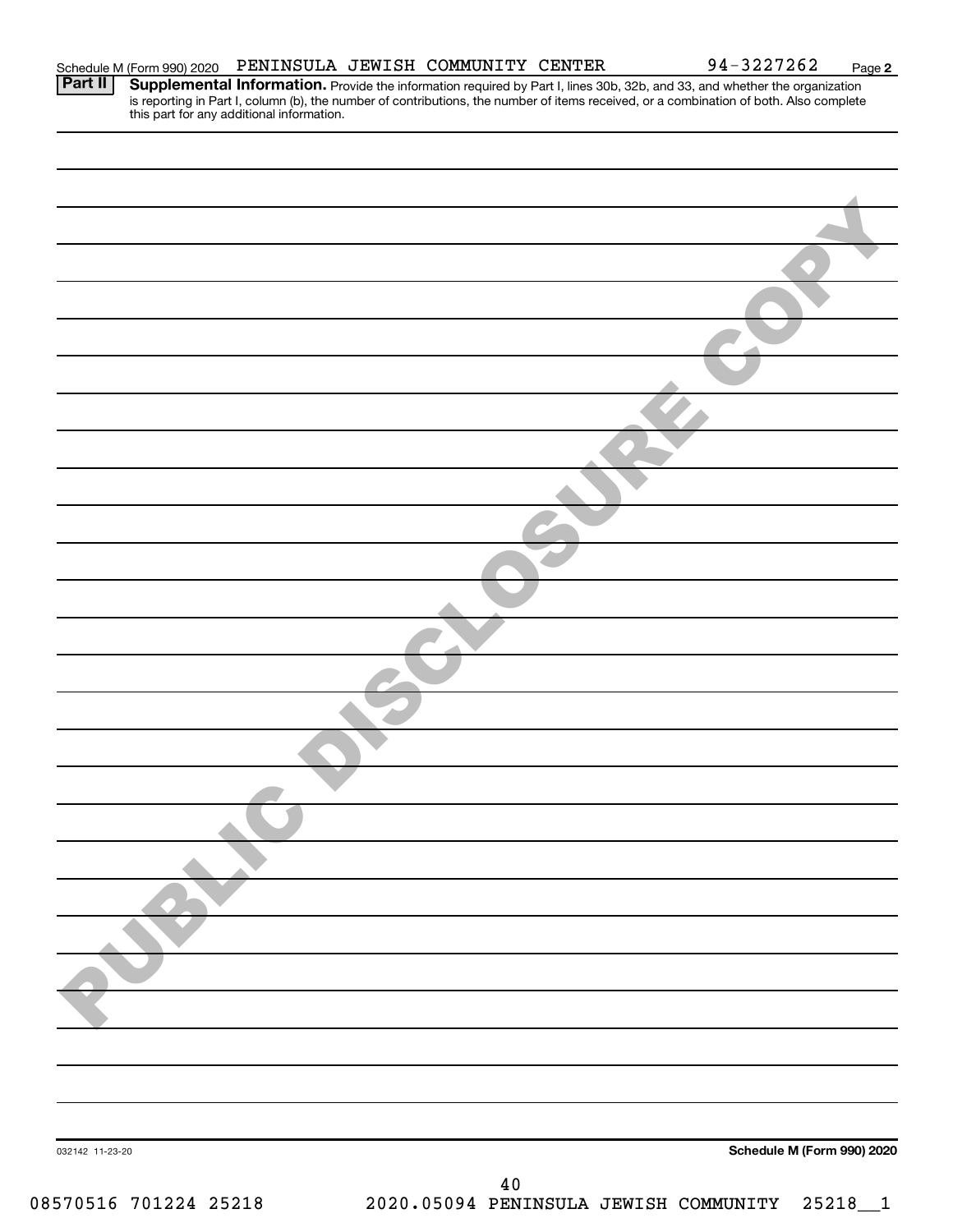Schedule M (Form 990) 2020 PENINSULA JEWISH COMMUNITY CENTER 94-3227262 Page **2**

**Part II** **Supplemental Information.** Provide the information required by Part I, lines 30b, 32b, and 33, and whether the organization is reporting in Part I, column (b), the number of contributions, the number of items received, or a combination of both. Also complete this part for any additional information.

PUBLIC DISCLOSURE COPY

032142 11-23-20

**Schedule M (Form 990) 2020**

08570516 701224 25218 2020.05094 PENINSULA JEWISH COMMUNITY 25218__1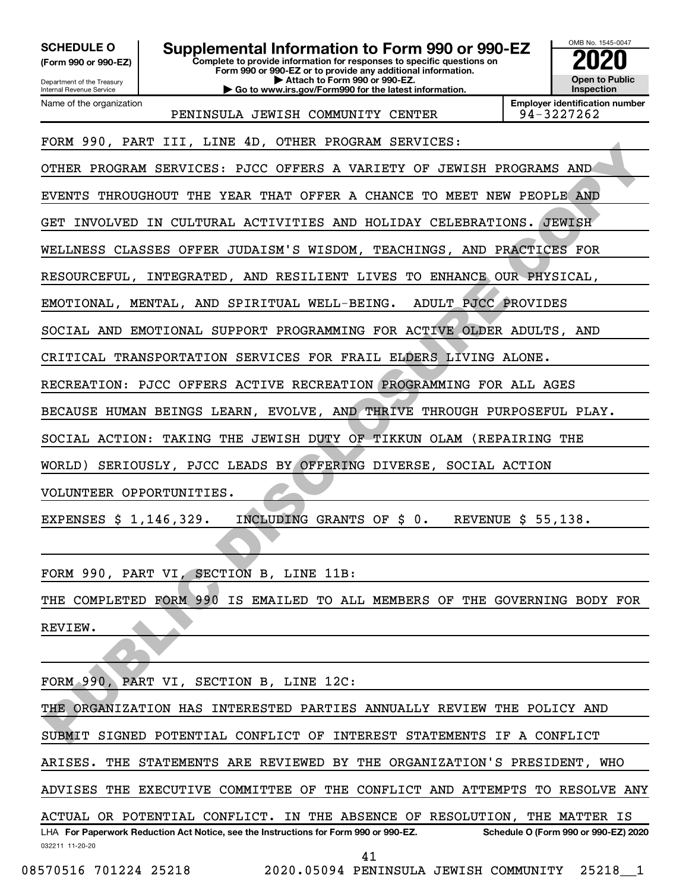**SCHEDULE O** (Form 990 or 990-EZ)

Department of the Treasury
Internal Revenue Service

# Supplemental Information to Form 990 or 990-EZ

**Complete to provide information for responses to specific questions on Form 990 or 990-EZ or to provide any additional information.**
**▶ Attach to Form 990 or 990-EZ.**
**▶ Go to www.irs.gov/Form990 for the latest information.**

OMB No. 1545-0047

**2020**

**Open to Public Inspection**

Name of the organization: PENINSULA JEWISH COMMUNITY CENTER

**Employer identification number** 94-3227262

FORM 990, PART III, LINE 4D, OTHER PROGRAM SERVICES:

OTHER PROGRAM SERVICES: PJCC OFFERS A VARIETY OF JEWISH PROGRAMS AND EVENTS THROUGHOUT THE YEAR THAT OFFER A CHANCE TO MEET NEW PEOPLE AND GET INVOLVED IN CULTURAL ACTIVITIES AND HOLIDAY CELEBRATIONS. JEWISH WELLNESS CLASSES OFFER JUDAISM'S WISDOM, TEACHINGS, AND PRACTICES FOR RESOURCEFUL, INTEGRATED, AND RESILIENT LIVES TO ENHANCE OUR PHYSICAL, EMOTIONAL, MENTAL, AND SPIRITUAL WELL-BEING. ADULT PJCC PROVIDES SOCIAL AND EMOTIONAL SUPPORT PROGRAMMING FOR ACTIVE OLDER ADULTS, AND CRITICAL TRANSPORTATION SERVICES FOR FRAIL ELDERS LIVING ALONE. RECREATION: PJCC OFFERS ACTIVE RECREATION PROGRAMMING FOR ALL AGES BECAUSE HUMAN BEINGS LEARN, EVOLVE, AND THRIVE THROUGH PURPOSEFUL PLAY. SOCIAL ACTION: TAKING THE JEWISH DUTY OF TIKKUN OLAM (REPAIRING THE WORLD) SERIOUSLY, PJCC LEADS BY OFFERING DIVERSE, SOCIAL ACTION VOLUNTEER OPPORTUNITIES.

EXPENSES $ 1,146,329. INCLUDING GRANTS OF $ 0. REVENUE $ 55,138.

FORM 990, PART VI, SECTION B, LINE 11B:

THE COMPLETED FORM 990 IS EMAILED TO ALL MEMBERS OF THE GOVERNING BODY FOR REVIEW.

FORM 990, PART VI, SECTION B, LINE 12C:

THE ORGANIZATION HAS INTERESTED PARTIES ANNUALLY REVIEW THE POLICY AND SUBMIT SIGNED POTENTIAL CONFLICT OF INTEREST STATEMENTS IF A CONFLICT ARISES. THE STATEMENTS ARE REVIEWED BY THE ORGANIZATION'S PRESIDENT, WHO ADVISES THE EXECUTIVE COMMITTEE OF THE CONFLICT AND ATTEMPTS TO RESOLVE ANY ACTUAL OR POTENTIAL CONFLICT. IN THE ABSENCE OF RESOLUTION, THE MATTER IS

LHA **For Paperwork Reduction Act Notice, see the Instructions for Form 990 or 990-EZ.** **Schedule O (Form 990 or 990-EZ) 2020**

032211 11-20-20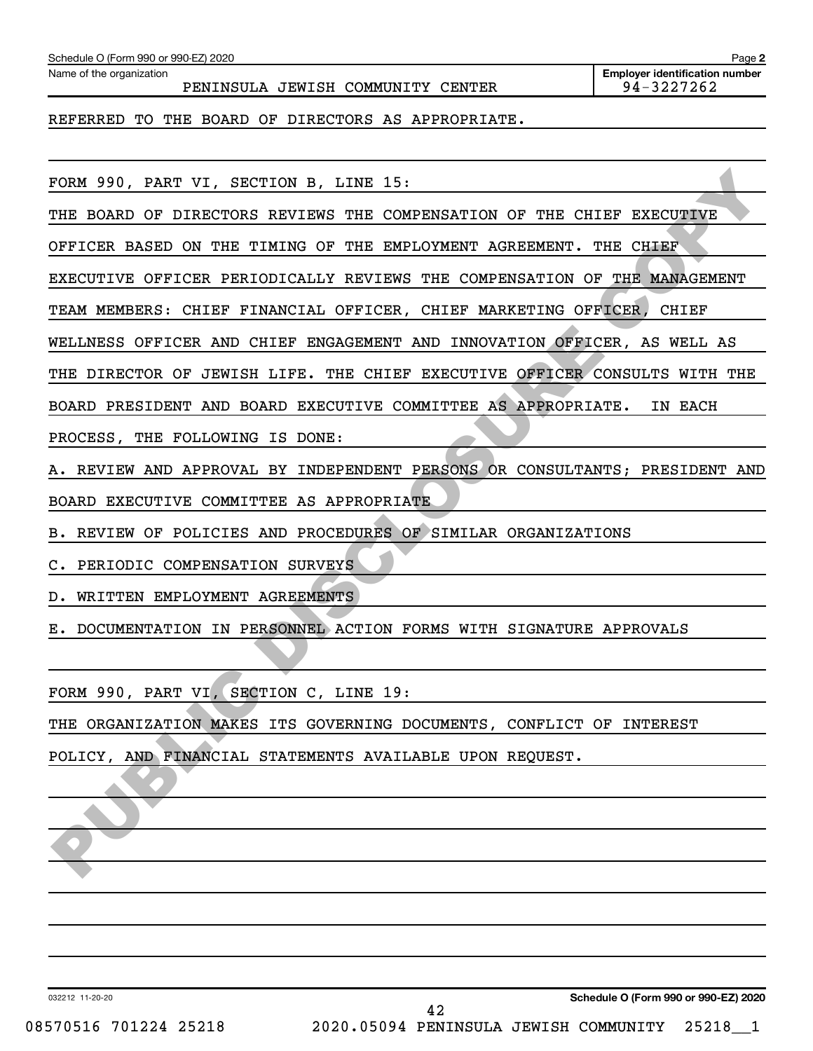Schedule O (Form 990 or 990-EZ) 2020

Name of the organization: PENINSULA JEWISH COMMUNITY CENTER

Employer identification number: 94-3227262

REFERRED TO THE BOARD OF DIRECTORS AS APPROPRIATE.

FORM 990, PART VI, SECTION B, LINE 15:

THE BOARD OF DIRECTORS REVIEWS THE COMPENSATION OF THE CHIEF EXECUTIVE OFFICER BASED ON THE TIMING OF THE EMPLOYMENT AGREEMENT. THE CHIEF EXECUTIVE OFFICER PERIODICALLY REVIEWS THE COMPENSATION OF THE MANAGEMENT TEAM MEMBERS: CHIEF FINANCIAL OFFICER, CHIEF MARKETING OFFICER, CHIEF WELLNESS OFFICER AND CHIEF ENGAGEMENT AND INNOVATION OFFICER, AS WELL AS THE DIRECTOR OF JEWISH LIFE. THE CHIEF EXECUTIVE OFFICER CONSULTS WITH THE BOARD PRESIDENT AND BOARD EXECUTIVE COMMITTEE AS APPROPRIATE. IN EACH PROCESS, THE FOLLOWING IS DONE:

A. REVIEW AND APPROVAL BY INDEPENDENT PERSONS OR CONSULTANTS; PRESIDENT AND BOARD EXECUTIVE COMMITTEE AS APPROPRIATE

B. REVIEW OF POLICIES AND PROCEDURES OF SIMILAR ORGANIZATIONS

C. PERIODIC COMPENSATION SURVEYS

D. WRITTEN EMPLOYMENT AGREEMENTS

E. DOCUMENTATION IN PERSONNEL ACTION FORMS WITH SIGNATURE APPROVALS

FORM 990, PART VI, SECTION C, LINE 19:

THE ORGANIZATION MAKES ITS GOVERNING DOCUMENTS, CONFLICT OF INTEREST POLICY, AND FINANCIAL STATEMENTS AVAILABLE UPON REQUEST.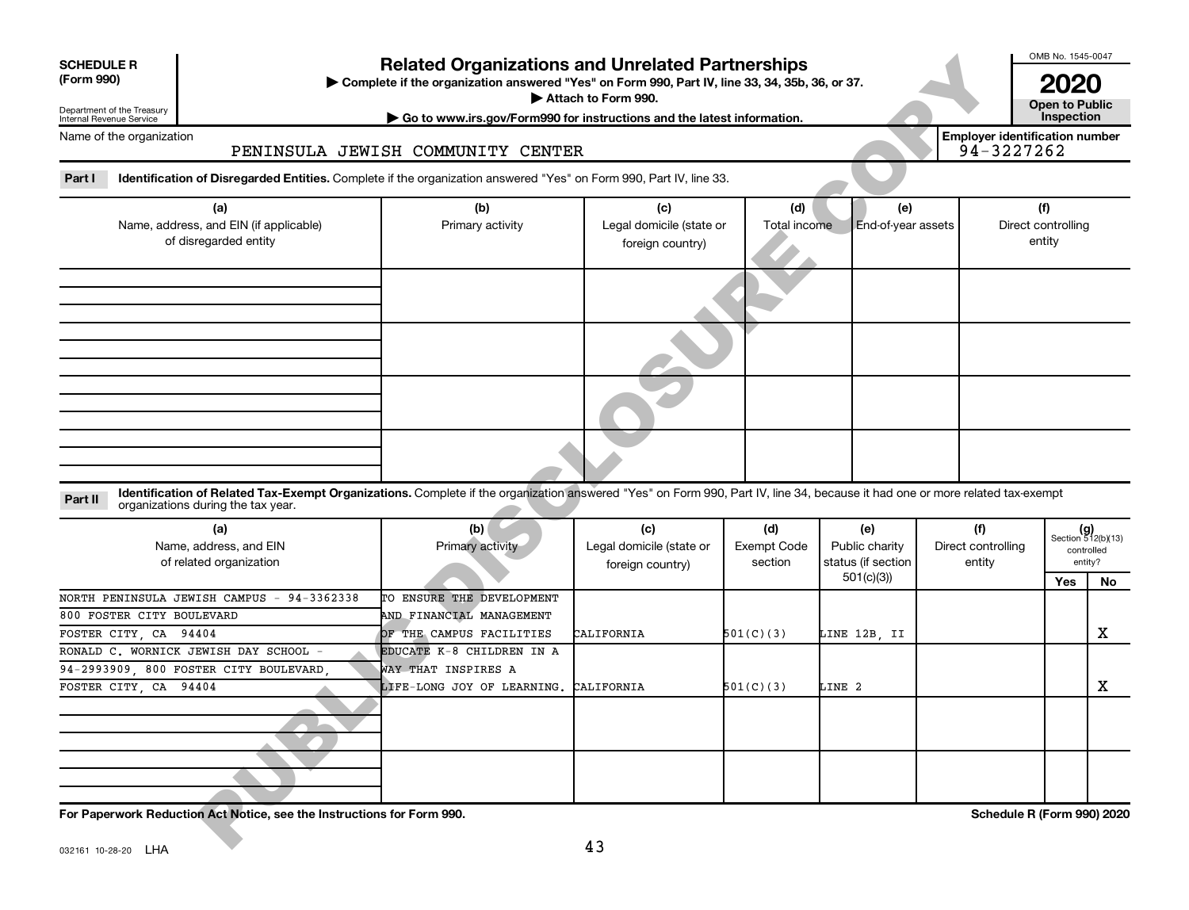**SCHEDULE R (Form 990)**

Department of the Treasury Internal Revenue Service

# Related Organizations and Unrelated Partnerships

▶ Complete if the organization answered "Yes" on Form 990, Part IV, line 33, 34, 35b, 36, or 37.
▶ Attach to Form 990.
▶ Go to www.irs.gov/Form990 for instructions and the latest information.

OMB No. 1545-0047

**2020**

**Open to Public Inspection**

Name of the organization: PENINSULA JEWISH COMMUNITY CENTER

Employer identification number: 94-3227262

**Part I** **Identification of Disregarded Entities.** Complete if the organization answered "Yes" on Form 990, Part IV, line 33.

| (a) Name, address, and EIN (if applicable) of disregarded entity | (b) Primary activity | (c) Legal domicile (state or foreign country) | (d) Total income | (e) End-of-year assets | (f) Direct controlling entity |
|---|---|---|---|---|---|
| | | | | | |
| | | | | | |
| | | | | | |
| | | | | | |

**Part II** **Identification of Related Tax-Exempt Organizations.** Complete if the organization answered "Yes" on Form 990, Part IV, line 34, because it had one or more related tax-exempt organizations during the tax year.

| (a) Name, address, and EIN of related organization | (b) Primary activity | (c) Legal domicile (state or foreign country) | (d) Exempt Code section | (e) Public charity status (if section 501(c)(3)) | (f) Direct controlling entity | (g) Section 512(b)(13) controlled entity? Yes | No |
|---|---|---|---|---|---|---|---|
| NORTH PENINSULA JEWISH CAMPUS - 94-3362338 800 FOSTER CITY BOULEVARD FOSTER CITY, CA 94404 | TO ENSURE THE DEVELOPMENT AND FINANCIAL MANAGEMENT OF THE CAMPUS FACILITIES | CALIFORNIA | 501(C)(3) | LINE 12B, II | | | X |
| RONALD C. WORNICK JEWISH DAY SCHOOL - 94-2993909, 800 FOSTER CITY BOULEVARD, FOSTER CITY, CA 94404 | EDUCATE K-8 CHILDREN IN A WAY THAT INSPIRES A LIFE-LONG JOY OF LEARNING. | CALIFORNIA | 501(C)(3) | LINE 2 | | | X |
| | | | | | | | |
| | | | | | | | |

**For Paperwork Reduction Act Notice, see the Instructions for Form 990.**

**Schedule R (Form 990) 2020**

032161 10-28-20 LHA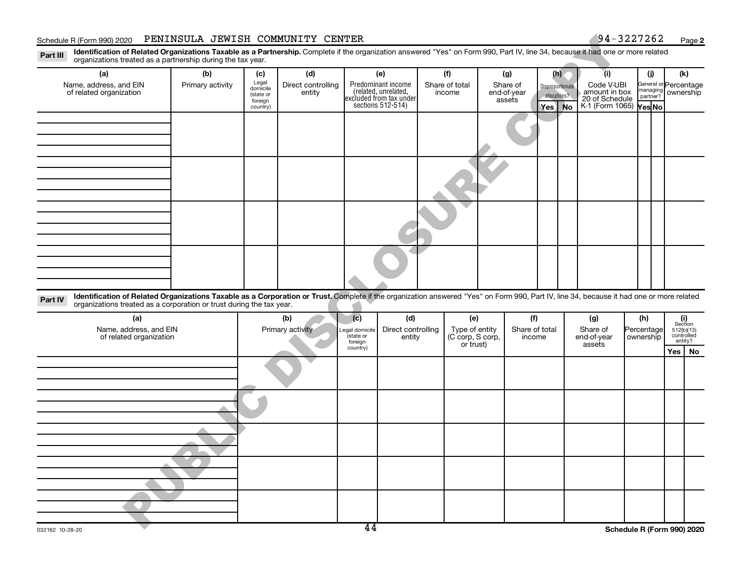Schedule R (Form 990) 2020 PENINSULA JEWISH COMMUNITY CENTER 94-3227262

**Part III Identification of Related Organizations Taxable as a Partnership.** Complete if the organization answered "Yes" on Form 990, Part IV, line 34, because it had one or more related organizations treated as a partnership during the tax year.

| (a) Name, address, and EIN of related organization | (b) Primary activity | (c) Legal domicile (state or foreign country) | (d) Direct controlling entity | (e) Predominant income (related, unrelated, excluded from tax under sections 512-514) | (f) Share of total income | (g) Share of end-of-year assets | (h) Disproportionate allocations? Yes | (h) No | (i) Code V-UBI amount in box 20 of Schedule K-1 (Form 1065) | (j) General or managing partner? Yes | (j) No | (k) Percentage ownership |
|---|---|---|---|---|---|---|---|---|---|---|---|---|
| | | | | | | | | | | | | |
| | | | | | | | | | | | | |
| | | | | | | | | | | | | |
| | | | | | | | | | | | | |

**Part IV Identification of Related Organizations Taxable as a Corporation or Trust.** Complete if the organization answered "Yes" on Form 990, Part IV, line 34, because it had one or more related organizations treated as a corporation or trust during the tax year.

| (a) Name, address, and EIN of related organization | (b) Primary activity | (c) Legal domicile (state or foreign country) | (d) Direct controlling entity | (e) Type of entity (C corp, S corp, or trust) | (f) Share of total income | (g) Share of end-of-year assets | (h) Percentage ownership | (i) Section 512(b)(13) controlled entity? Yes | (i) No |
|---|---|---|---|---|---|---|---|---|---|
| | | | | | | | | | |
| | | | | | | | | | |
| | | | | | | | | | |
| | | | | | | | | | |
| | | | | | | | | | |

032162 10-28-20

Schedule R (Form 990) 2020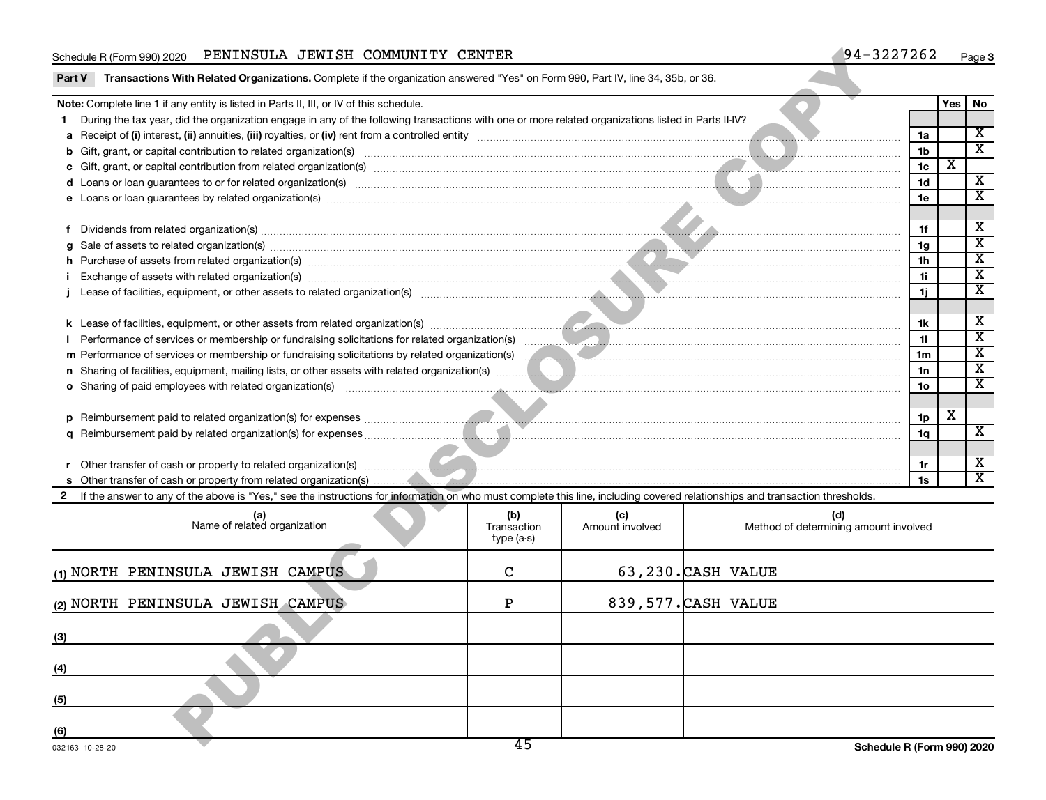Schedule R (Form 990) 2020 PENINSULA JEWISH COMMUNITY CENTER 94-3227262 Page 3

**Part V Transactions With Related Organizations.** Complete if the organization answered "Yes" on Form 990, Part IV, line 34, 35b, or 36.

| **Note:** Complete line 1 if any entity is listed in Parts II, III, or IV of this schedule. | | Yes | No |
|---|---|---|---|
| **1** During the tax year, did the organization engage in any of the following transactions with one or more related organizations listed in Parts II-IV? | | | |
| **a** Receipt of **(i)** interest, **(ii)** annuities, **(iii)** royalties, or **(iv)** rent from a controlled entity | 1a | | X |
| **b** Gift, grant, or capital contribution to related organization(s) | 1b | | X |
| **c** Gift, grant, or capital contribution from related organization(s) | 1c | X | |
| **d** Loans or loan guarantees to or for related organization(s) | 1d | | X |
| **e** Loans or loan guarantees by related organization(s) | 1e | | X |
| **f** Dividends from related organization(s) | 1f | | X |
| **g** Sale of assets to related organization(s) | 1g | | X |
| **h** Purchase of assets from related organization(s) | 1h | | X |
| **i** Exchange of assets with related organization(s) | 1i | | X |
| **j** Lease of facilities, equipment, or other assets to related organization(s) | 1j | | X |
| **k** Lease of facilities, equipment, or other assets from related organization(s) | 1k | | X |
| **l** Performance of services or membership or fundraising solicitations for related organization(s) | 1l | | X |
| **m** Performance of services or membership or fundraising solicitations by related organization(s) | 1m | | X |
| **n** Sharing of facilities, equipment, mailing lists, or other assets with related organization(s) | 1n | | X |
| **o** Sharing of paid employees with related organization(s) | 1o | | X |
| **p** Reimbursement paid to related organization(s) for expenses | 1p | X | |
| **q** Reimbursement paid by related organization(s) for expenses | 1q | | X |
| **r** Other transfer of cash or property to related organization(s) | 1r | | X |
| **s** Other transfer of cash or property from related organization(s) | 1s | | X |

**2** If the answer to any of the above is "Yes," see the instructions for information on who must complete this line, including covered relationships and transaction thresholds.

| (a) Name of related organization | (b) Transaction type (a-s) | (c) Amount involved | (d) Method of determining amount involved |
|---|---|---|---|
| (1) NORTH PENINSULA JEWISH CAMPUS | C | 63,230. | CASH VALUE |
| (2) NORTH PENINSULA JEWISH CAMPUS | P | 839,577. | CASH VALUE |
| (3) | | | |
| (4) | | | |
| (5) | | | |
| (6) | | | |

032163 10-28-20 Schedule R (Form 990) 2020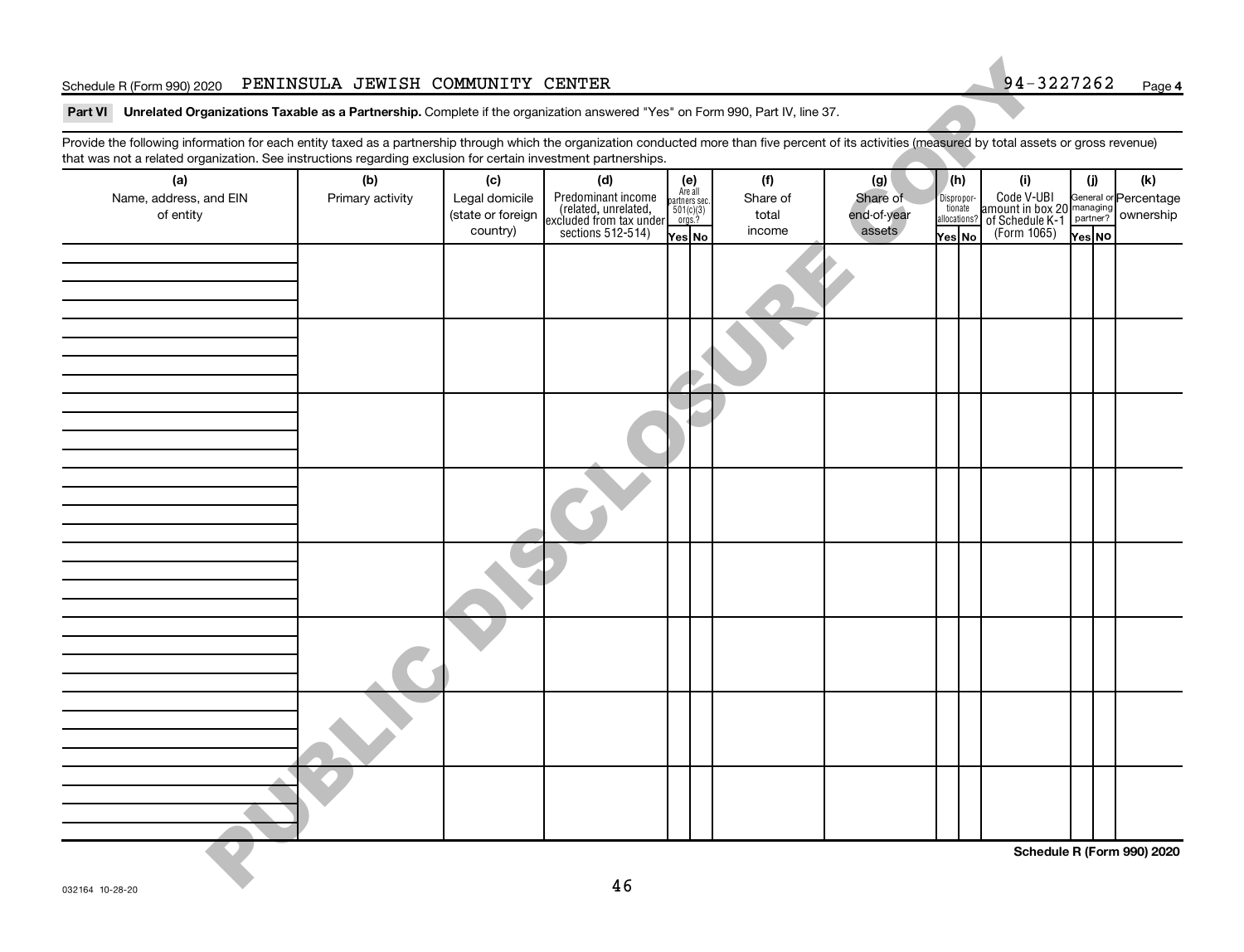Schedule R (Form 990) 2020 PENINSULA JEWISH COMMUNITY CENTER 94-3227262 Page **4**

**Part VI** **Unrelated Organizations Taxable as a Partnership.** Complete if the organization answered "Yes" on Form 990, Part IV, line 37.

Provide the following information for each entity taxed as a partnership through which the organization conducted more than five percent of its activities (measured by total assets or gross revenue) that was not a related organization. See instructions regarding exclusion for certain investment partnerships.

| (a) Name, address, and EIN of entity | (b) Primary activity | (c) Legal domicile (state or foreign country) | (d) Predominant income (related, unrelated, excluded from tax under sections 512-514) | (e) Are all partners sec. 501(c)(3) orgs.? | | (f) Share of total income | (g) Share of end-of-year assets | (h) Disproportionate allocations? | | (i) Code V-UBI amount in box 20 of Schedule K-1 (Form 1065) | (j) General or managing partner? | | (k) Percentage ownership |
|---|---|---|---|---|---|---|---|---|---|---|---|---|---|
| | | | | Yes | No | | | Yes | No | | Yes | No | |
| | | | | | | | | | | | | | |
| | | | | | | | | | | | | | |
| | | | | | | | | | | | | | |
| | | | | | | | | | | | | | |
| | | | | | | | | | | | | | |
| | | | | | | | | | | | | | |
| | | | | | | | | | | | | | |
| | | | | | | | | | | | | | |

**Schedule R (Form 990) 2020**

032164 10-28-20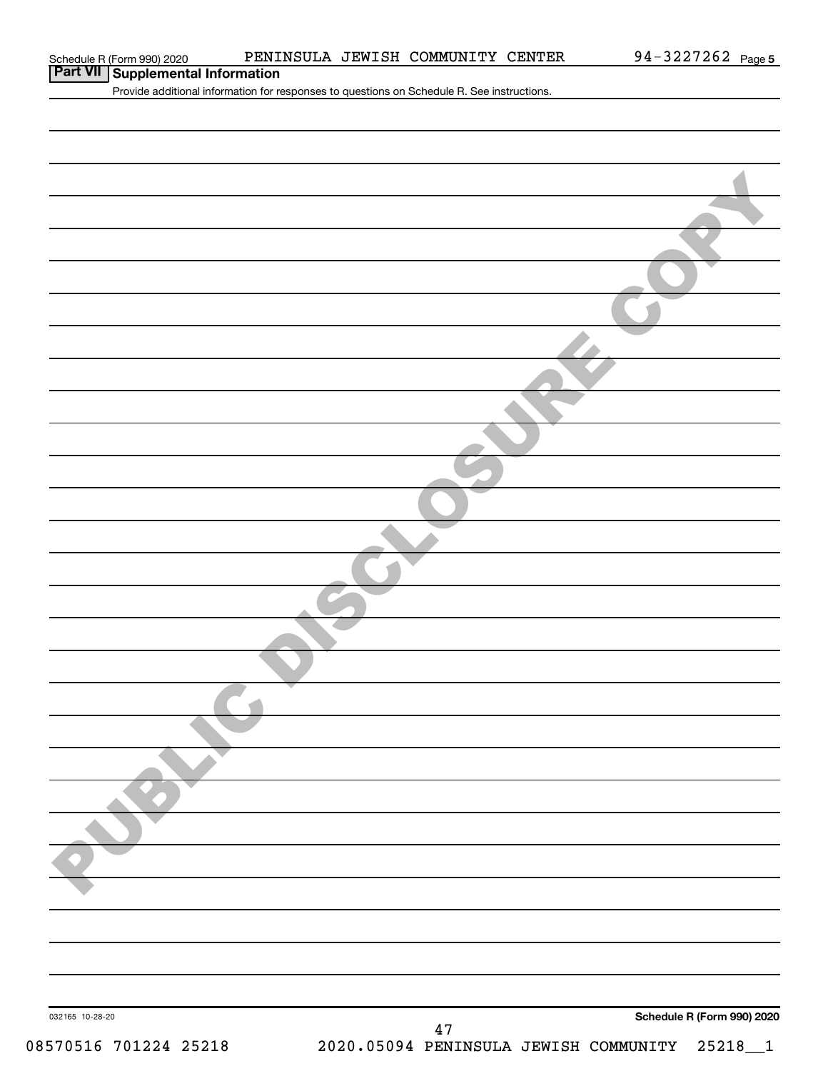Schedule R (Form 990) 2020 PENINSULA JEWISH COMMUNITY CENTER 94-3227262 Page 5

## Part VII Supplemental Information

Provide additional information for responses to questions on Schedule R. See instructions.

PUBLIC DISCLOSURE COPY

032165 10-28-20

Schedule R (Form 990) 2020

08570516 701224 25218 2020.05094 PENINSULA JEWISH COMMUNITY 25218__1